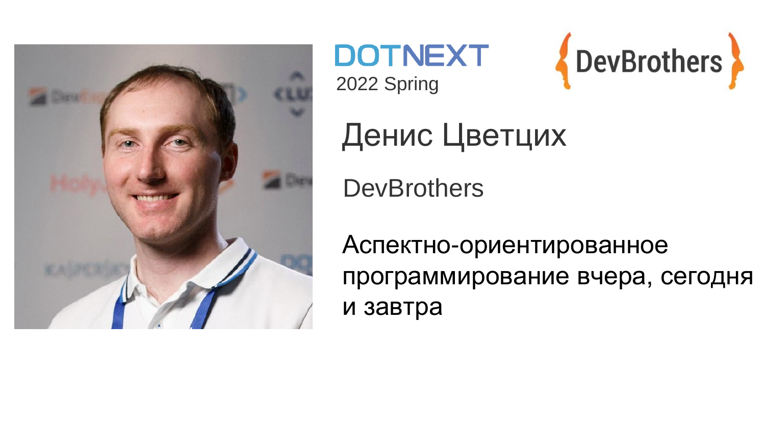DOTNEXT
2022 Spring

DevBrothers

# Денис Цветцих

DevBrothers

## Аспектно-ориентированное программирование вчера, сегодня и завтра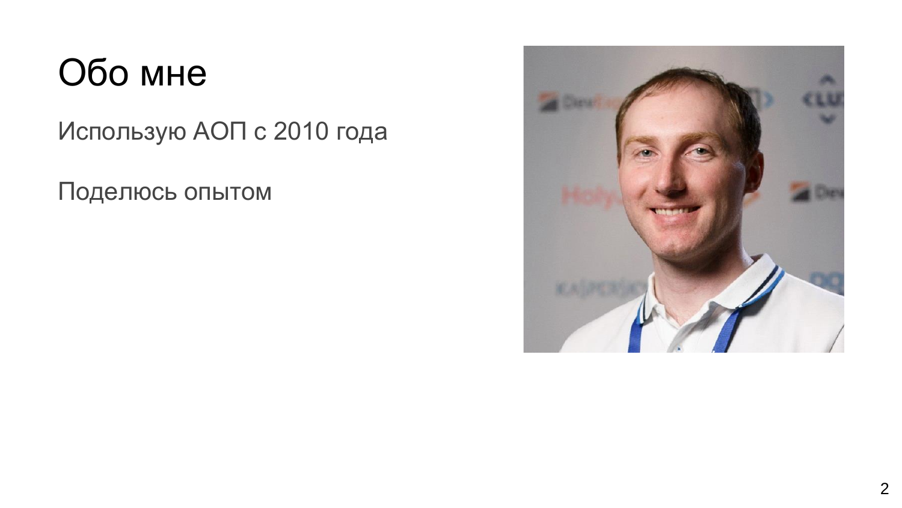# Обо мне

Использую АОП с 2010 года

Поделюсь опытом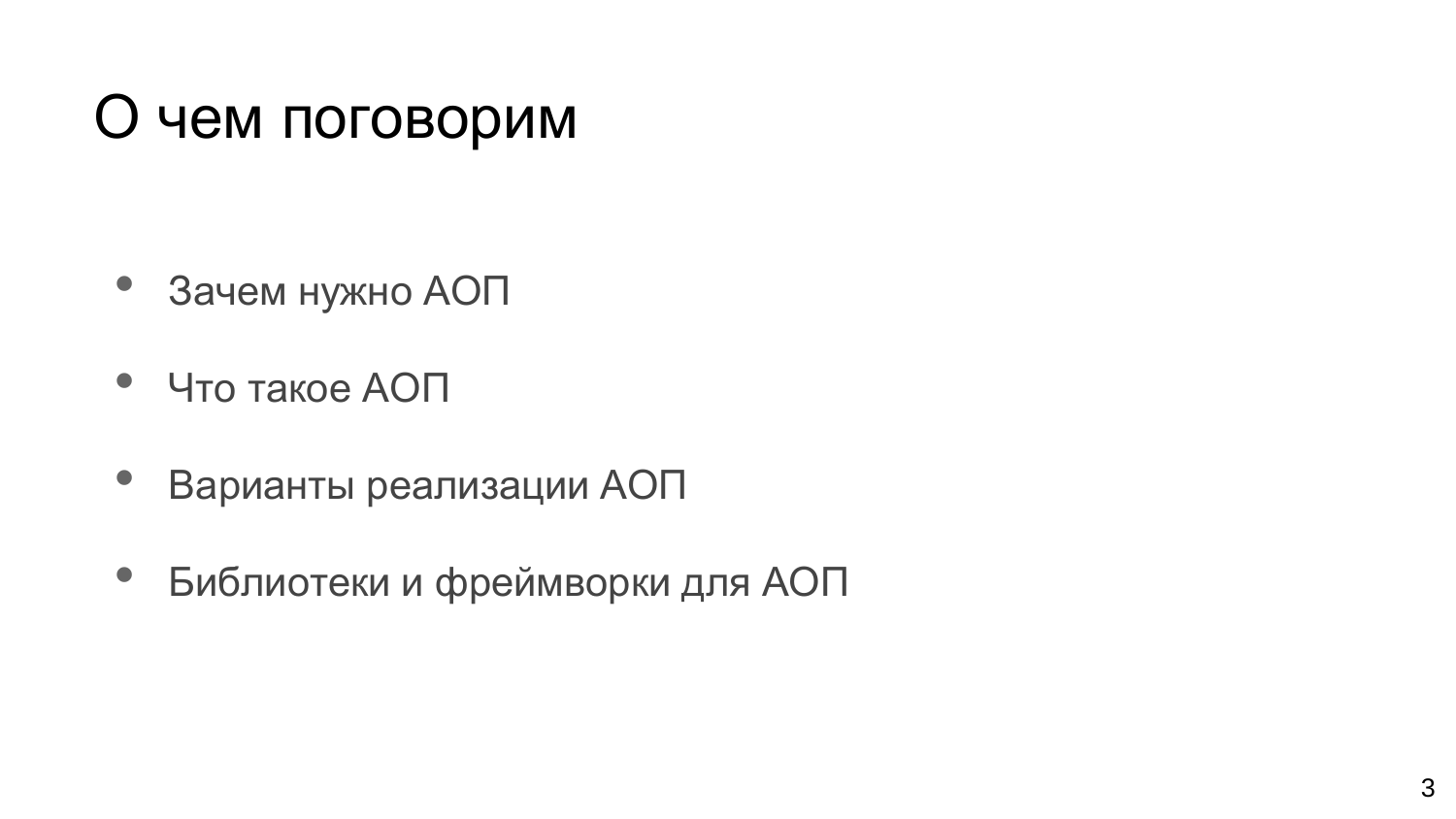# О чем поговорим

- Зачем нужно АОП
- Что такое АОП
- Варианты реализации АОП
- Библиотеки и фреймворки для АОП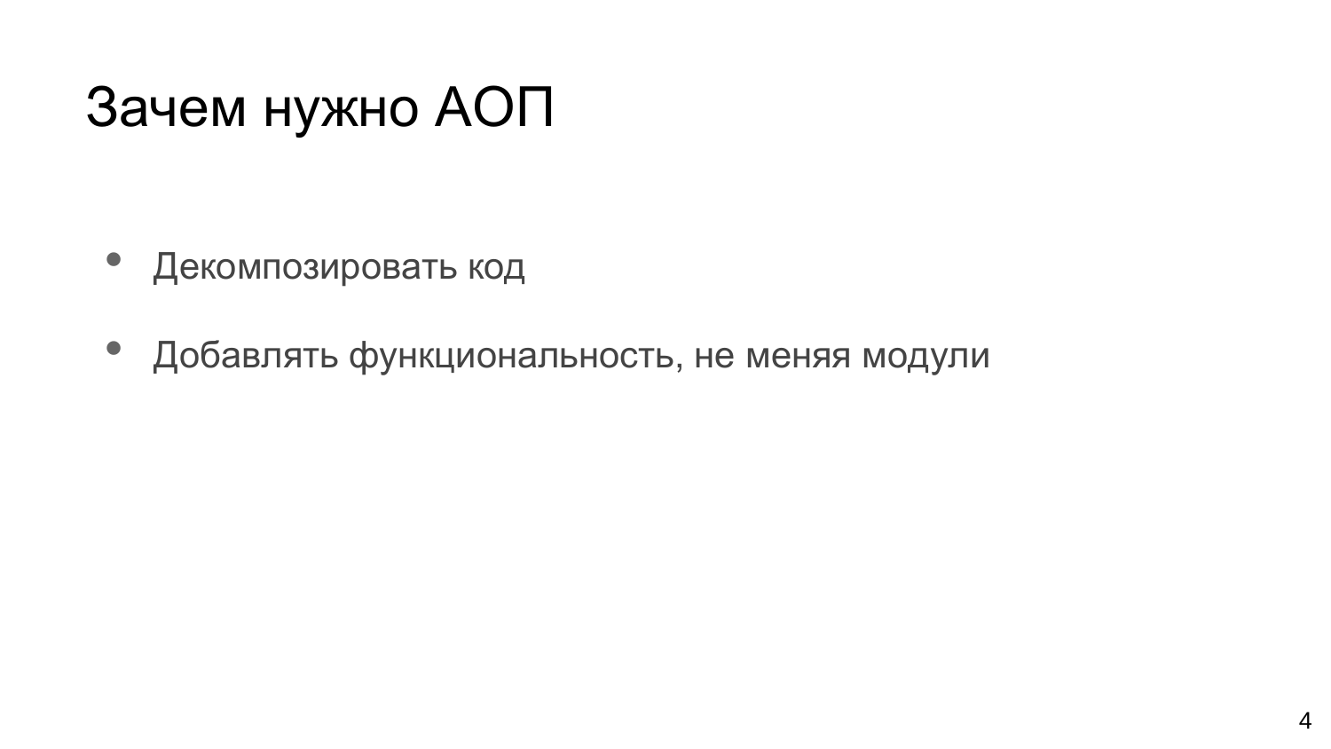# Зачем нужно АОП

- Декомпозировать код
- Добавлять функциональность, не меняя модули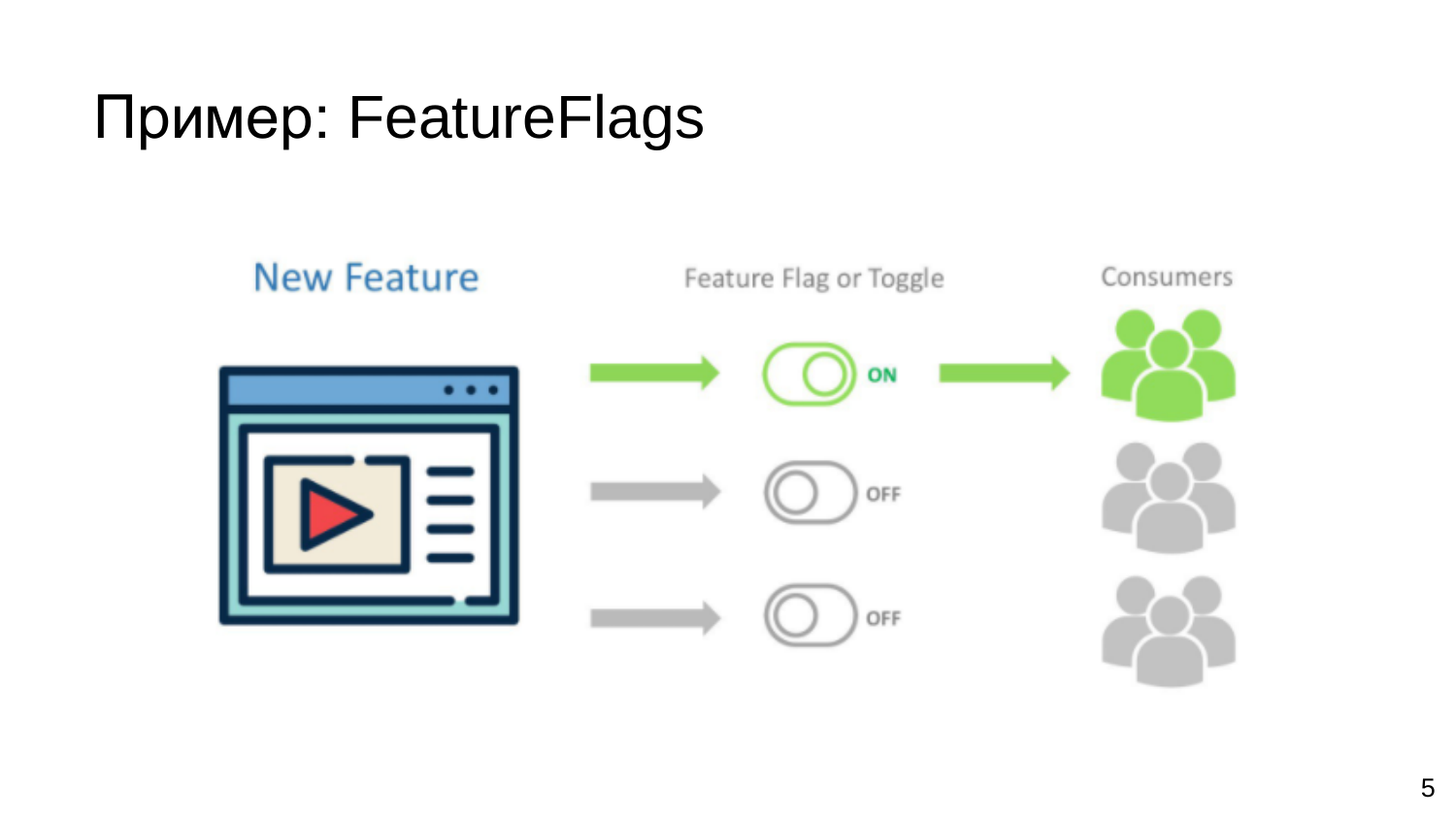# Пример: FeatureFlags

New Feature

Feature Flag or Toggle

Consumers

ON

OFF

OFF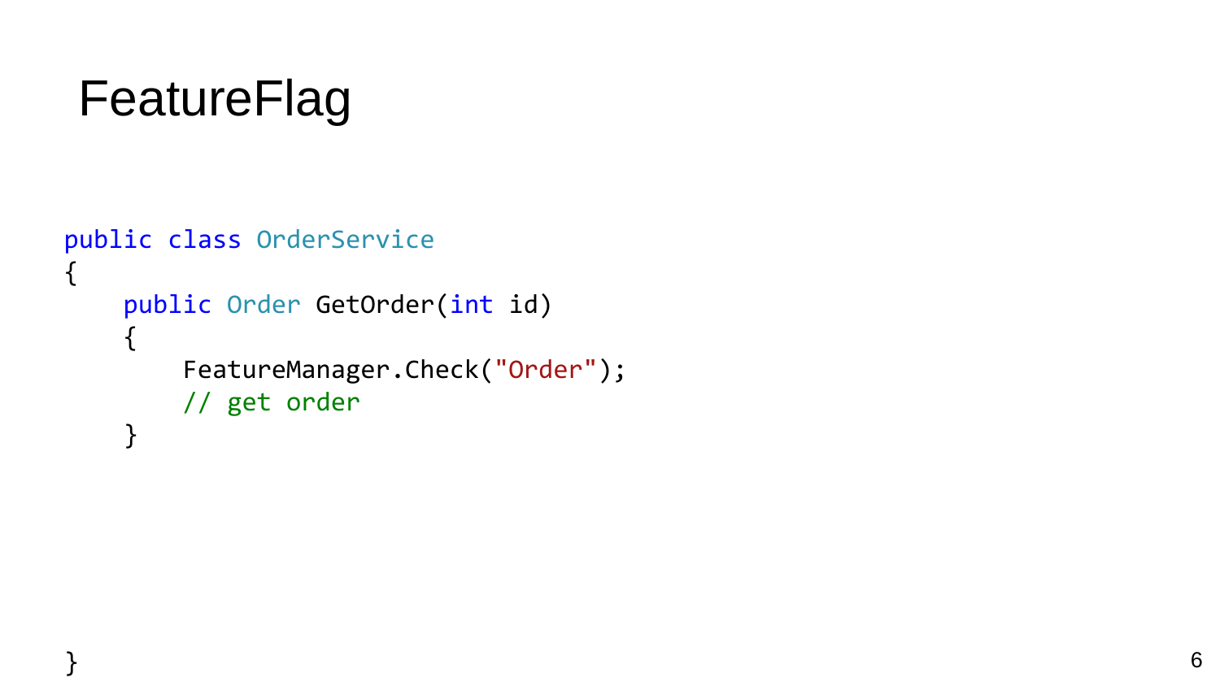# FeatureFlag

```
public class OrderService
{
    public Order GetOrder(int id)
    {
        FeatureManager.Check("Order");
        // get order
    }



}
```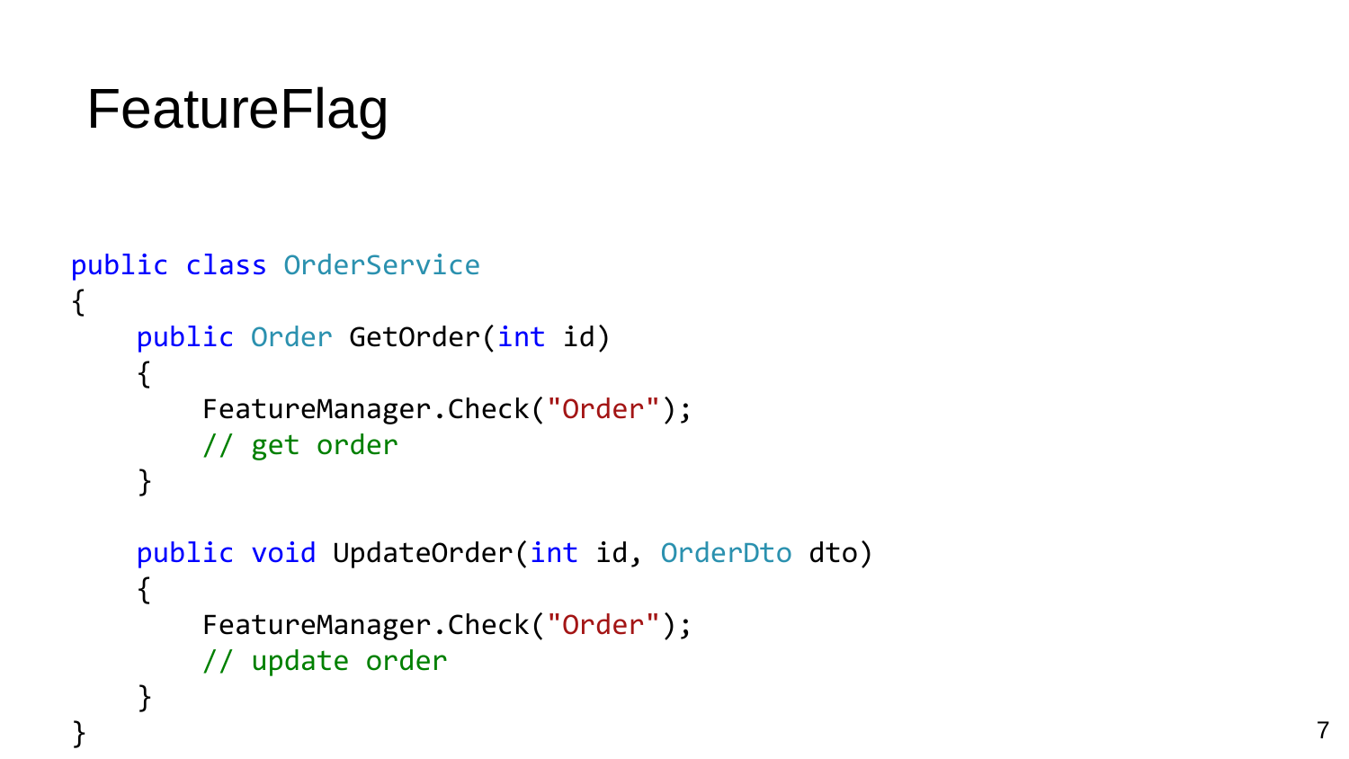# FeatureFlag

```
public class OrderService
{
    public Order GetOrder(int id)
    {
        FeatureManager.Check("Order");
        // get order
    }

    public void UpdateOrder(int id, OrderDto dto)
    {
        FeatureManager.Check("Order");
        // update order
    }
}
```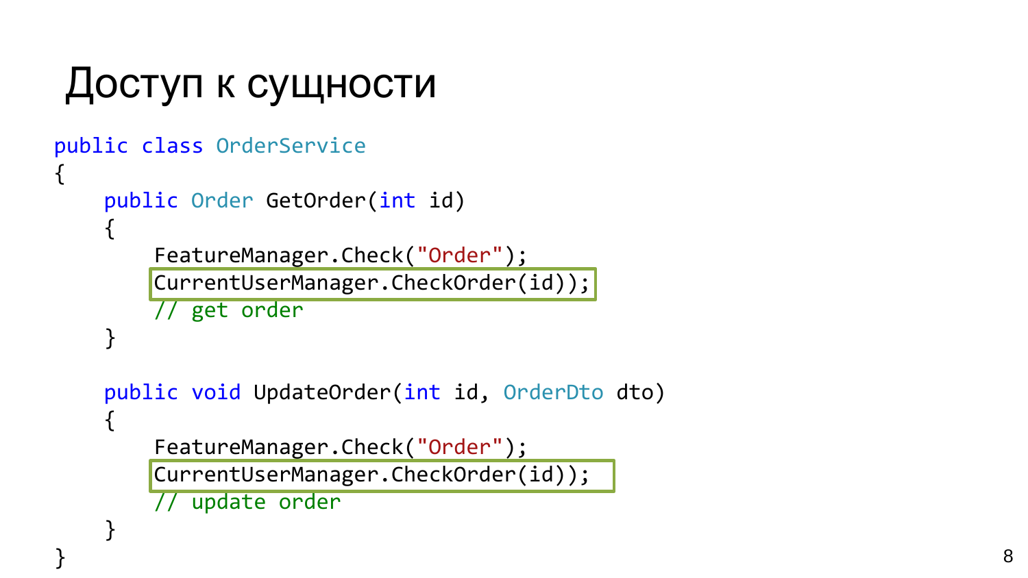# Доступ к сущности

```
public class OrderService
{
    public Order GetOrder(int id)
    {
        FeatureManager.Check("Order");
        CurrentUserManager.CheckOrder(id));
        // get order
    }

    public void UpdateOrder(int id, OrderDto dto)
    {
        FeatureManager.Check("Order");
        CurrentUserManager.CheckOrder(id));
        // update order
    }
}
```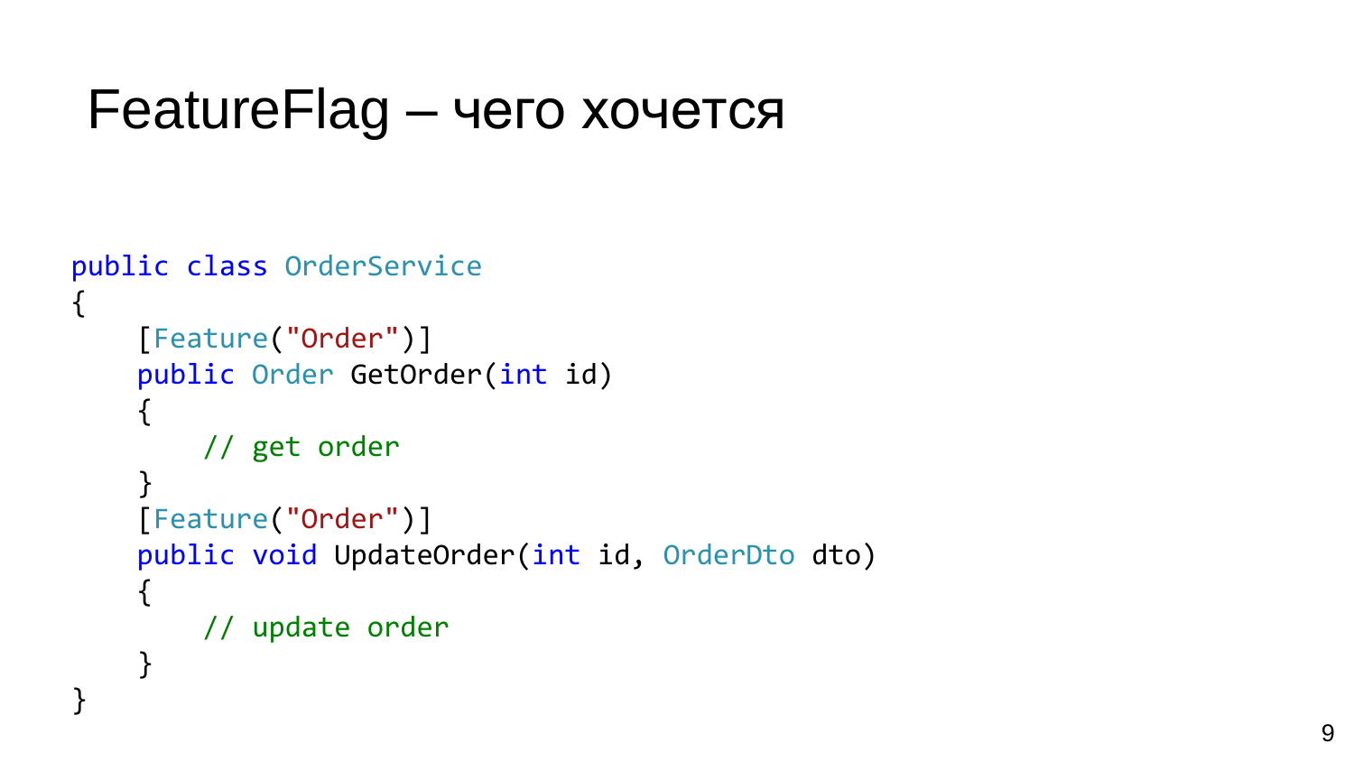# FeatureFlag – чего хочется

```
public class OrderService
{
    [Feature("Order")]
    public Order GetOrder(int id)
    {
        // get order
    }
    [Feature("Order")]
    public void UpdateOrder(int id, OrderDto dto)
    {
        // update order
    }
}
```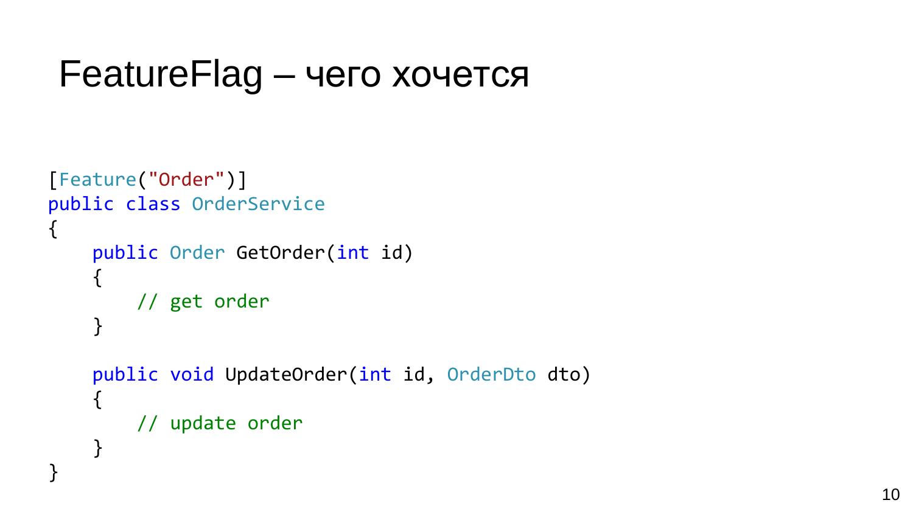# FeatureFlag – чего хочется

```csharp
[Feature("Order")]
public class OrderService
{
    public Order GetOrder(int id)
    {
        // get order
    }

    public void UpdateOrder(int id, OrderDto dto)
    {
        // update order
    }
}
```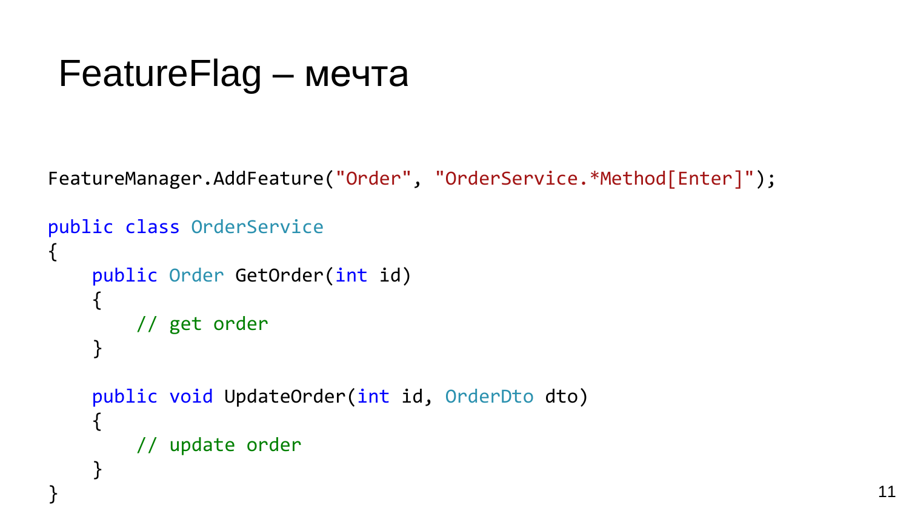# FeatureFlag – мечта

```
FeatureManager.AddFeature("Order", "OrderService.*Method[Enter]");

public class OrderService
{
    public Order GetOrder(int id)
    {
        // get order
    }

    public void UpdateOrder(int id, OrderDto dto)
    {
        // update order
    }
}
```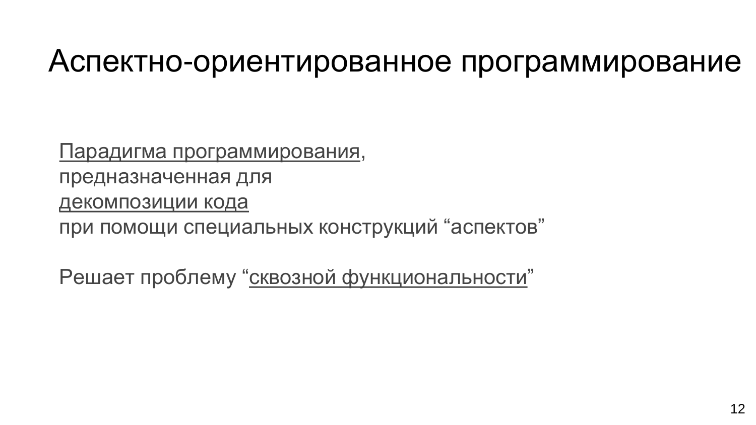# Аспектно-ориентированное программирование

Парадигма программирования,
предназначенная для
декомпозиции кода
при помощи специальных конструкций “аспектов”

Решает проблему “сквозной функциональности”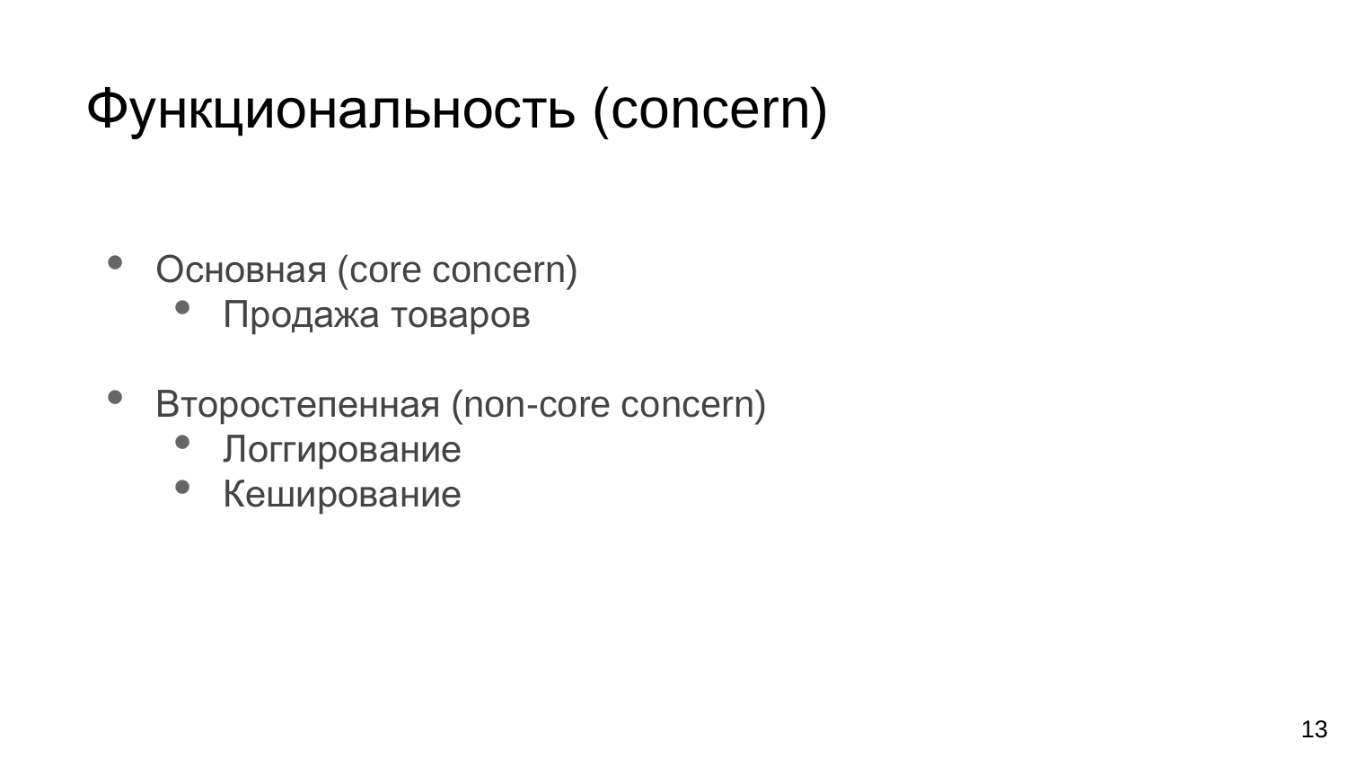# Функциональность (concern)

- Основная (core concern)
  - Продажа товаров

- Второстепенная (non-core concern)
  - Логгирование
  - Кеширование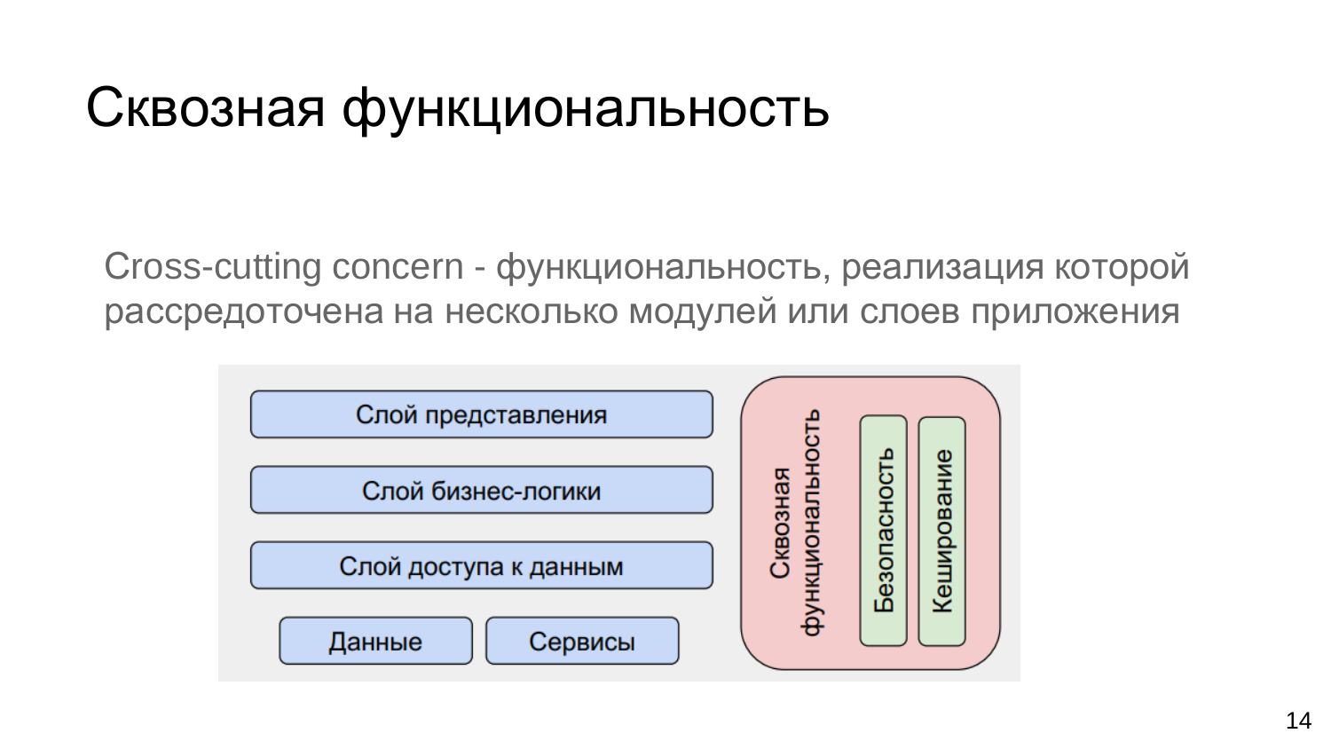# Сквозная функциональность

Cross-cutting concern - функциональность, реализация которой рассредоточена на несколько модулей или слоев приложения

Слой представления

Слой бизнес-логики

Слой доступа к данным

Данные

Сервисы

Сквозная функциональность

Безопасность

Кеширование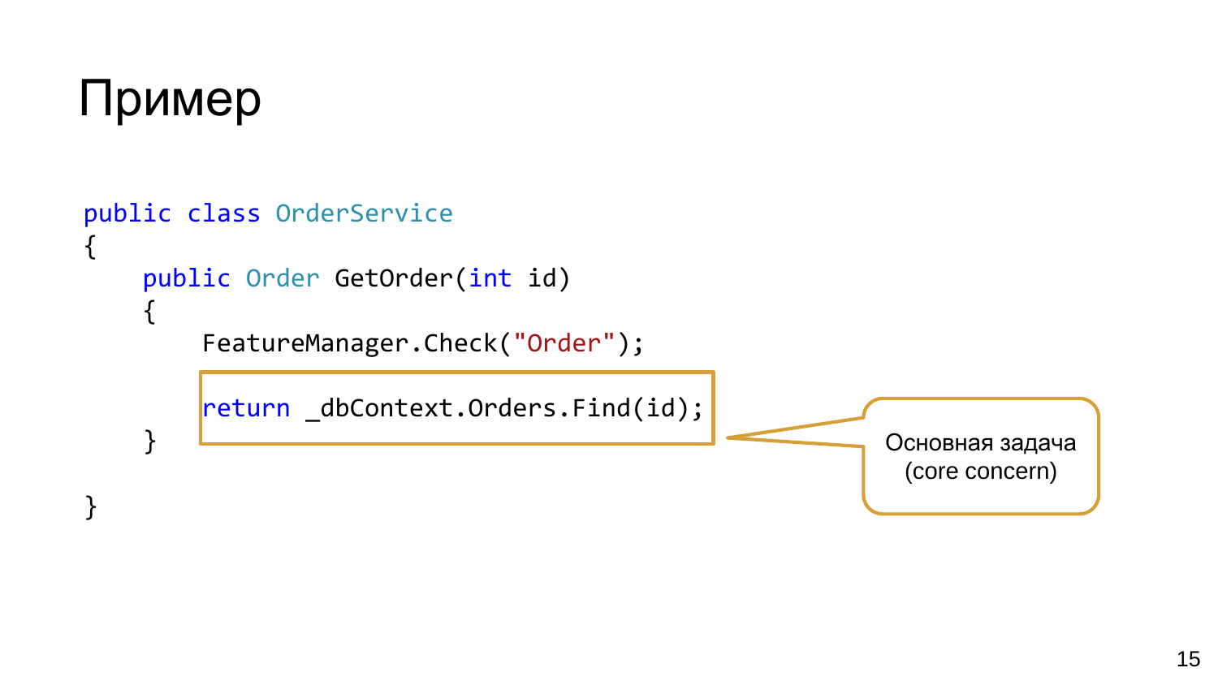# Пример

```
public class OrderService
{
    public Order GetOrder(int id)
    {
        FeatureManager.Check("Order");

        return _dbContext.Orders.Find(id);
    }

}
```

Основная задача (core concern)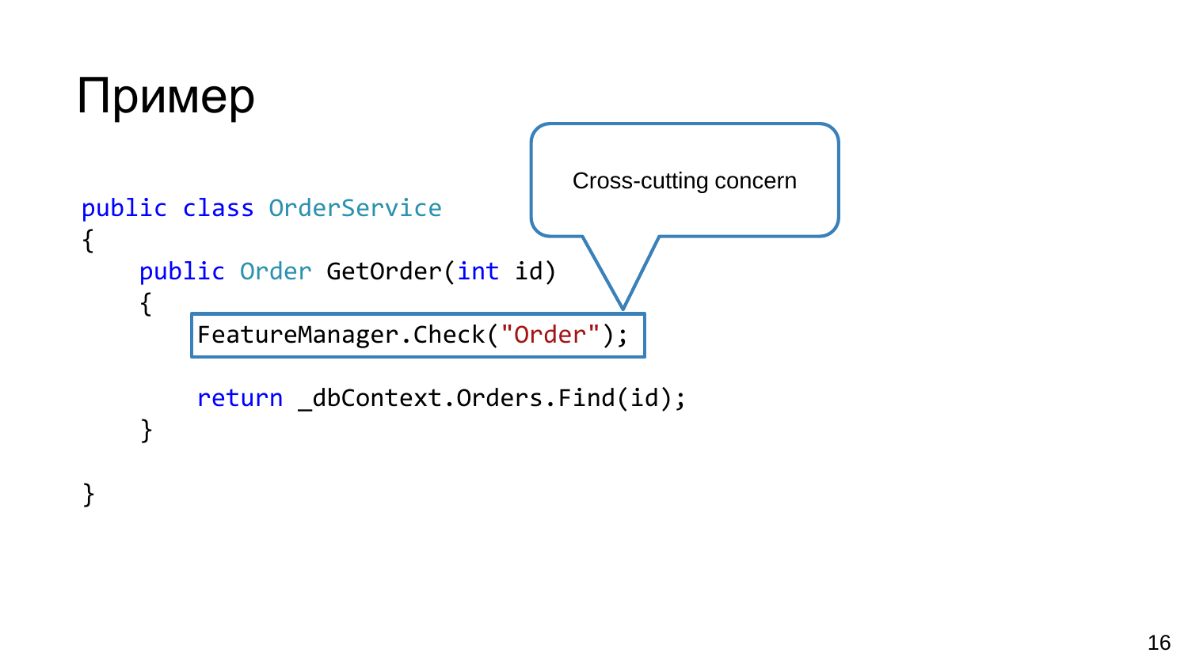# Пример

```
public class OrderService
{
    public Order GetOrder(int id)
    {
        FeatureManager.Check("Order");

        return _dbContext.Orders.Find(id);
    }

}
```

Cross-cutting concern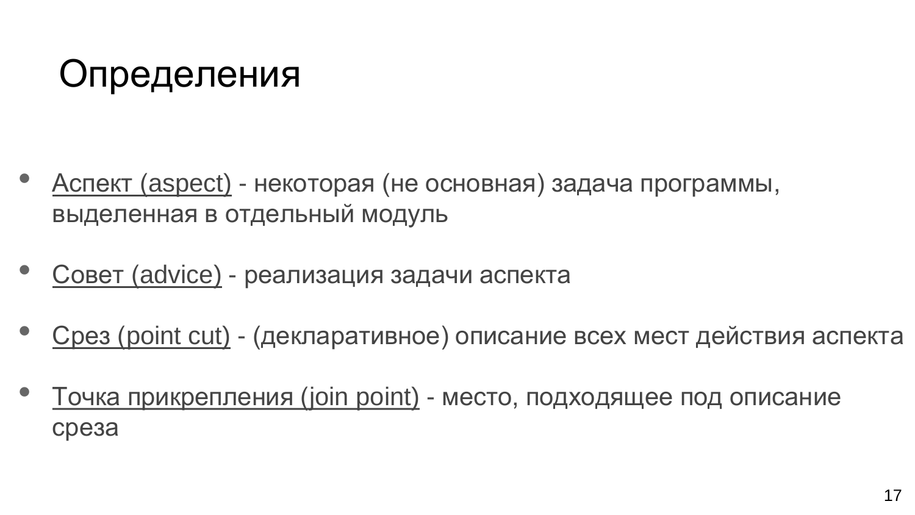# Определения

- Аспект (aspect) - некоторая (не основная) задача программы, выделенная в отдельный модуль

- Совет (advice) - реализация задачи аспекта

- Срез (point cut) - (декларативное) описание всех мест действия аспекта

- Точка прикрепления (join point) - место, подходящее под описание среза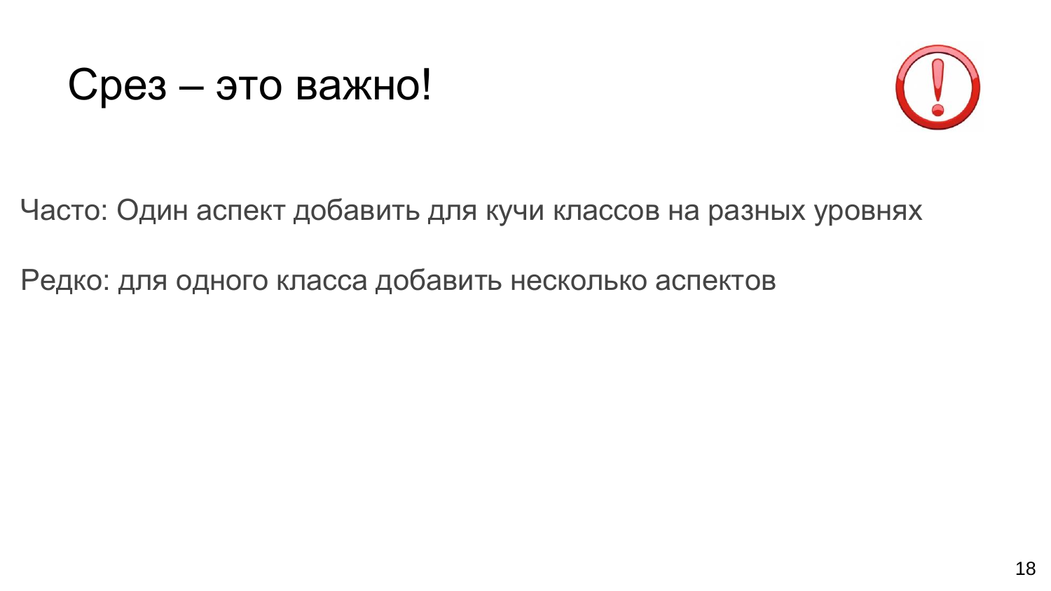# Срез – это важно!

Часто: Один аспект добавить для кучи классов на разных уровнях

Редко: для одного класса добавить несколько аспектов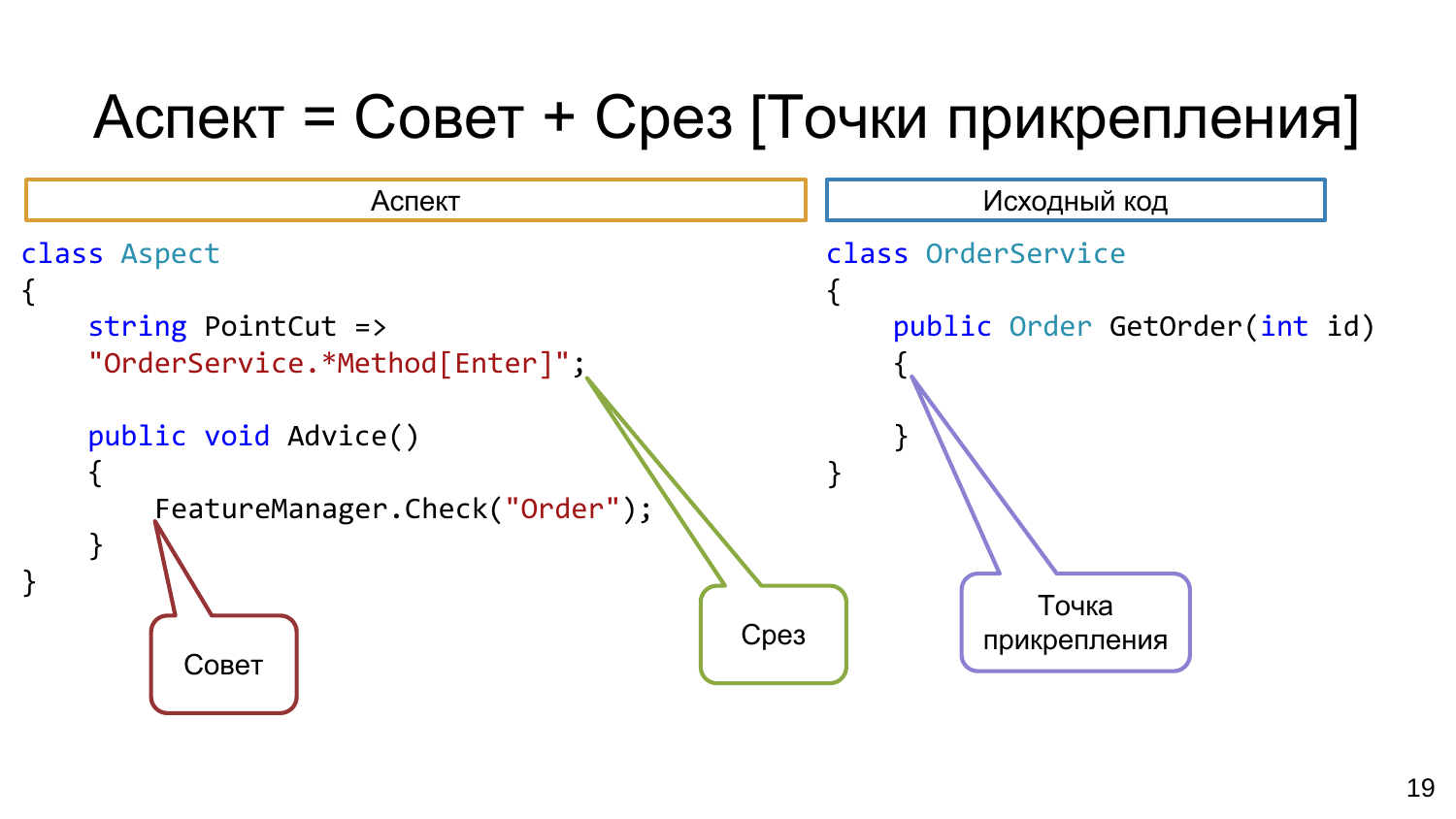# Аспект = Совет + Срез [Точки прикрепления]

**Аспект**

```
class Aspect
{
    string PointCut =>
    "OrderService.*Method[Enter]";

    public void Advice()
    {
        FeatureManager.Check("Order");
    }
}
```

Совет

Срез

**Исходный код**

```
class OrderService
{
    public Order GetOrder(int id)
    {

    }
}
```

Точка прикрепления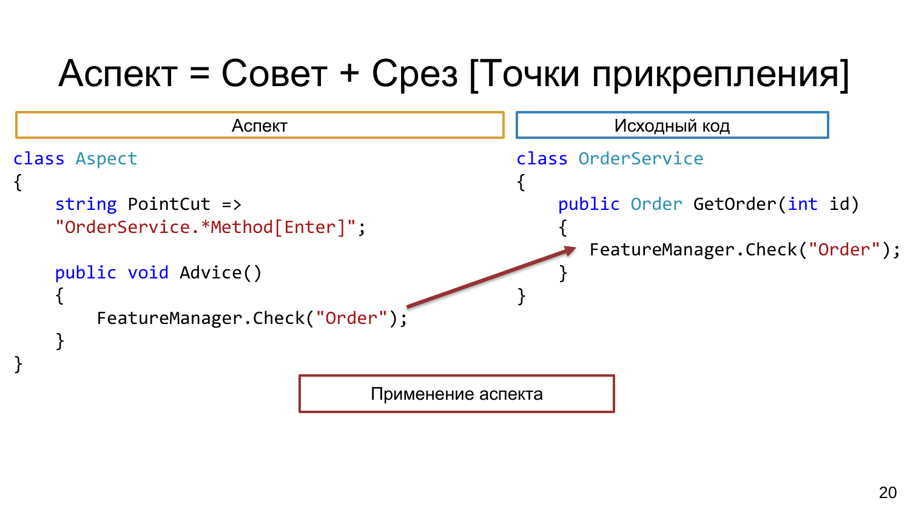# Аспект = Совет + Срез [Точки прикрепления]

**Аспект**

```
class Aspect
{
    string PointCut =>
    "OrderService.*Method[Enter]";

    public void Advice()
    {
        FeatureManager.Check("Order");
    }
}
```

**Исходный код**

```
class OrderService
{
    public Order GetOrder(int id)
    {
       FeatureManager.Check("Order");
    }
}
```

**Применение аспекта**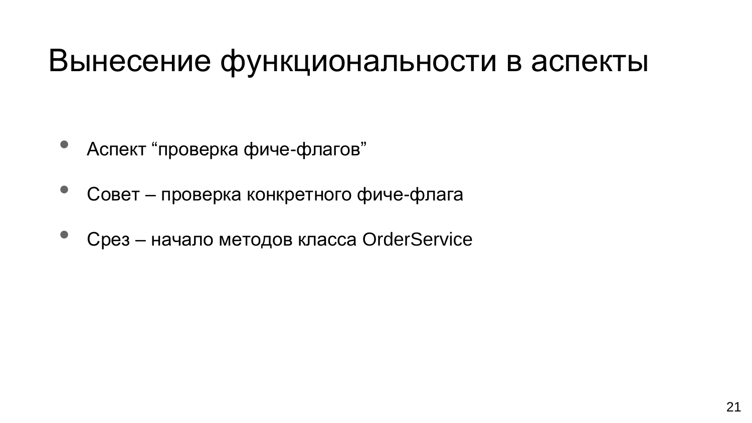# Вынесение функциональности в аспекты

- Аспект “проверка фиче-флагов”
- Совет – проверка конкретного фиче-флага
- Срез – начало методов класса OrderService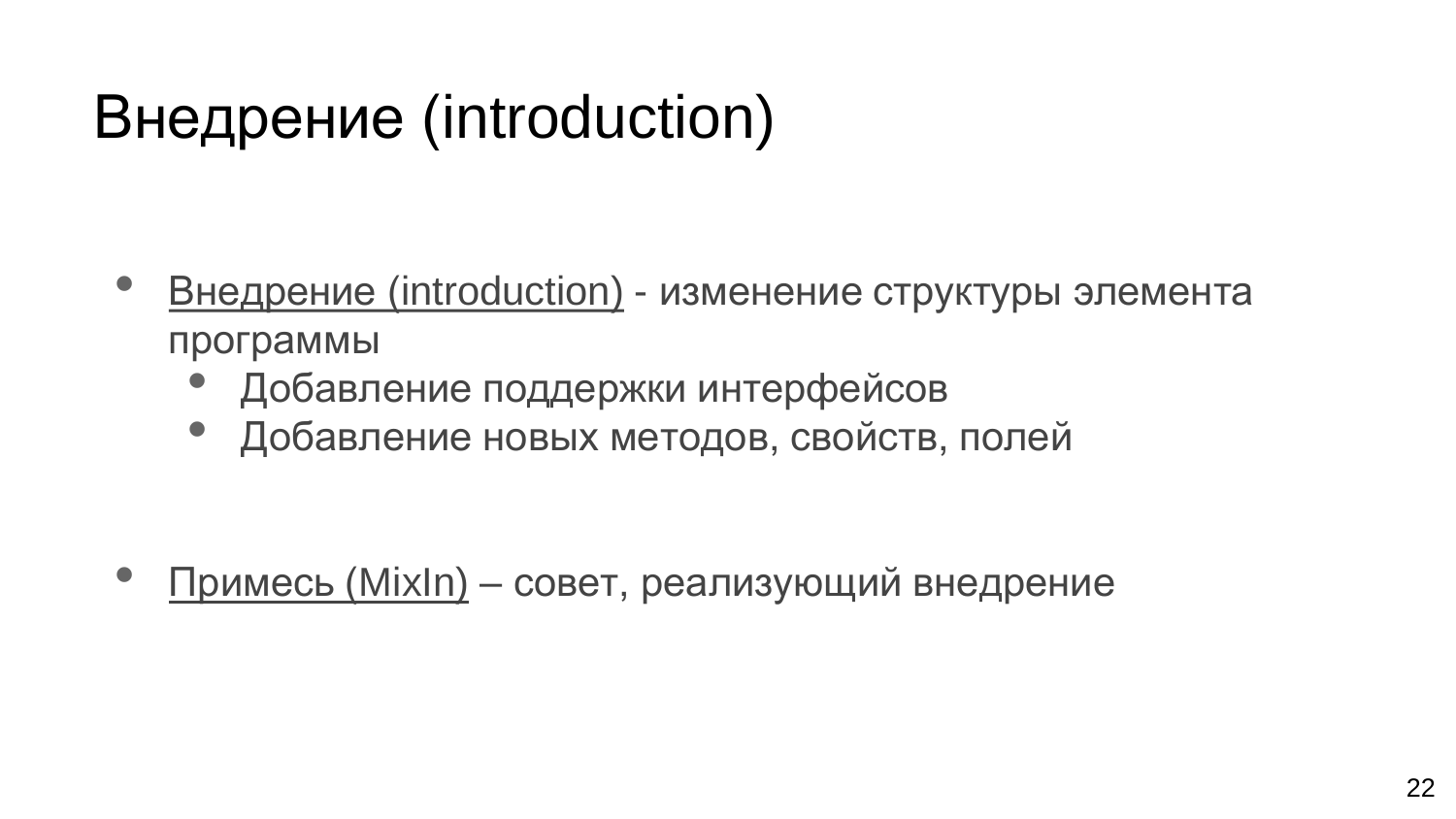# Внедрение (introduction)

- Внедрение (introduction) - изменение структуры элемента программы
  - Добавление поддержки интерфейсов
  - Добавление новых методов, свойств, полей

- Примесь (MixIn) – совет, реализующий внедрение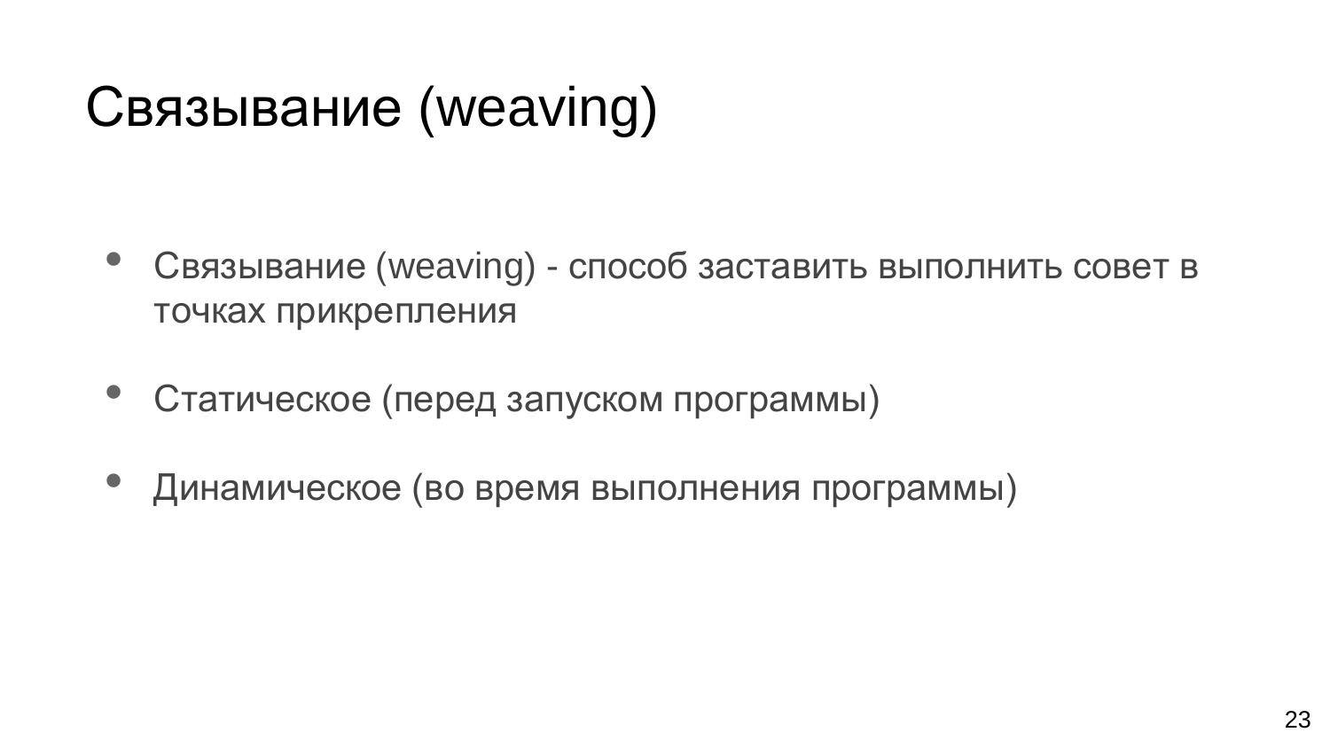# Связывание (weaving)

- Связывание (weaving) - способ заставить выполнить совет в точках прикрепления

- Статическое (перед запуском программы)

- Динамическое (во время выполнения программы)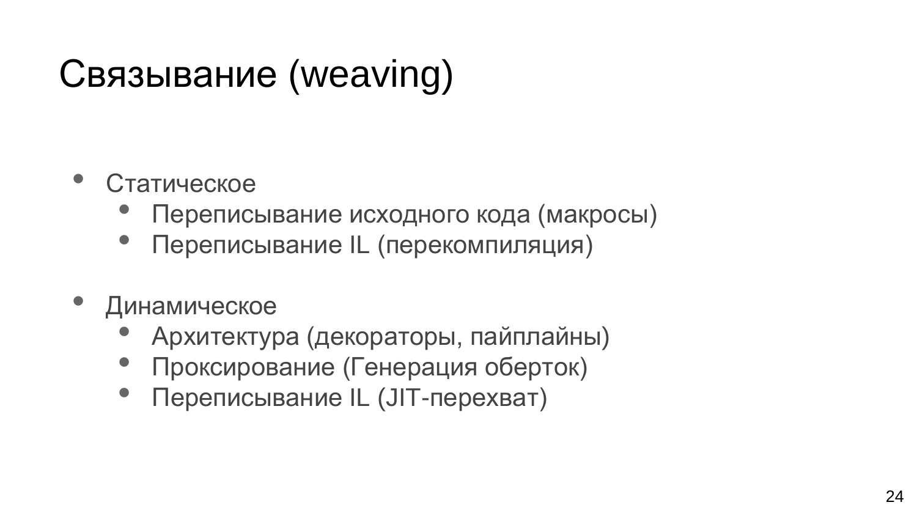# Связывание (weaving)

- Статическое
  - Переписывание исходного кода (макросы)
  - Переписывание IL (перекомпиляция)

- Динамическое
  - Архитектура (декораторы, пайплайны)
  - Проксирование (Генерация оберток)
  - Переписывание IL (JIT-перехват)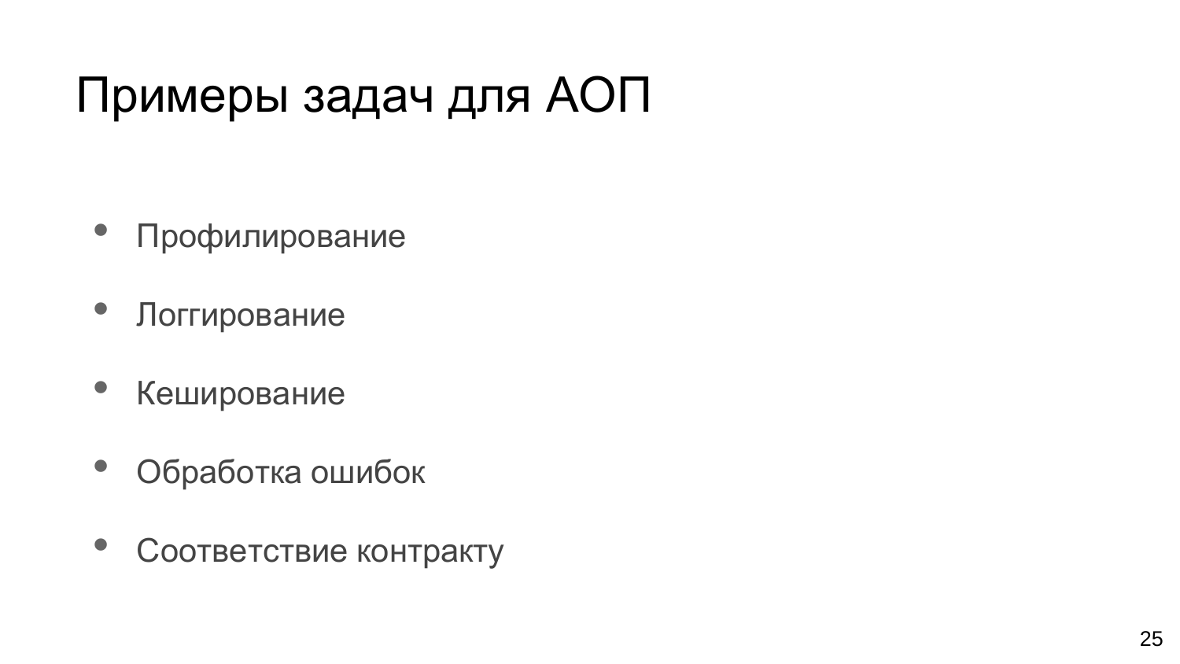# Примеры задач для АОП

- Профилирование
- Логгирование
- Кеширование
- Обработка ошибок
- Соответствие контракту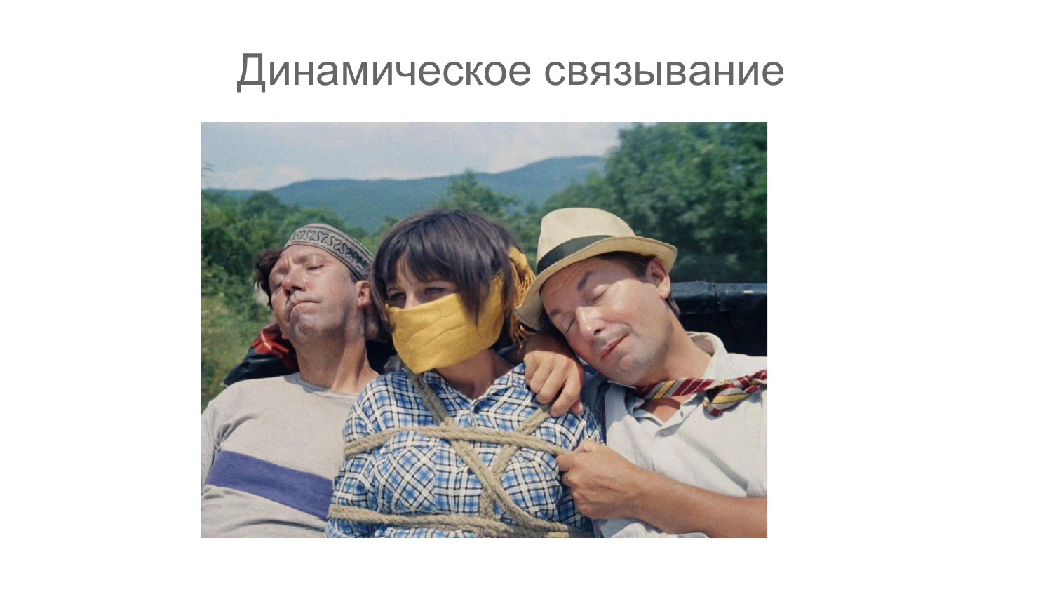# Динамическое связывание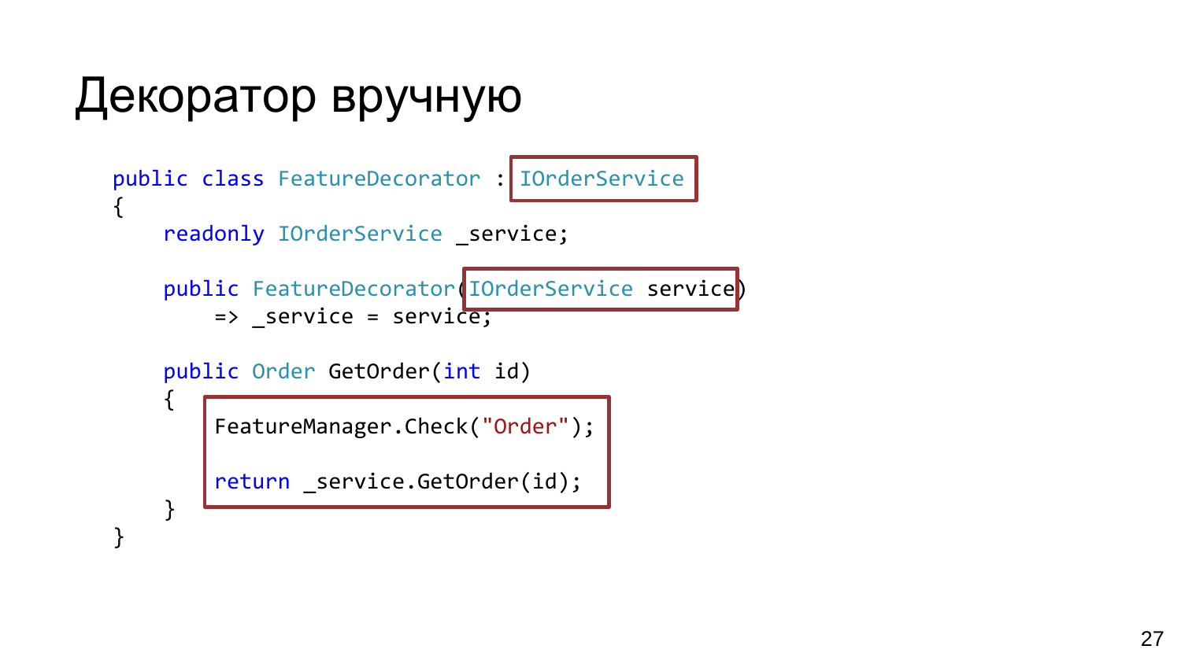# Декоратор вручную

```
public class FeatureDecorator : IOrderService
{
    readonly IOrderService _service;

    public FeatureDecorator(IOrderService service)
        => _service = service;

    public Order GetOrder(int id)
    {
        FeatureManager.Check("Order");

        return _service.GetOrder(id);
    }
}
```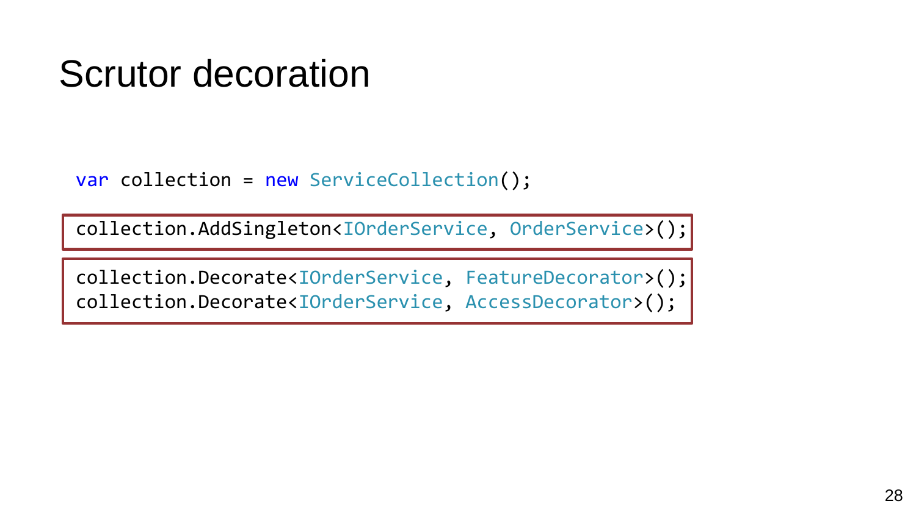# Scrutor decoration

```
var collection = new ServiceCollection();

collection.AddSingleton<IOrderService, OrderService>();

collection.Decorate<IOrderService, FeatureDecorator>();
collection.Decorate<IOrderService, AccessDecorator>();
```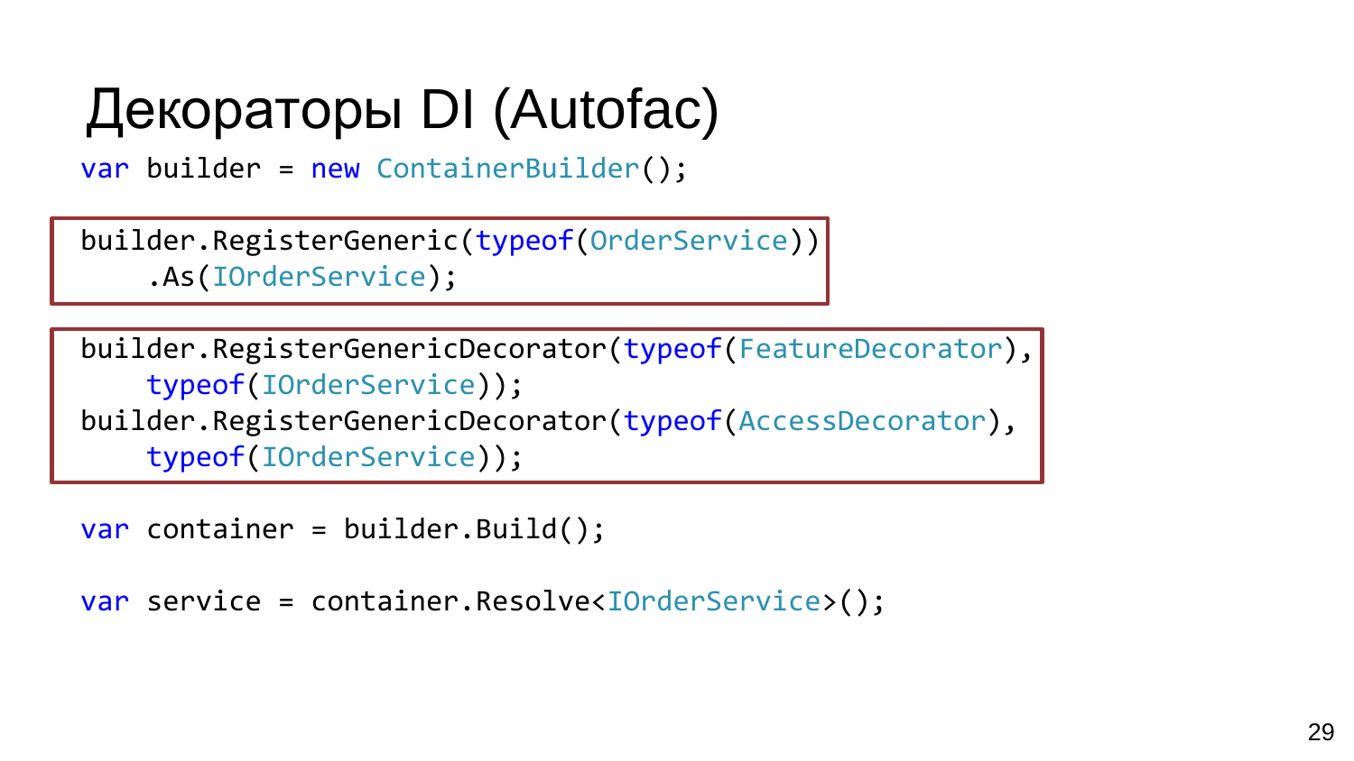# Декораторы DI (Autofac)

```
var builder = new ContainerBuilder();

builder.RegisterGeneric(typeof(OrderService))
    .As(IOrderService);

builder.RegisterGenericDecorator(typeof(FeatureDecorator),
    typeof(IOrderService));
builder.RegisterGenericDecorator(typeof(AccessDecorator),
    typeof(IOrderService));

var container = builder.Build();

var service = container.Resolve<IOrderService>();
```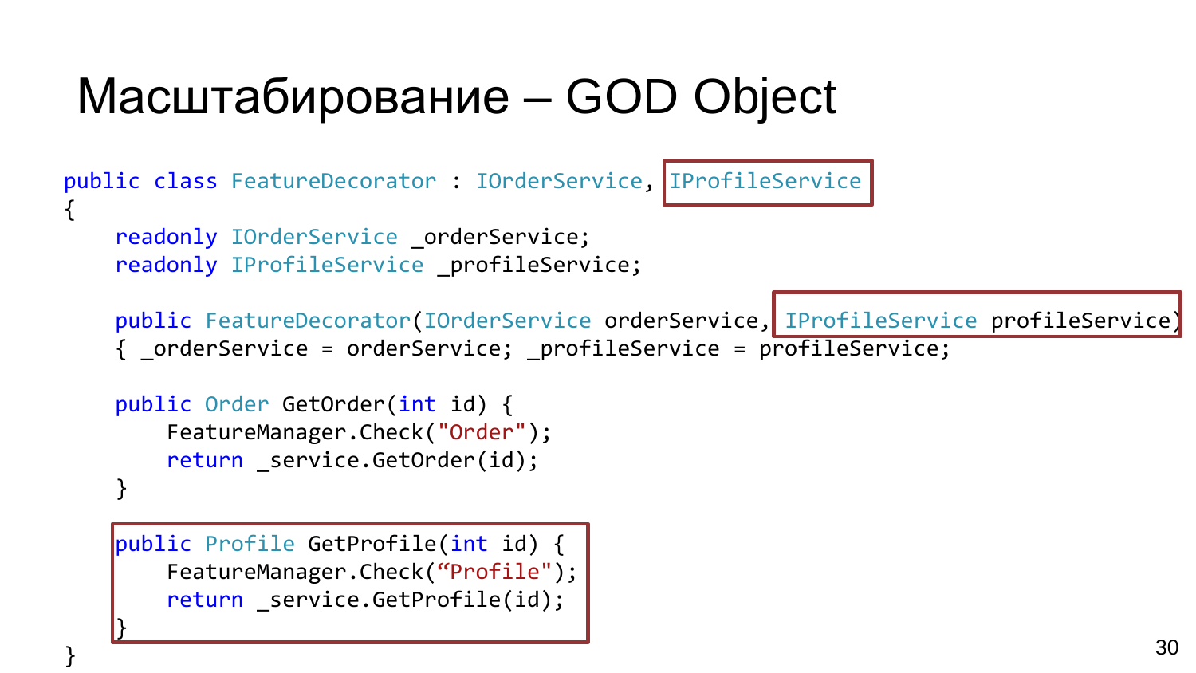# Масштабирование – GOD Object

```
public class FeatureDecorator : IOrderService, IProfileService
{
    readonly IOrderService _orderService;
    readonly IProfileService _profileService;

    public FeatureDecorator(IOrderService orderService, IProfileService profileService)
    { _orderService = orderService; _profileService = profileService;

    public Order GetOrder(int id) {
        FeatureManager.Check("Order");
        return _service.GetOrder(id);
    }

    public Profile GetProfile(int id) {
        FeatureManager.Check(“Profile");
        return _service.GetProfile(id);
    }
}
```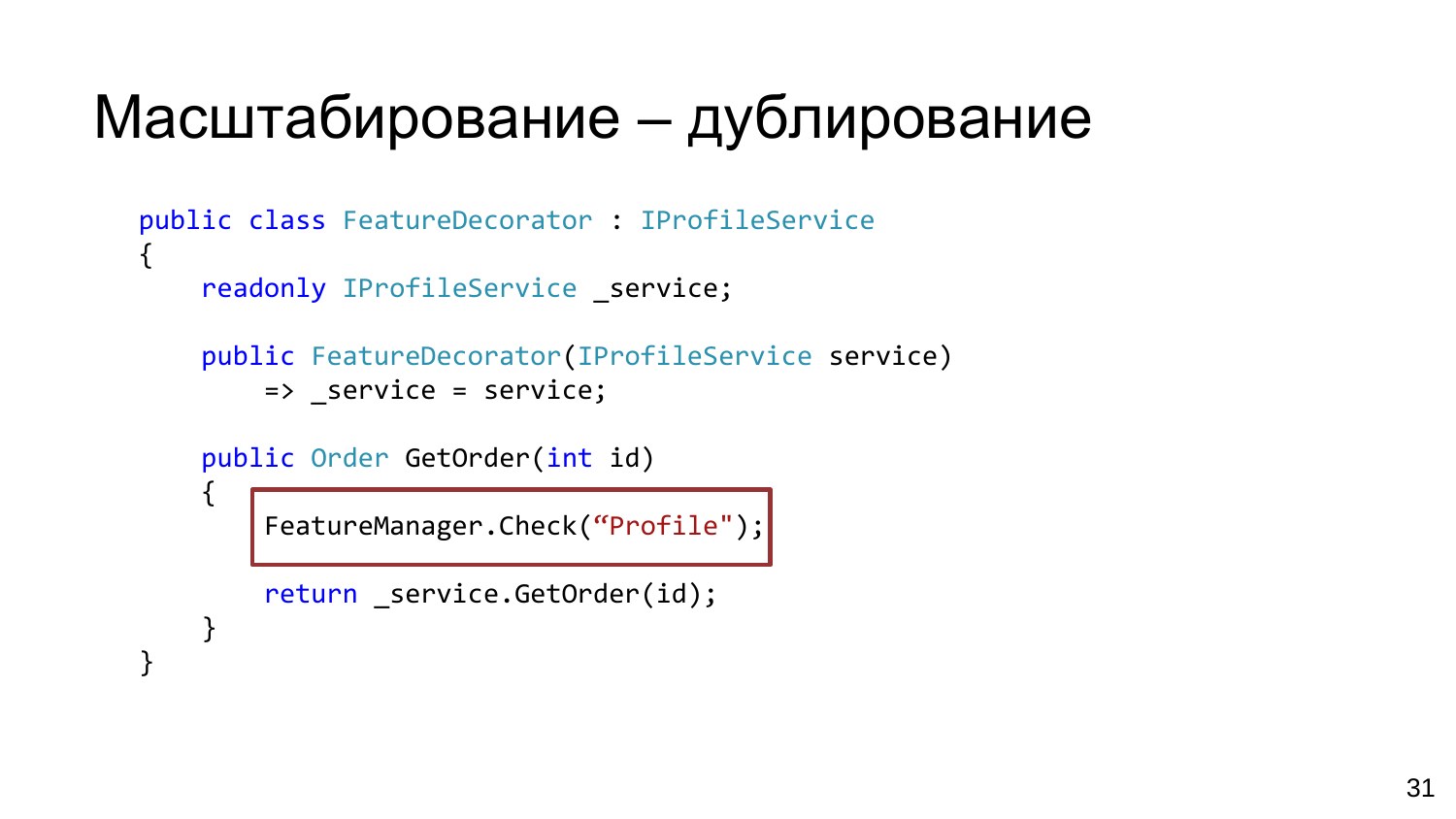# Масштабирование – дублирование

```
public class FeatureDecorator : IProfileService
{
    readonly IProfileService _service;

    public FeatureDecorator(IProfileService service)
        => _service = service;

    public Order GetOrder(int id)
    {
        FeatureManager.Check(“Profile");

        return _service.GetOrder(id);
    }
}
```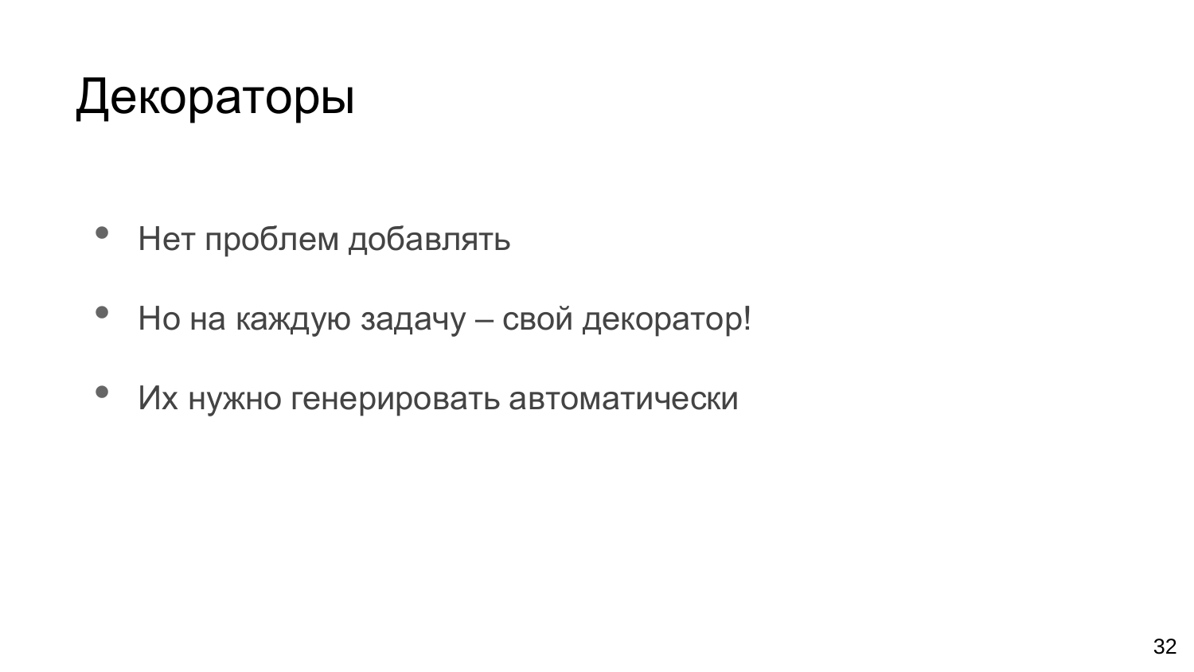# Декораторы

- Нет проблем добавлять
- Но на каждую задачу – свой декоратор!
- Их нужно генерировать автоматически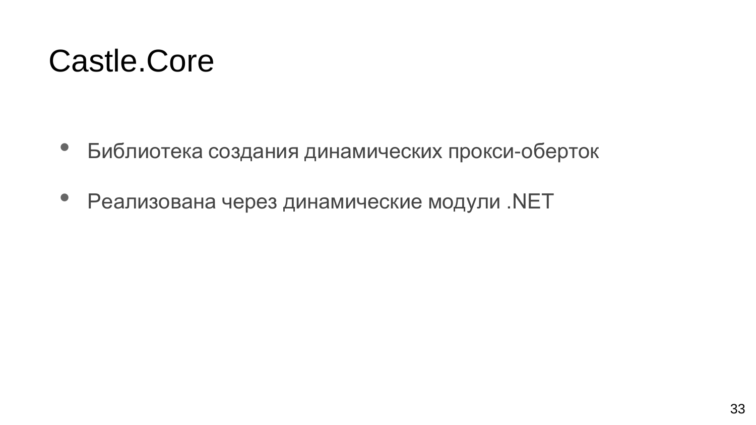# Castle.Core

- Библиотека создания динамических прокси-оберток
- Реализована через динамические модули .NET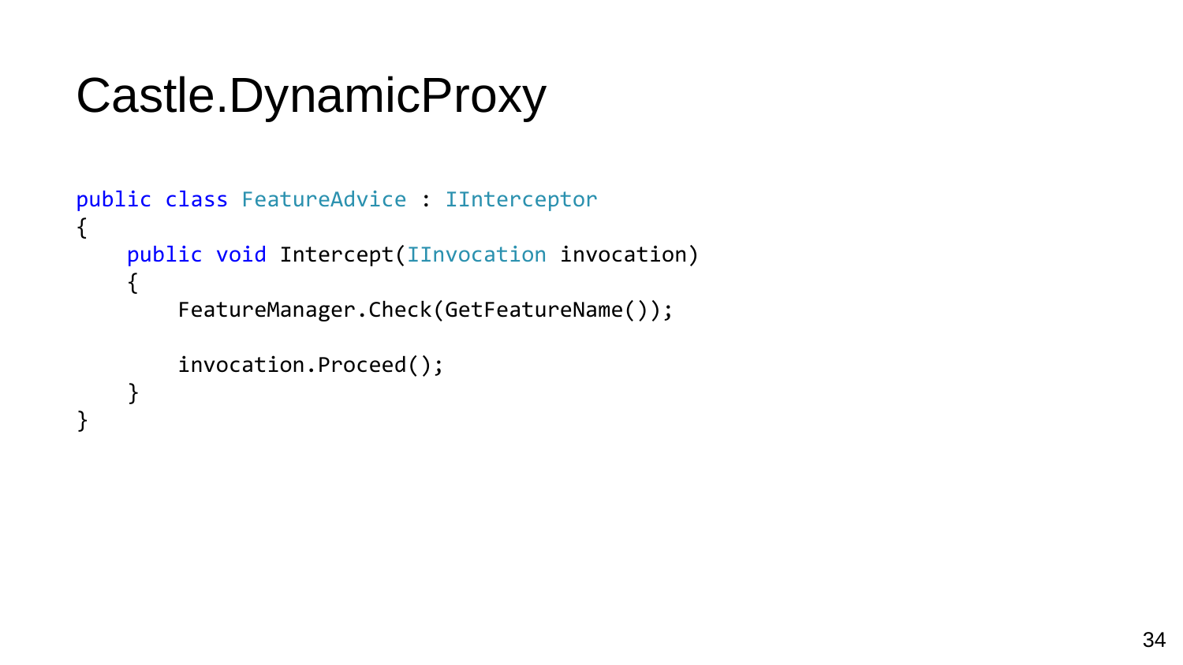# Castle.DynamicProxy

```csharp
public class FeatureAdvice : IInterceptor
{
    public void Intercept(IInvocation invocation)
    {
        FeatureManager.Check(GetFeatureName());

        invocation.Proceed();
    }
}
```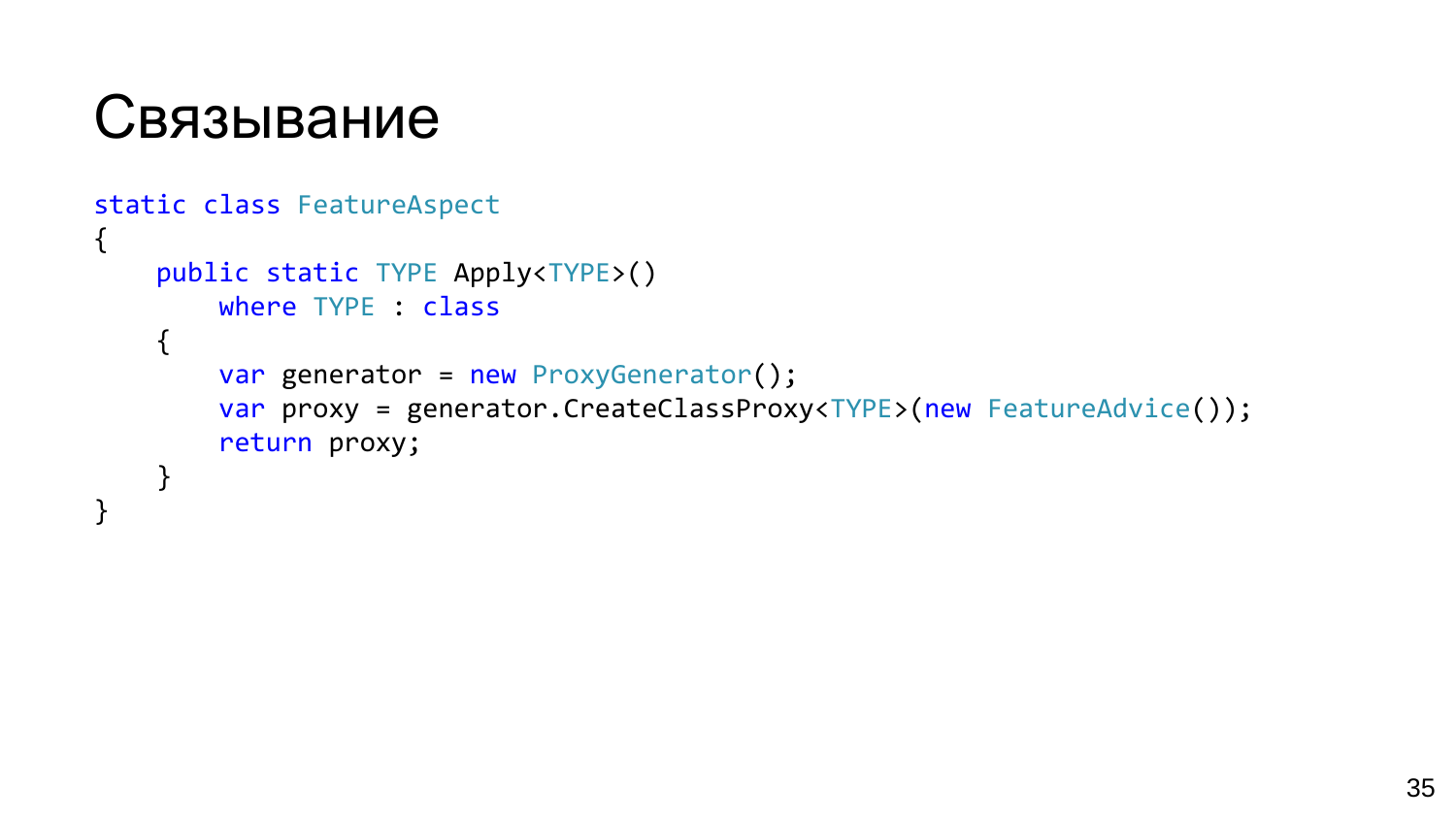# Связывание

```
static class FeatureAspect
{
    public static TYPE Apply<TYPE>()
        where TYPE : class
    {
        var generator = new ProxyGenerator();
        var proxy = generator.CreateClassProxy<TYPE>(new FeatureAdvice());
        return proxy;
    }
}
```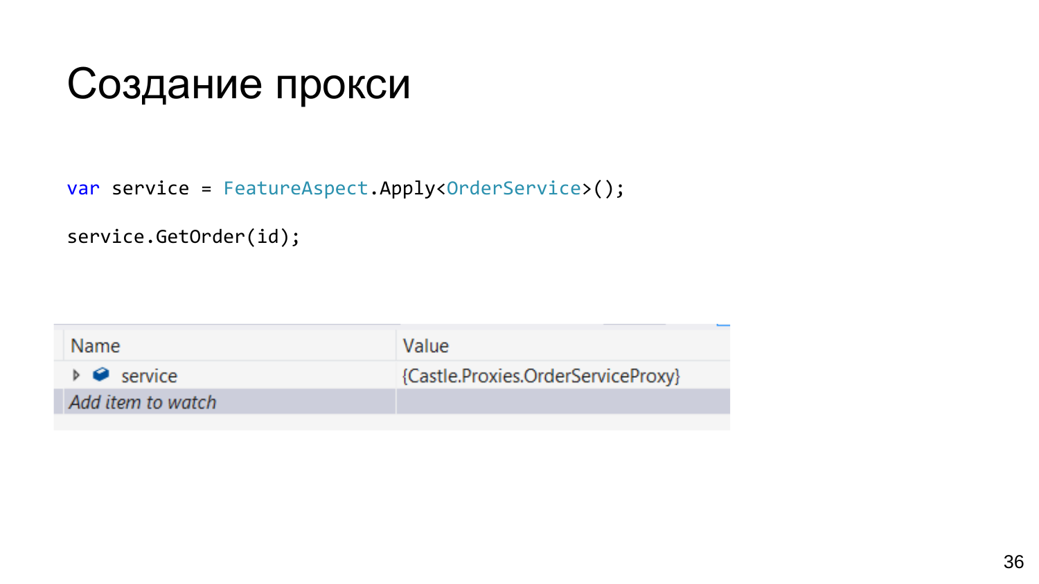# Создание прокси

```
var service = FeatureAspect.Apply<OrderService>();

service.GetOrder(id);
```

| Name | Value |
| --- | --- |
| service | {Castle.Proxies.OrderServiceProxy} |
| *Add item to watch* | |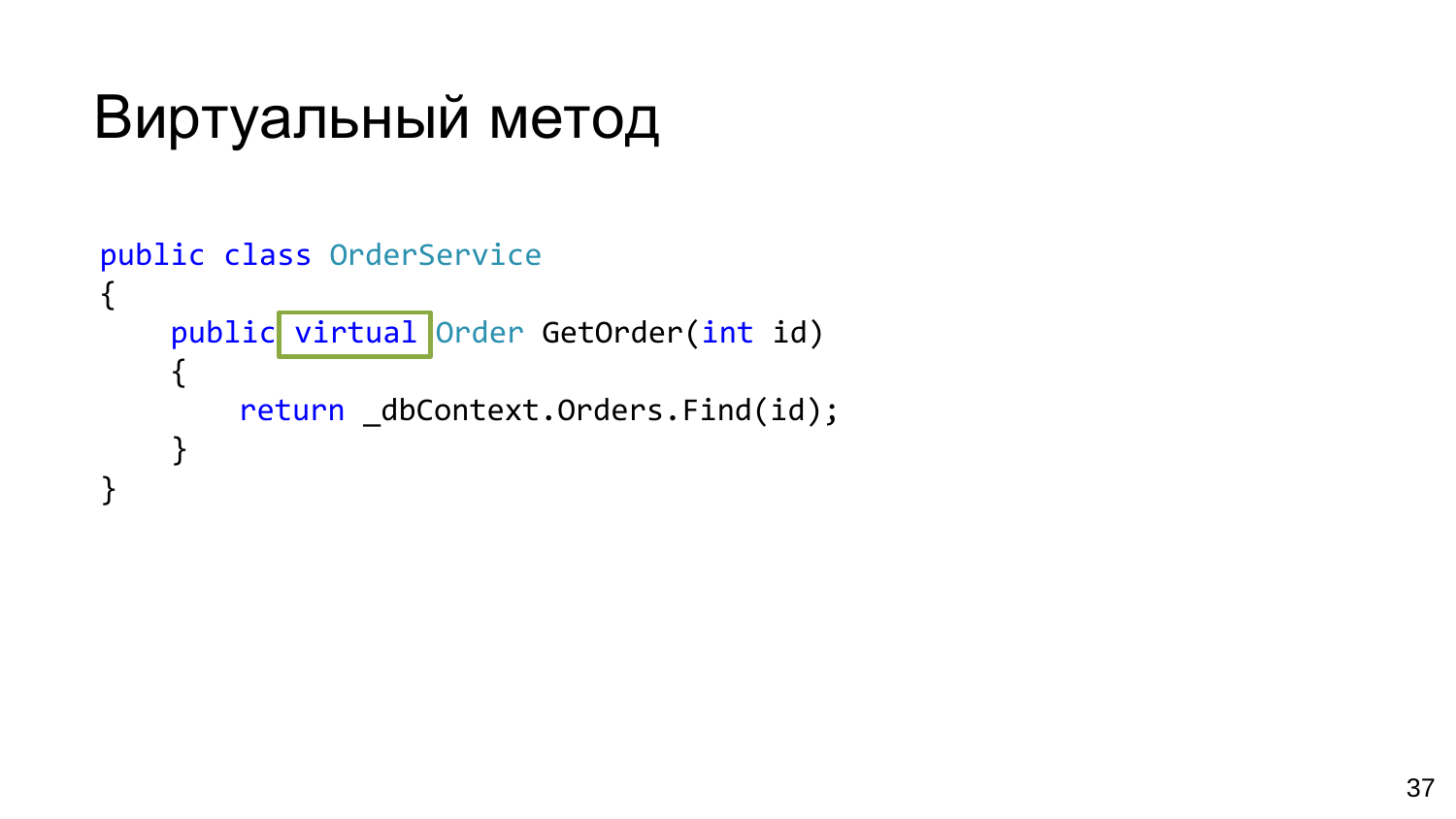# Виртуальный метод

```
public class OrderService
{
    public virtual Order GetOrder(int id)
    {
        return _dbContext.Orders.Find(id);
    }
}
```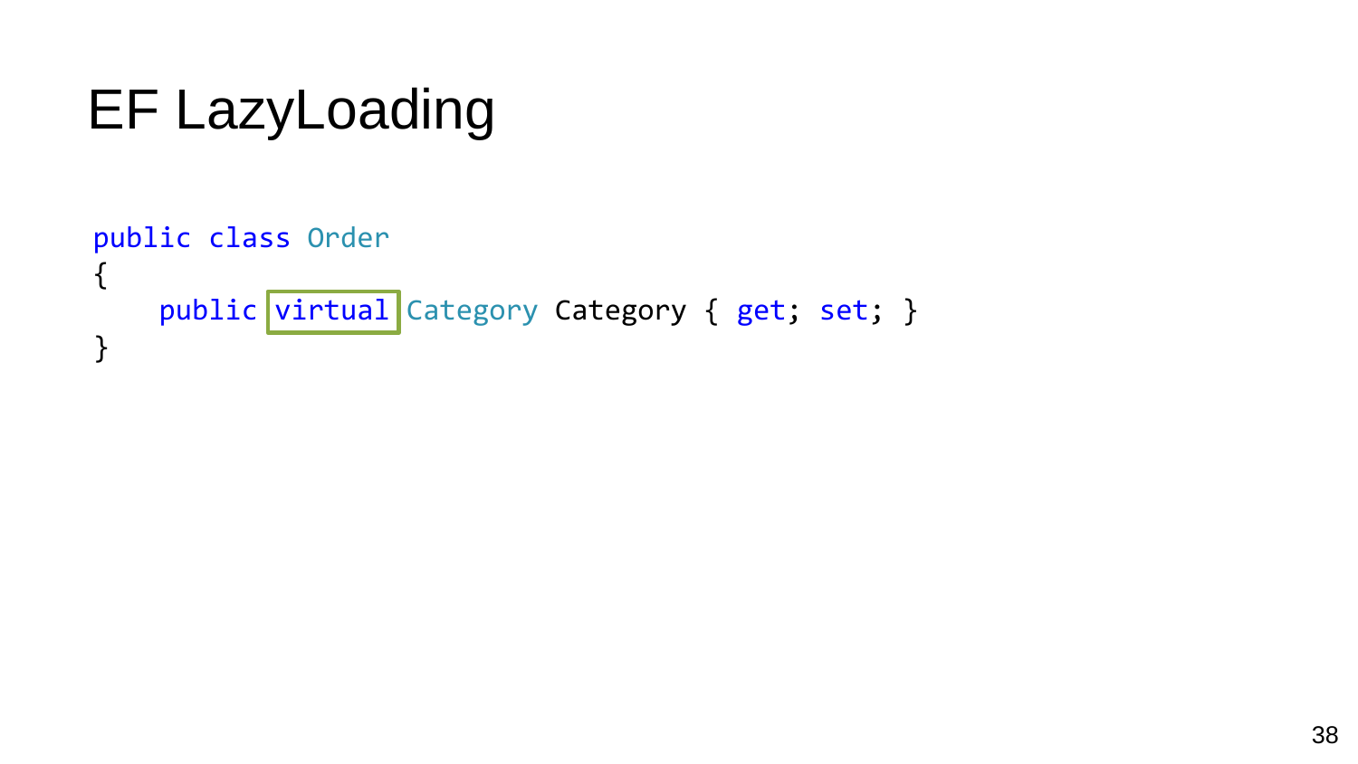# EF LazyLoading

```
public class Order
{
    public virtual Category Category { get; set; }
}
```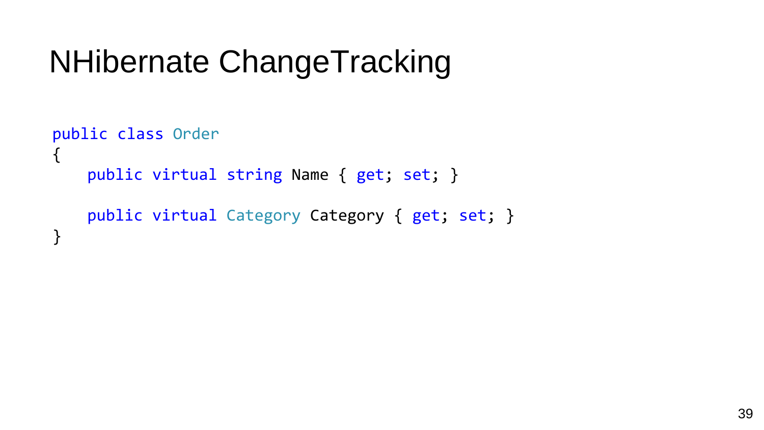# NHibernate ChangeTracking

```
public class Order
{
    public virtual string Name { get; set; }

    public virtual Category Category { get; set; }
}
```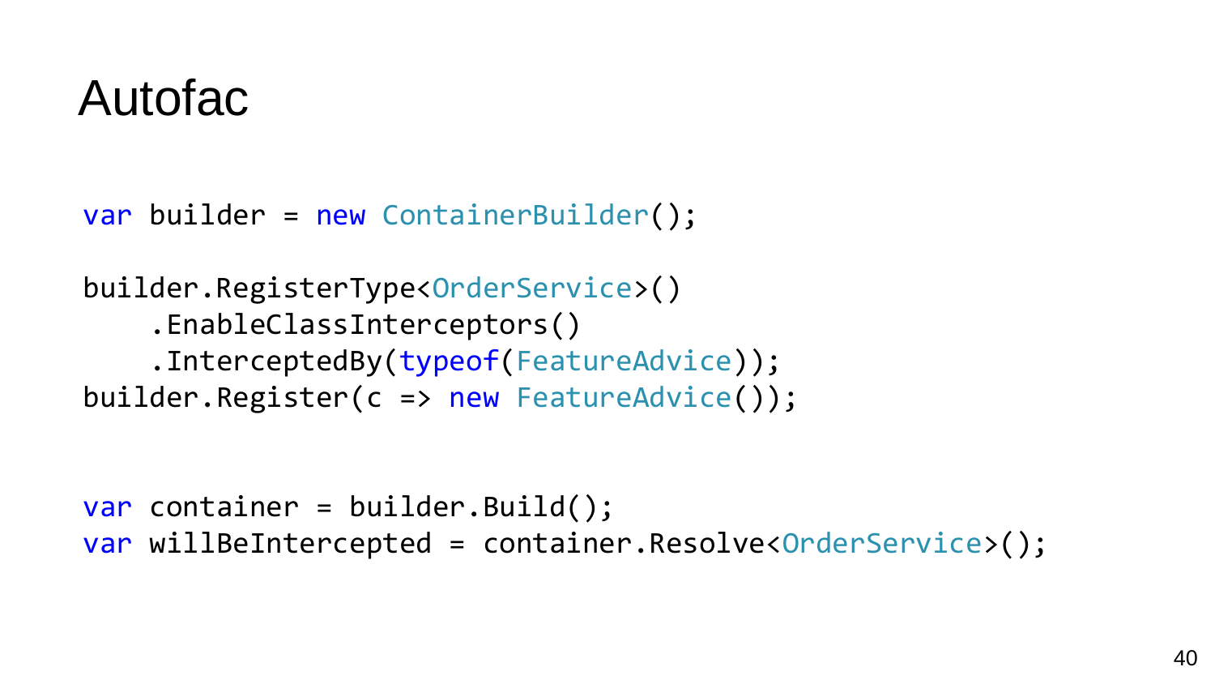# Autofac

```
var builder = new ContainerBuilder();

builder.RegisterType<OrderService>()
    .EnableClassInterceptors()
    .InterceptedBy(typeof(FeatureAdvice));
builder.Register(c => new FeatureAdvice());


var container = builder.Build();
var willBeIntercepted = container.Resolve<OrderService>();
```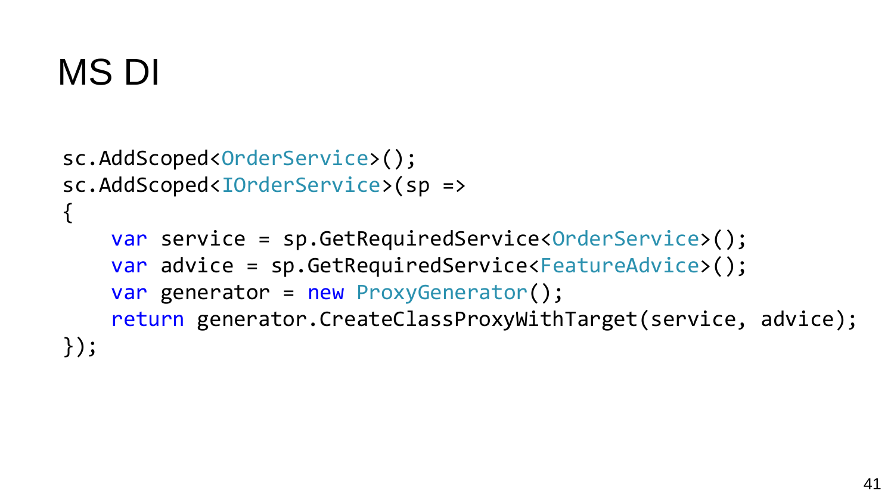# MS DI

```
sc.AddScoped<OrderService>();
sc.AddScoped<IOrderService>(sp =>
{
    var service = sp.GetRequiredService<OrderService>();
    var advice = sp.GetRequiredService<FeatureAdvice>();
    var generator = new ProxyGenerator();
    return generator.CreateClassProxyWithTarget(service, advice);
});
```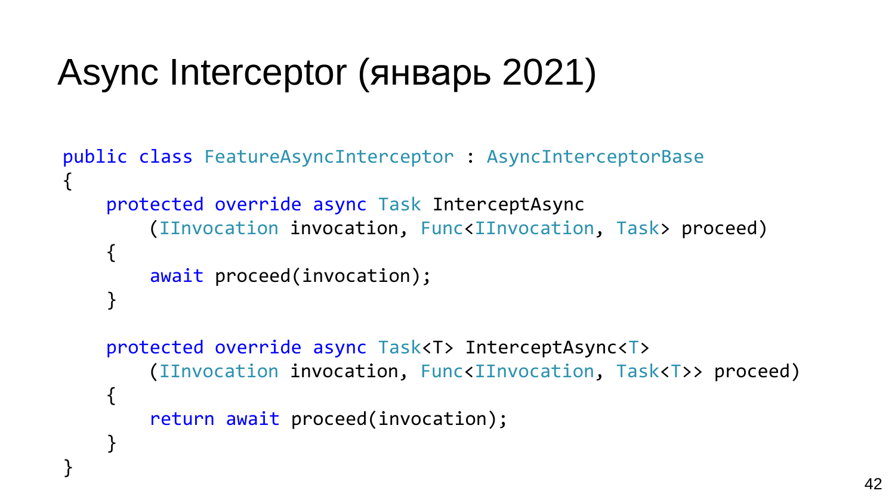# Async Interceptor (январь 2021)

```
public class FeatureAsyncInterceptor : AsyncInterceptorBase
{
    protected override async Task InterceptAsync
        (IInvocation invocation, Func<IInvocation, Task> proceed)
    {
        await proceed(invocation);
    }

    protected override async Task<T> InterceptAsync<T>
        (IInvocation invocation, Func<IInvocation, Task<T>> proceed)
    {
        return await proceed(invocation);
    }
}
```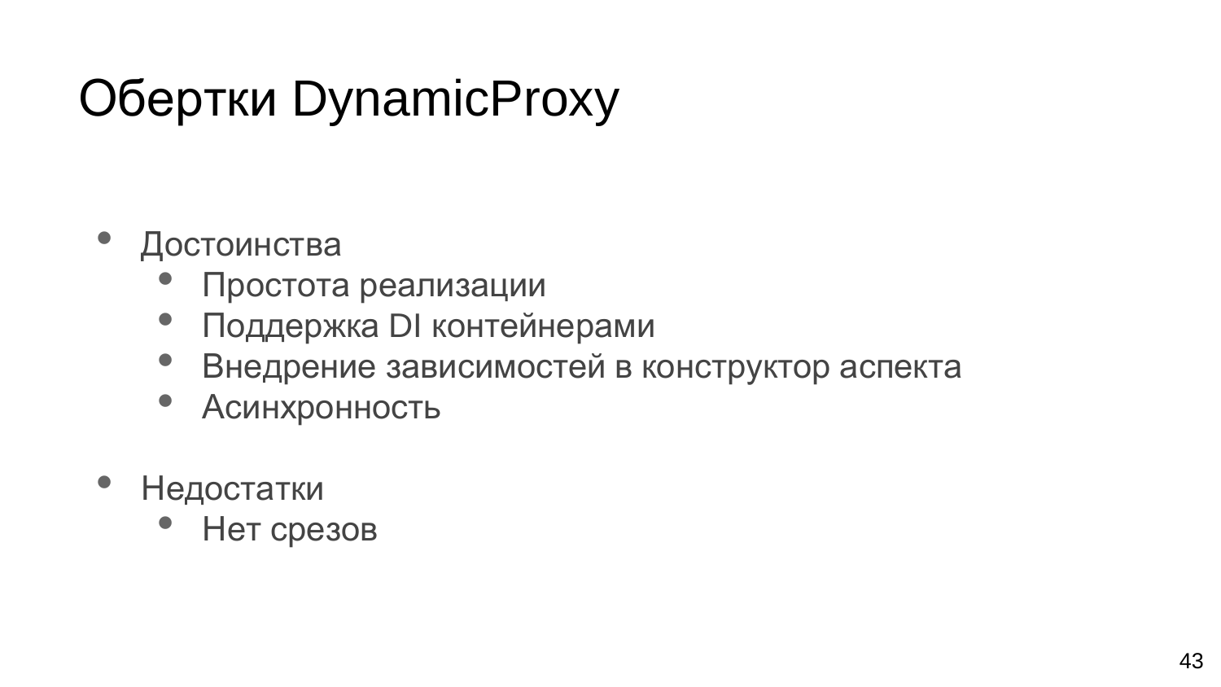# Обертки DynamicProxy

- Достоинства
  - Простота реализации
  - Поддержка DI контейнерами
  - Внедрение зависимостей в конструктор аспекта
  - Асинхронность
- Недостатки
  - Нет срезов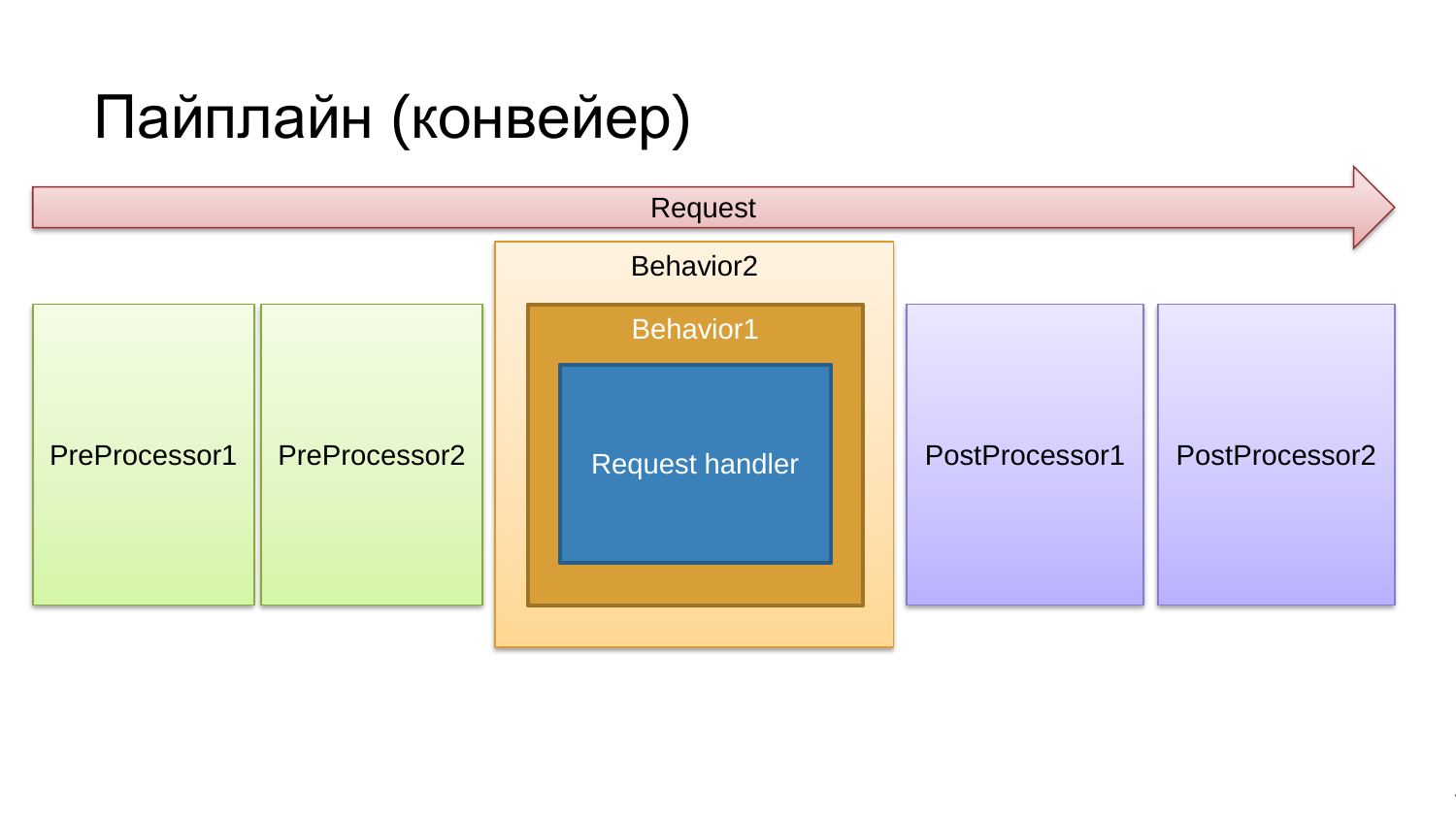# Пайплайн (конвейер)

Request

PreProcessor1

PreProcessor2

Behavior2

Behavior1

Request handler

PostProcessor1

PostProcessor2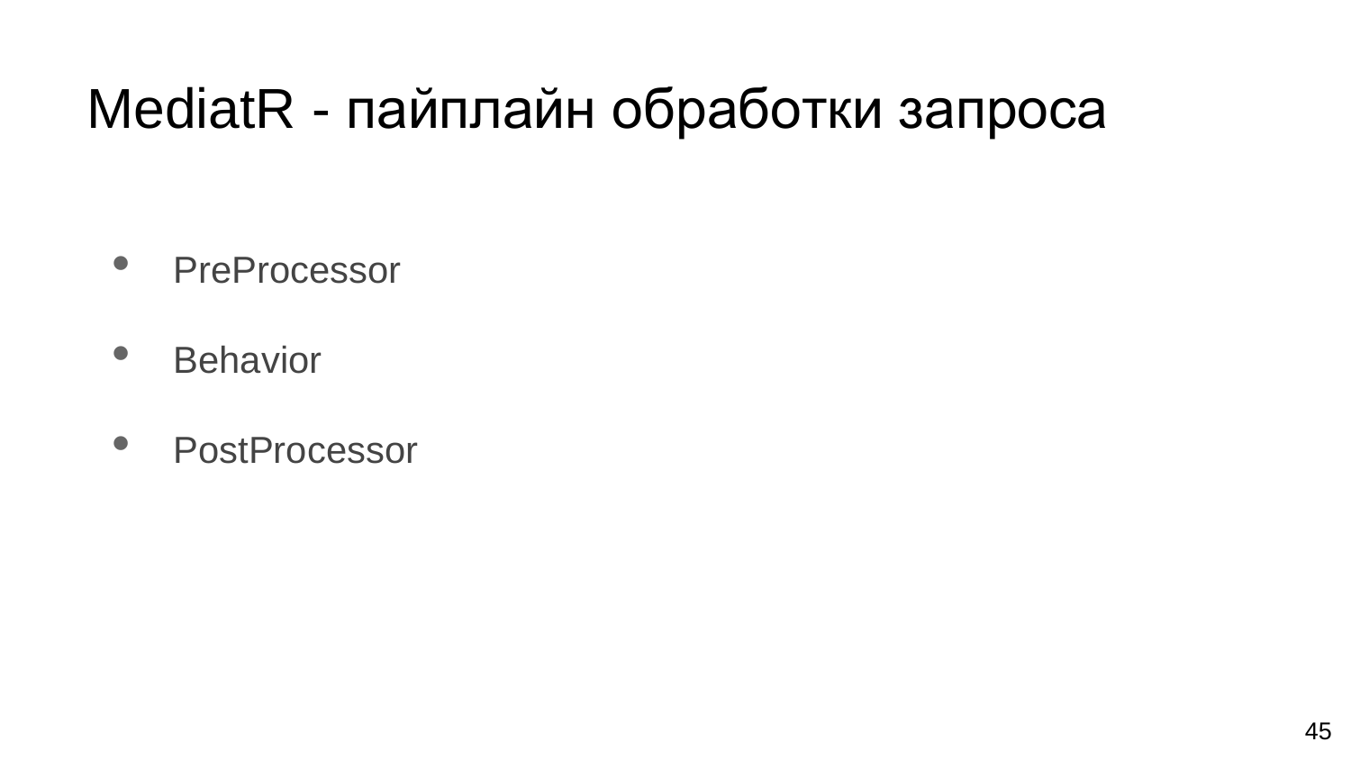# MediatR - пайплайн обработки запроса

- PreProcessor
- Behavior
- PostProcessor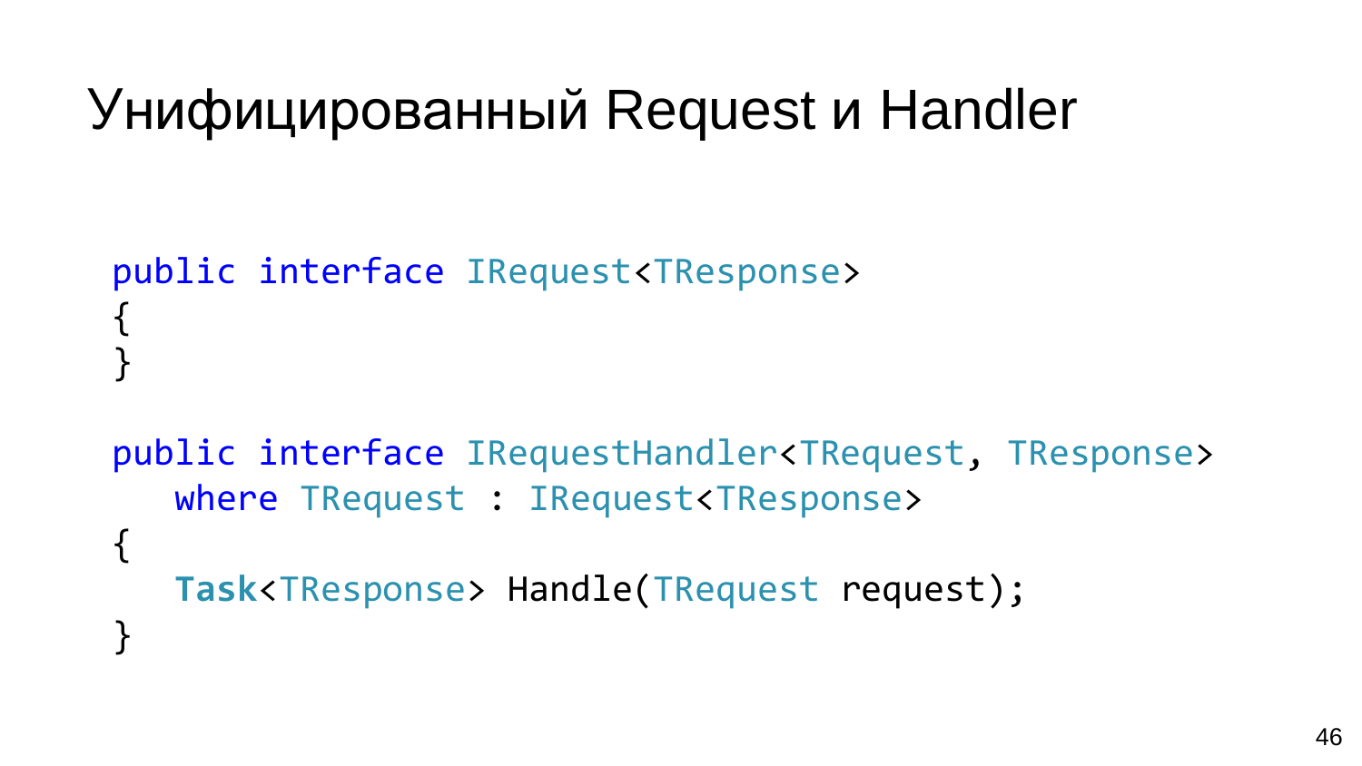# Унифицированный Request и Handler

```
public interface IRequest<TResponse>
{
}

public interface IRequestHandler<TRequest, TResponse>
   where TRequest : IRequest<TResponse>
{
   Task<TResponse> Handle(TRequest request);
}
```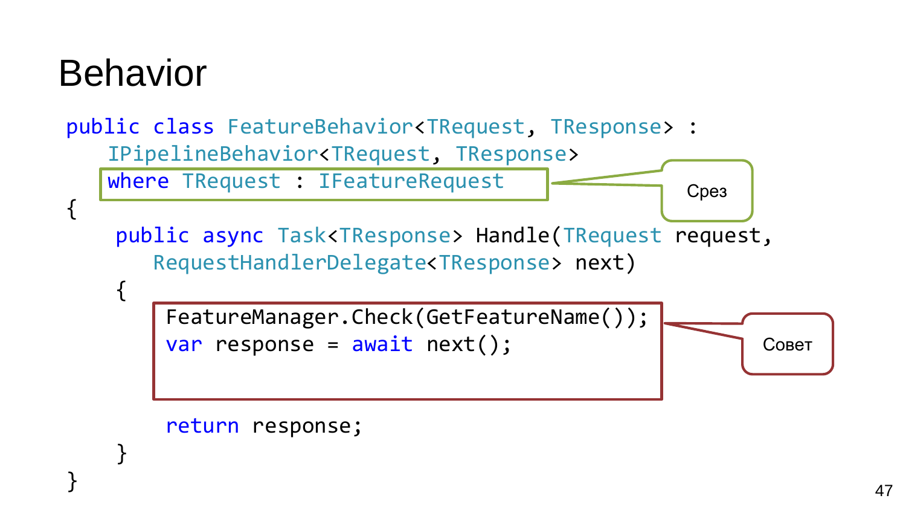# Behavior

```
public class FeatureBehavior<TRequest, TResponse> :
    IPipelineBehavior<TRequest, TResponse>
    where TRequest : IFeatureRequest
{
     public async Task<TResponse> Handle(TRequest request,
        RequestHandlerDelegate<TResponse> next)
     {
         FeatureManager.Check(GetFeatureName());
         var response = await next();


         return response;
     }
}
```

Срез

Совет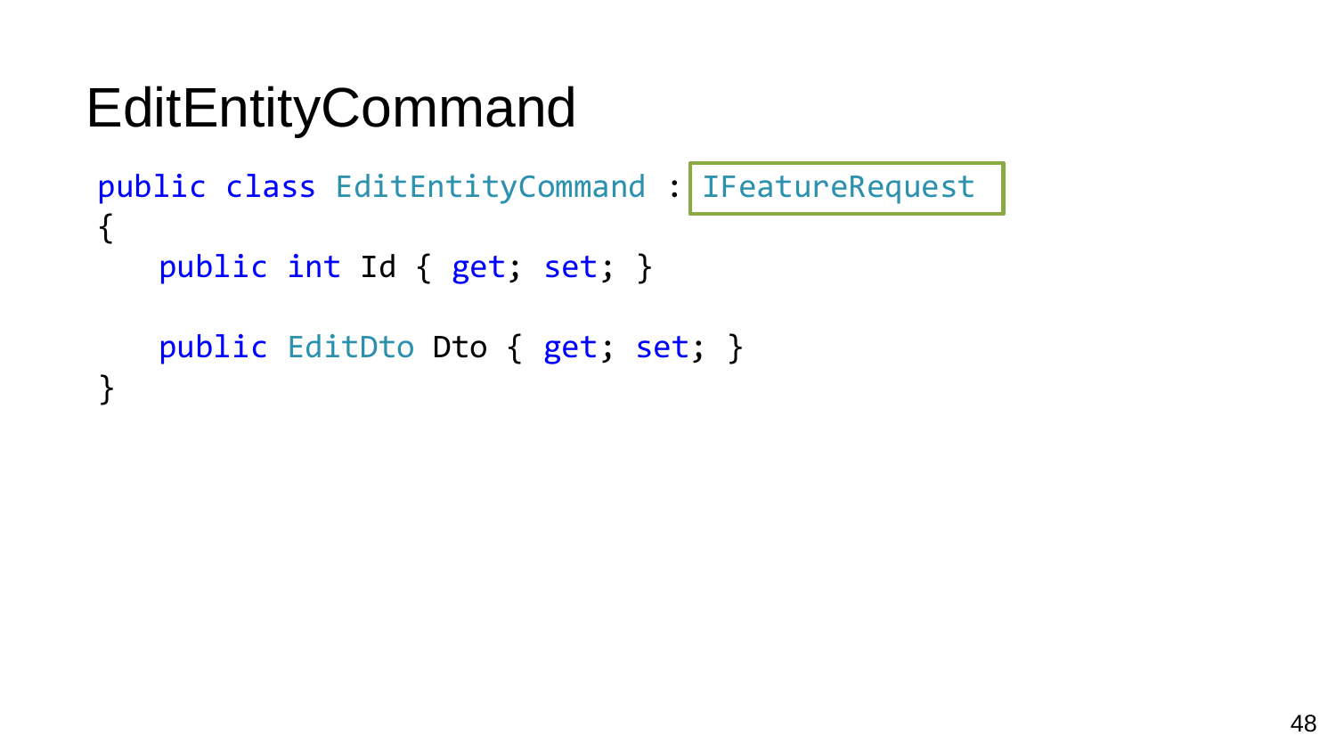# EditEntityCommand

```
public class EditEntityCommand : IFeatureRequest
{
    public int Id { get; set; }

    public EditDto Dto { get; set; }
}
```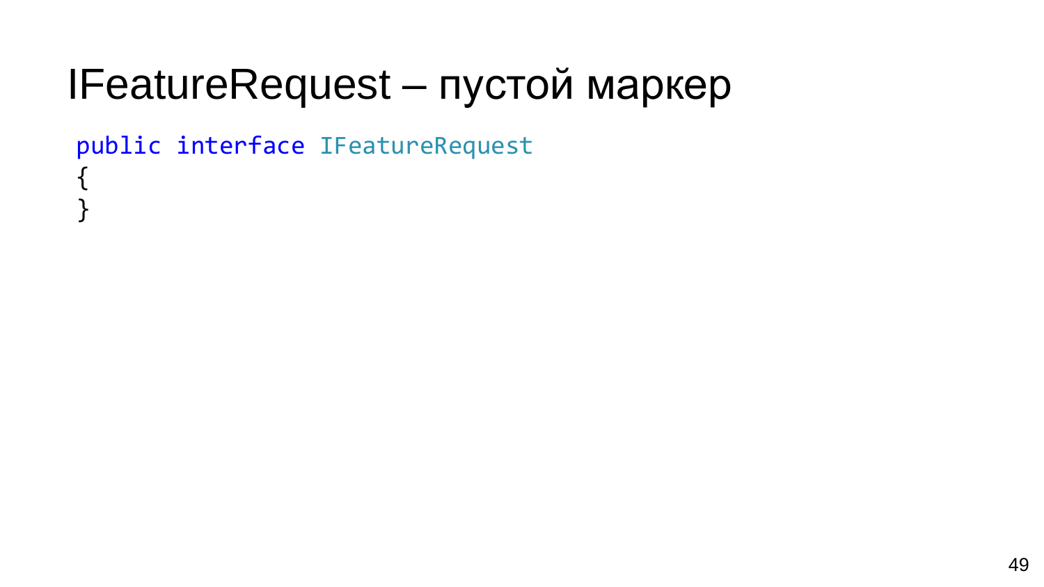# IFeatureRequest – пустой маркер

```
public interface IFeatureRequest
{
}
```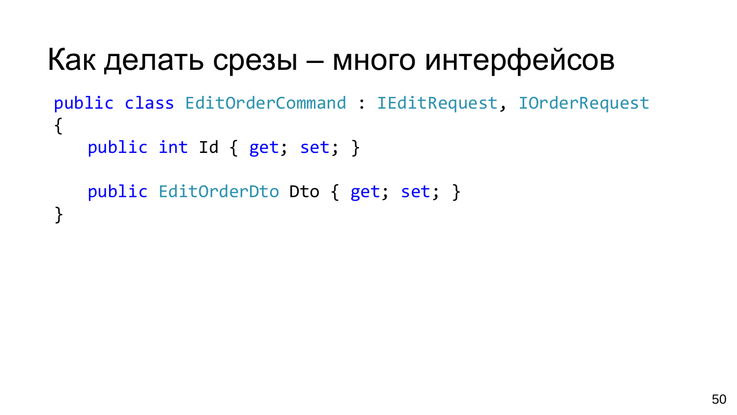# Как делать срезы – много интерфейсов

```
public class EditOrderCommand : IEditRequest, IOrderRequest
{
   public int Id { get; set; }

   public EditOrderDto Dto { get; set; }
}
```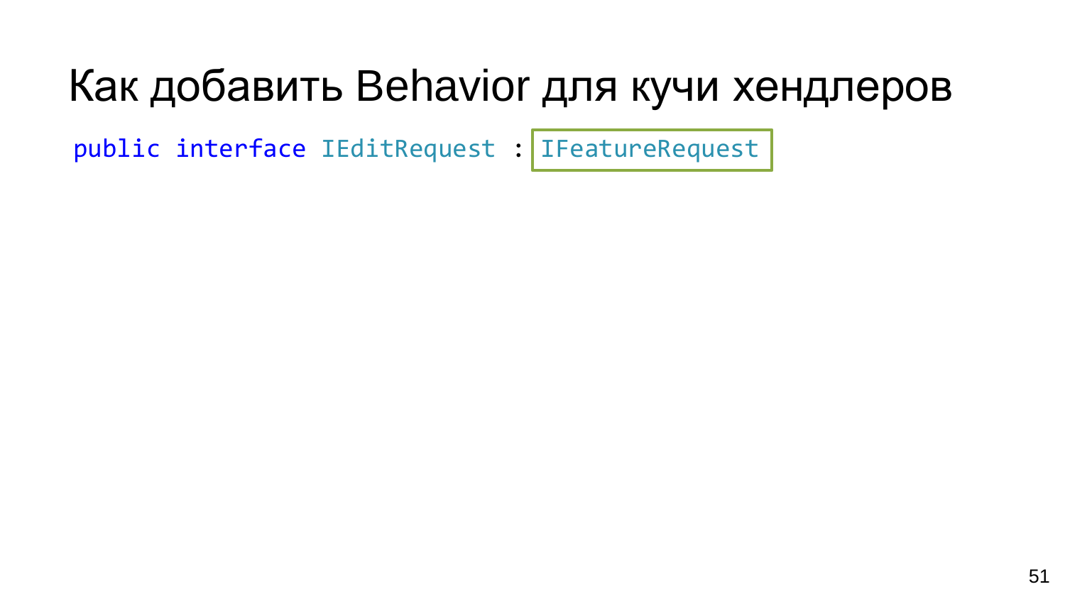# Как добавить Behavior для кучи хендлеров

```
public interface IEditRequest : IFeatureRequest
```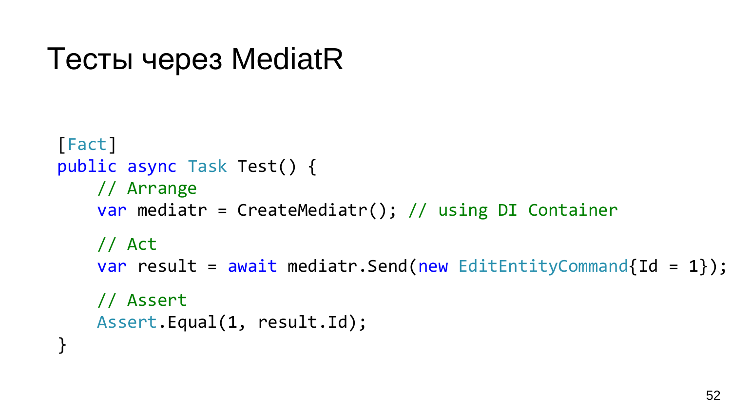# Тесты через MediatR

```
[Fact]
public async Task Test() {
    // Arrange
    var mediatr = CreateMediatr(); // using DI Container

    // Act
    var result = await mediatr.Send(new EditEntityCommand{Id = 1});

    // Assert
    Assert.Equal(1, result.Id);
}
```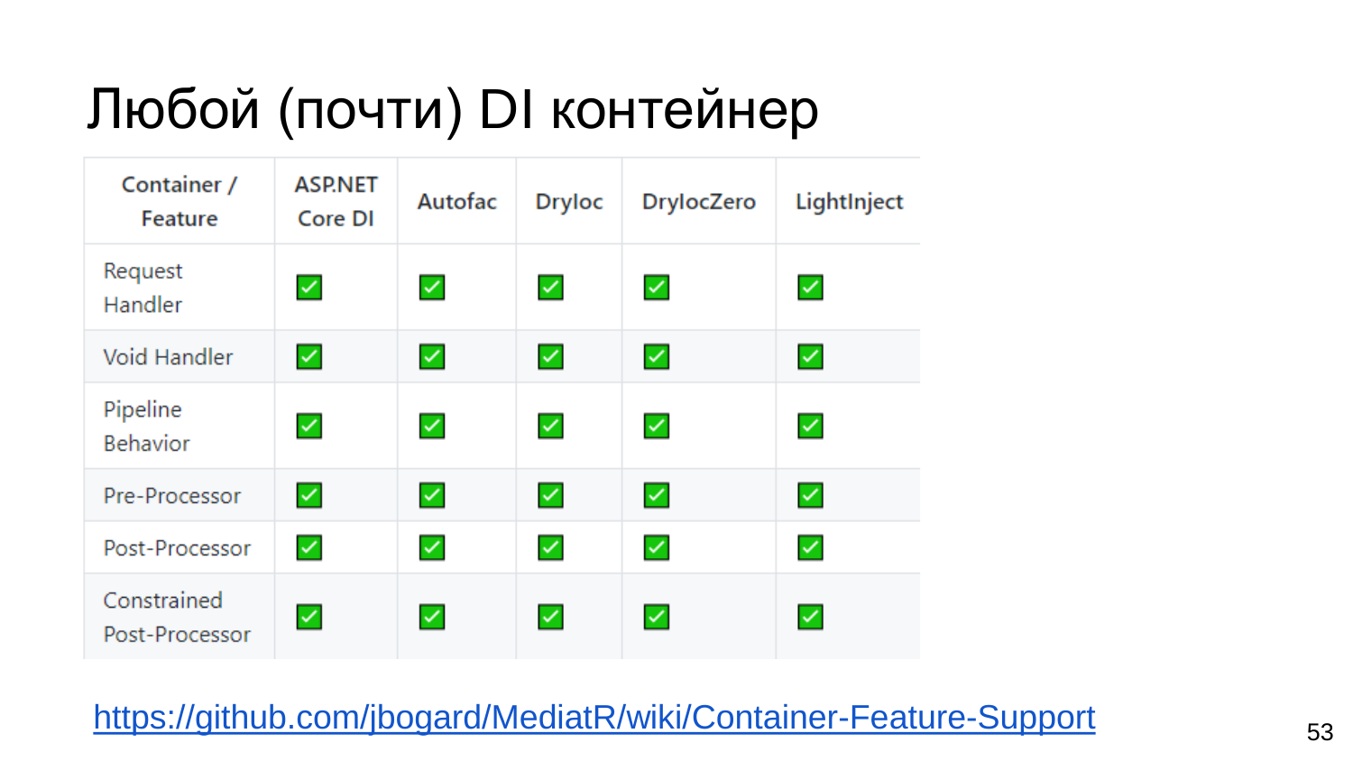# Любой (почти) DI контейнер

| Container / Feature | ASP.NET Core DI | Autofac | Dryloc | DrylocZero | LightInject |
|---|---|---|---|---|---|
| Request Handler | ✅ | ✅ | ✅ | ✅ | ✅ |
| Void Handler | ✅ | ✅ | ✅ | ✅ | ✅ |
| Pipeline Behavior | ✅ | ✅ | ✅ | ✅ | ✅ |
| Pre-Processor | ✅ | ✅ | ✅ | ✅ | ✅ |
| Post-Processor | ✅ | ✅ | ✅ | ✅ | ✅ |
| Constrained Post-Processor | ✅ | ✅ | ✅ | ✅ | ✅ |

https://github.com/jbogard/MediatR/wiki/Container-Feature-Support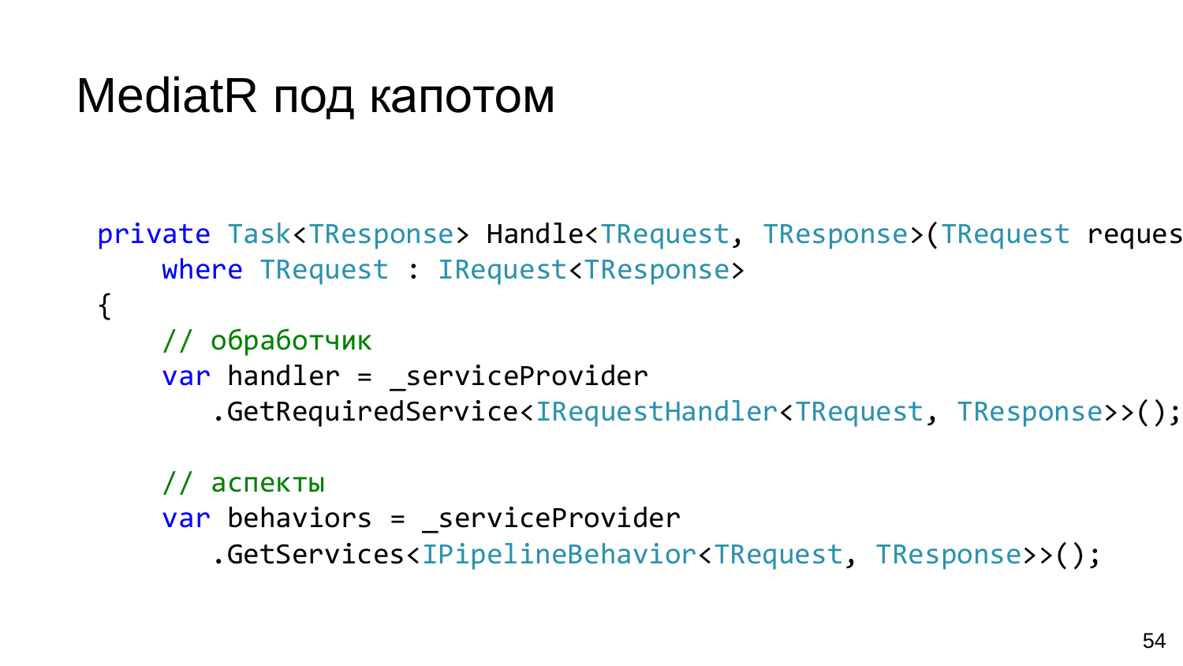# MediatR под капотом

```
private Task<TResponse> Handle<TRequest, TResponse>(TRequest reques
    where TRequest : IRequest<TResponse>
{
    // обработчик
    var handler = _serviceProvider
       .GetRequiredService<IRequestHandler<TRequest, TResponse>>();

    // аспекты
    var behaviors = _serviceProvider
       .GetServices<IPipelineBehavior<TRequest, TResponse>>();
```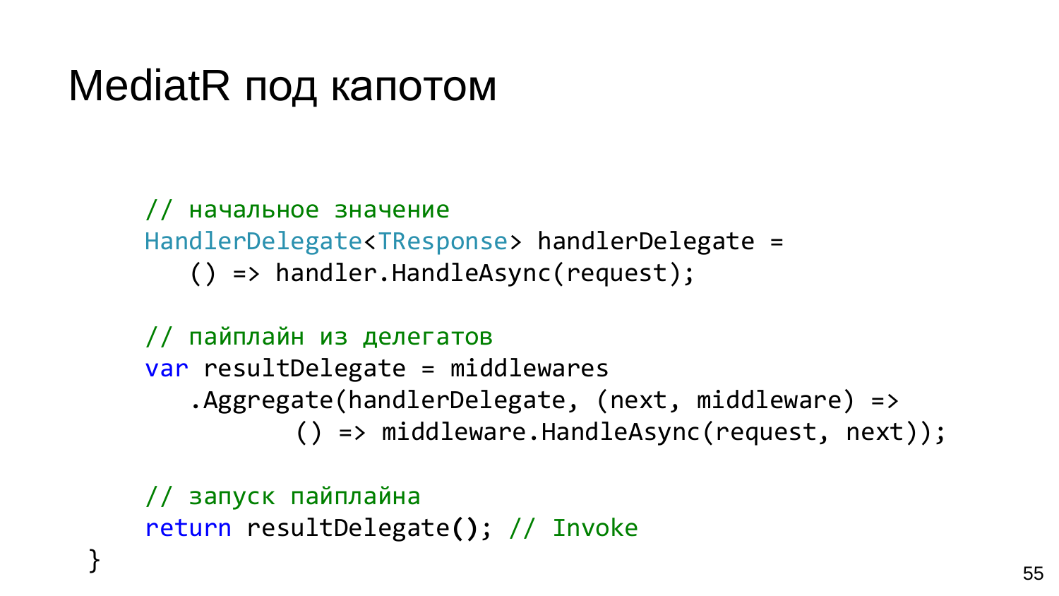# MediatR под капотом

```
    // начальное значение
    HandlerDelegate<TResponse> handlerDelegate =
       () => handler.HandleAsync(request);

    // пайплайн из делегатов
    var resultDelegate = middlewares
       .Aggregate(handlerDelegate, (next, middleware) =>
             () => middleware.HandleAsync(request, next));

    // запуск пайплайна
    return resultDelegate(); // Invoke
}
```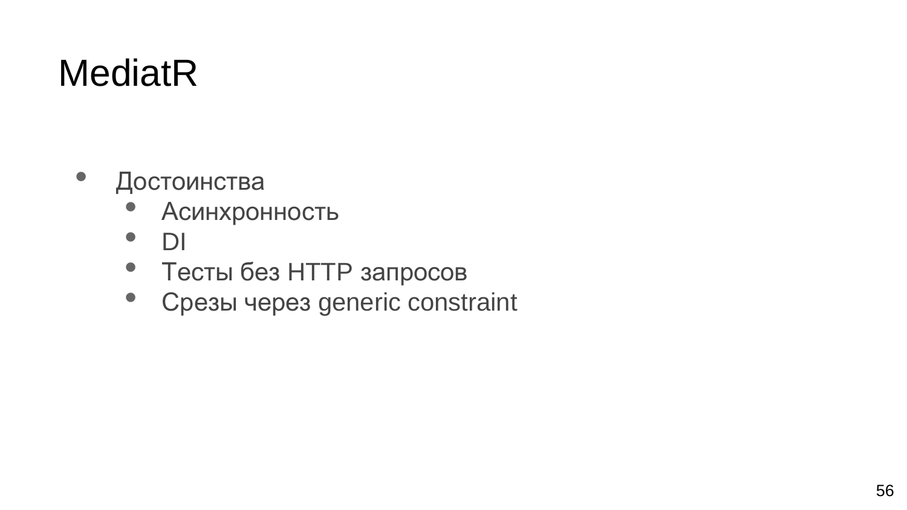# MediatR

- Достоинства
  - Асинхронность
  - DI
  - Тесты без HTTP запросов
  - Срезы через generic constraint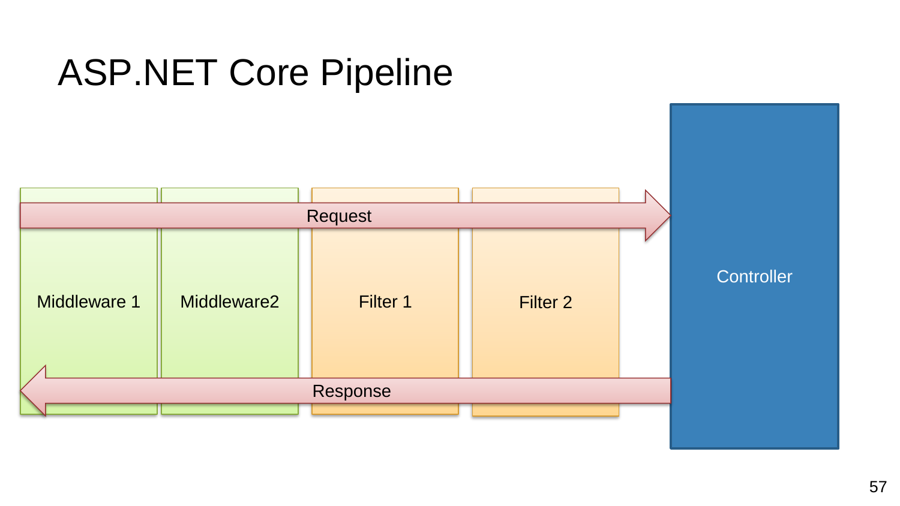# ASP.NET Core Pipeline

Request

Middleware 1

Middleware2

Filter 1

Filter 2

Controller

Response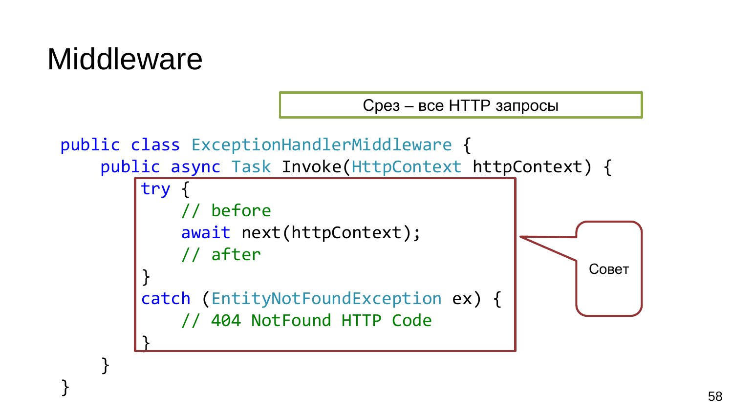# Middleware

Срез – все HTTP запросы

```
public class ExceptionHandlerMiddleware {
    public async Task Invoke(HttpContext httpContext) {
        try {
            // before
            await next(httpContext);
            // after
        }
        catch (EntityNotFoundException ex) {
            // 404 NotFound HTTP Code
        }
    }
}
```

Совет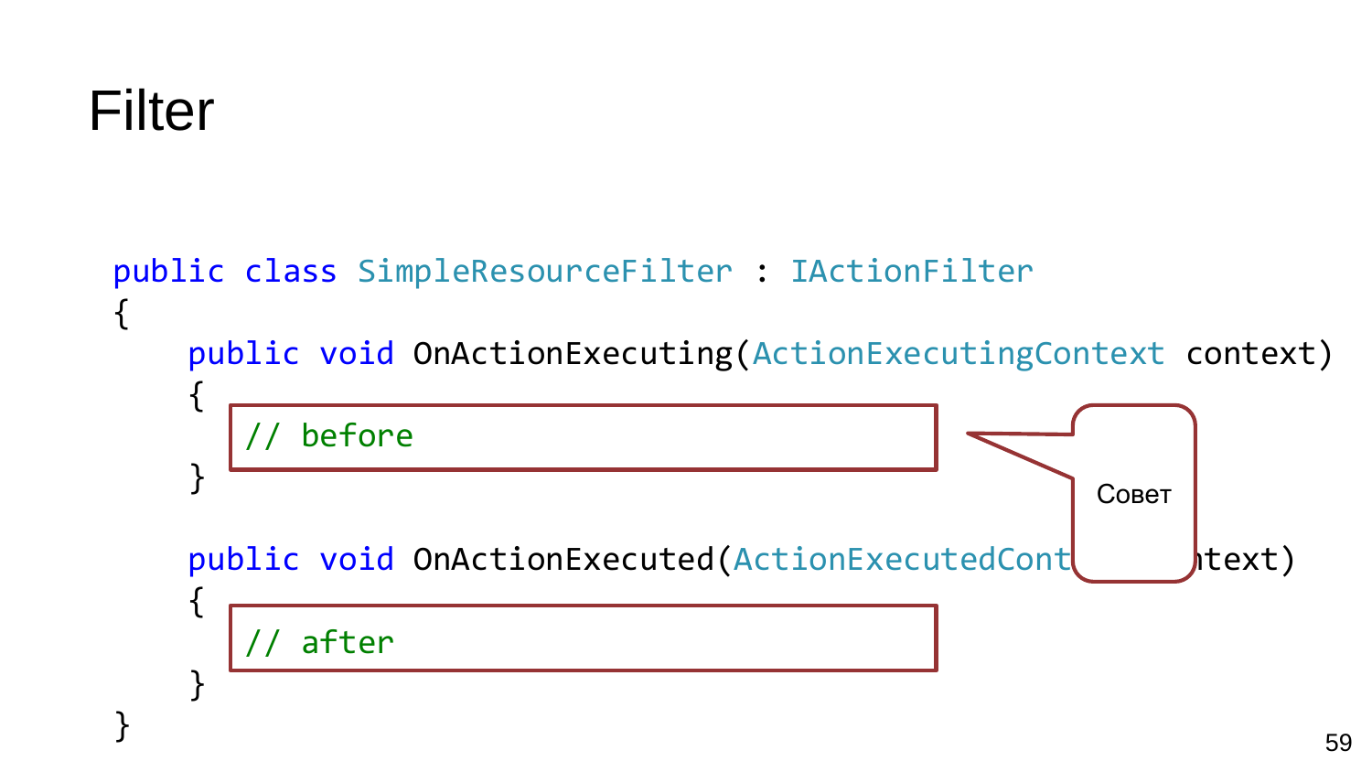# Filter

```
public class SimpleResourceFilter : IActionFilter
{
    public void OnActionExecuting(ActionExecutingContext context)
    {
        // before
    }

    public void OnActionExecuted(ActionExecutedContext context)
    {
        // after
    }
}
```

Совет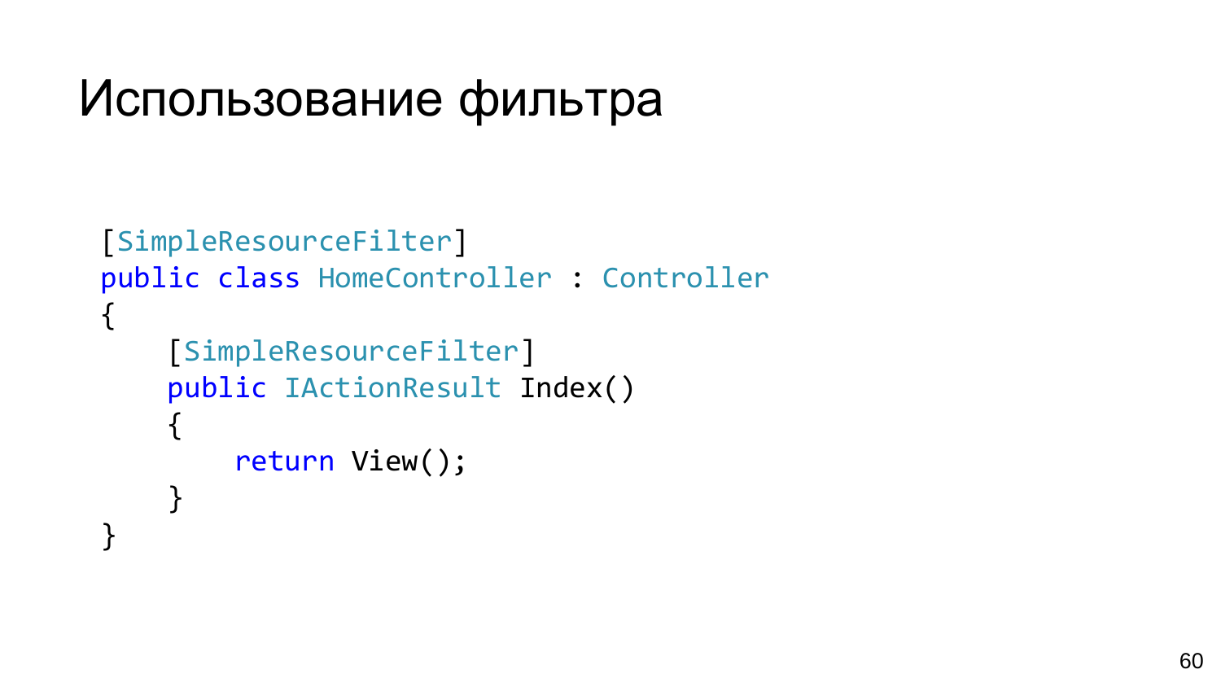# Использование фильтра

```csharp
[SimpleResourceFilter]
public class HomeController : Controller
{
    [SimpleResourceFilter]
    public IActionResult Index()
    {
        return View();
    }
}
```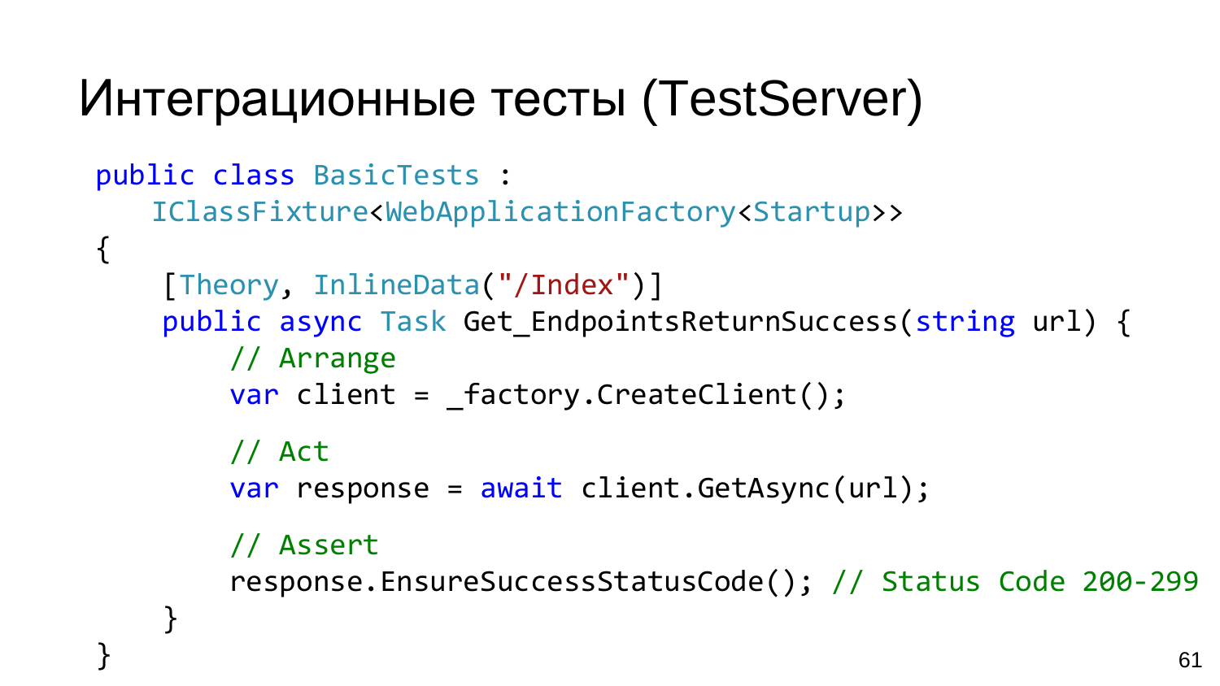# Интеграционные тесты (TestServer)

```
public class BasicTests :
   IClassFixture<WebApplicationFactory<Startup>>
{
    [Theory, InlineData("/Index")]
    public async Task Get_EndpointsReturnSuccess(string url) {
        // Arrange
        var client = _factory.CreateClient();

        // Act
        var response = await client.GetAsync(url);

        // Assert
        response.EnsureSuccessStatusCode(); // Status Code 200-299
    }
}
```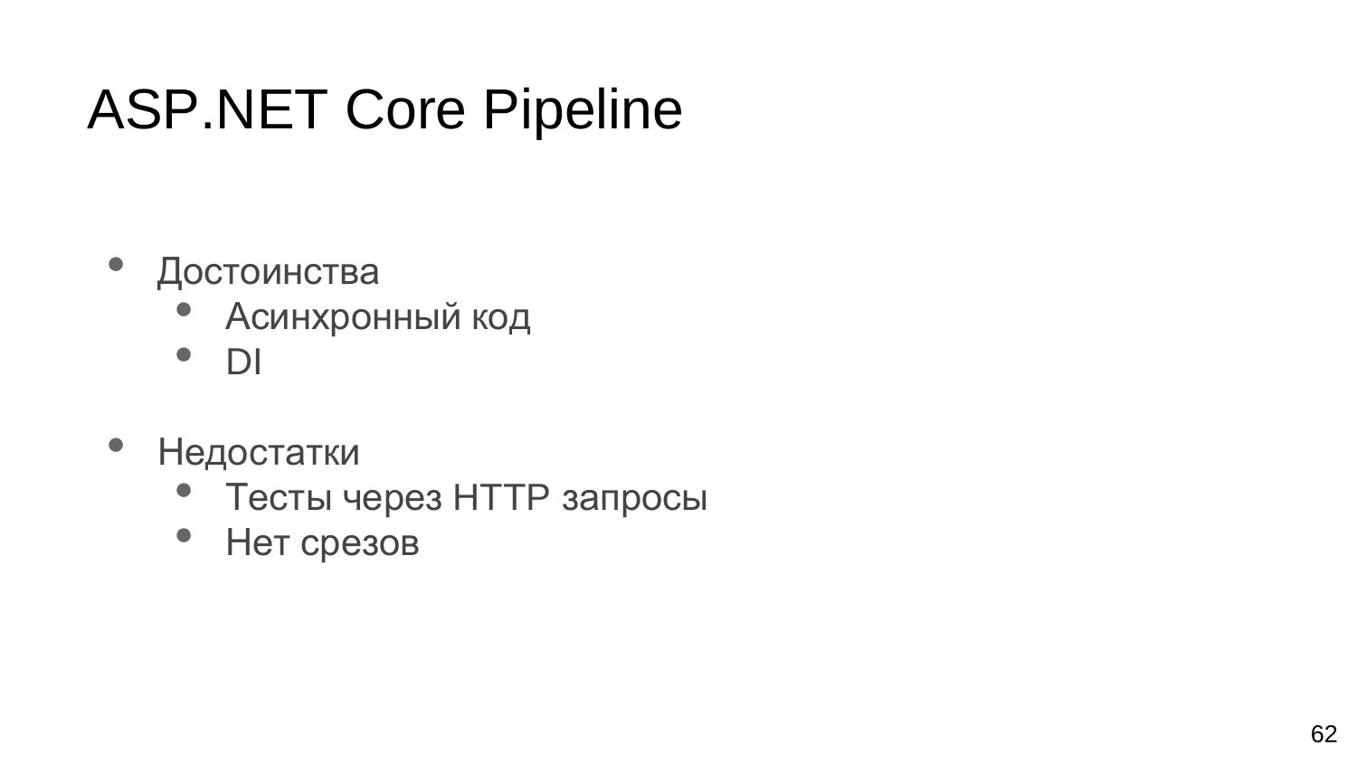# ASP.NET Core Pipeline

- Достоинства
  - Асинхронный код
  - DI

- Недостатки
  - Тесты через HTTP запросы
  - Нет срезов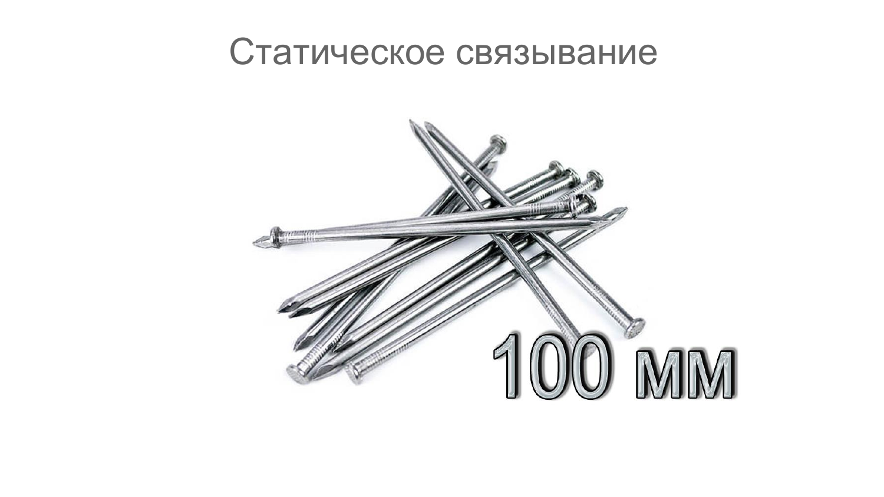# Статическое связывание

100 мм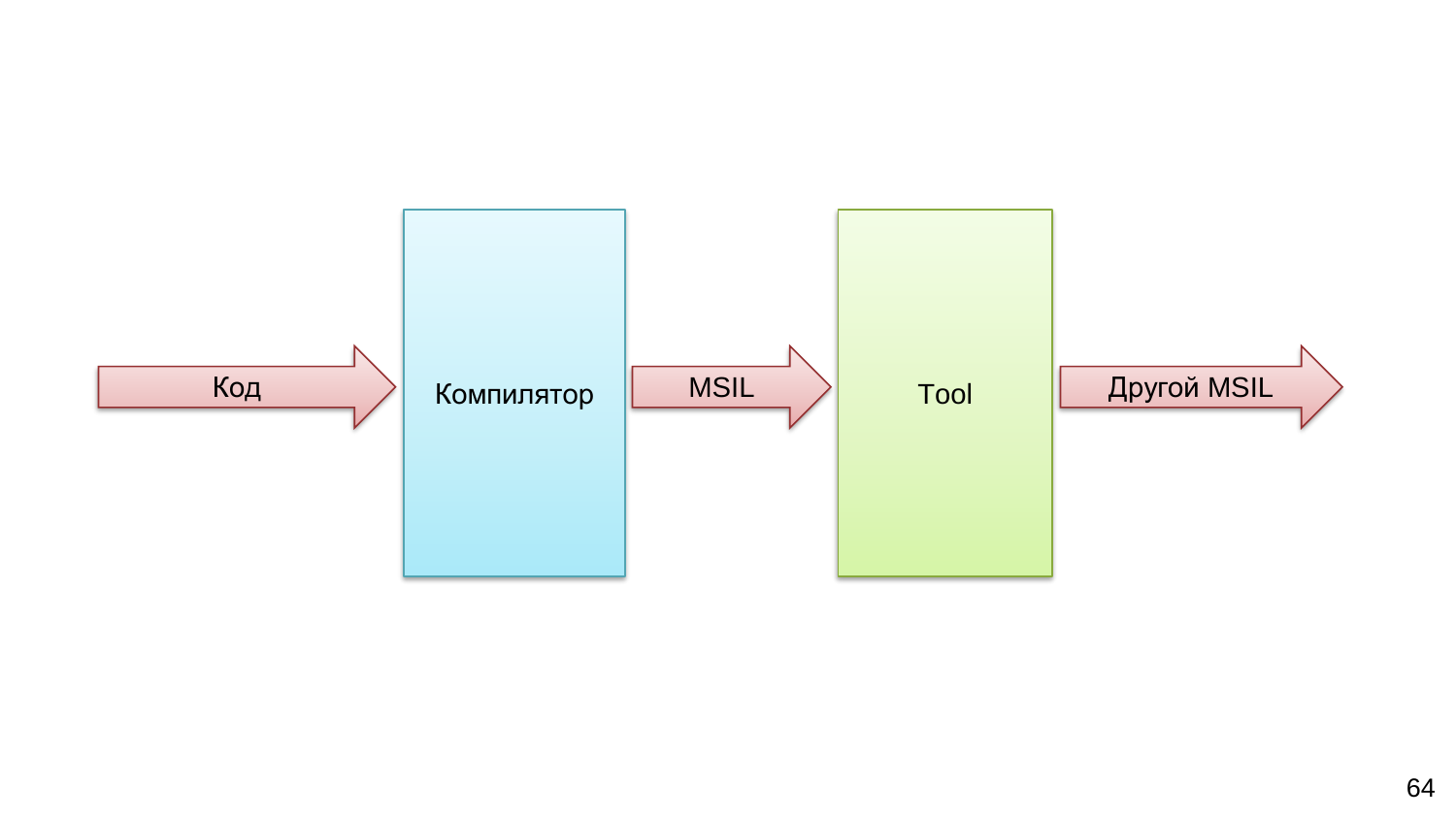Код → Компилятор → MSIL → Tool → Другой MSIL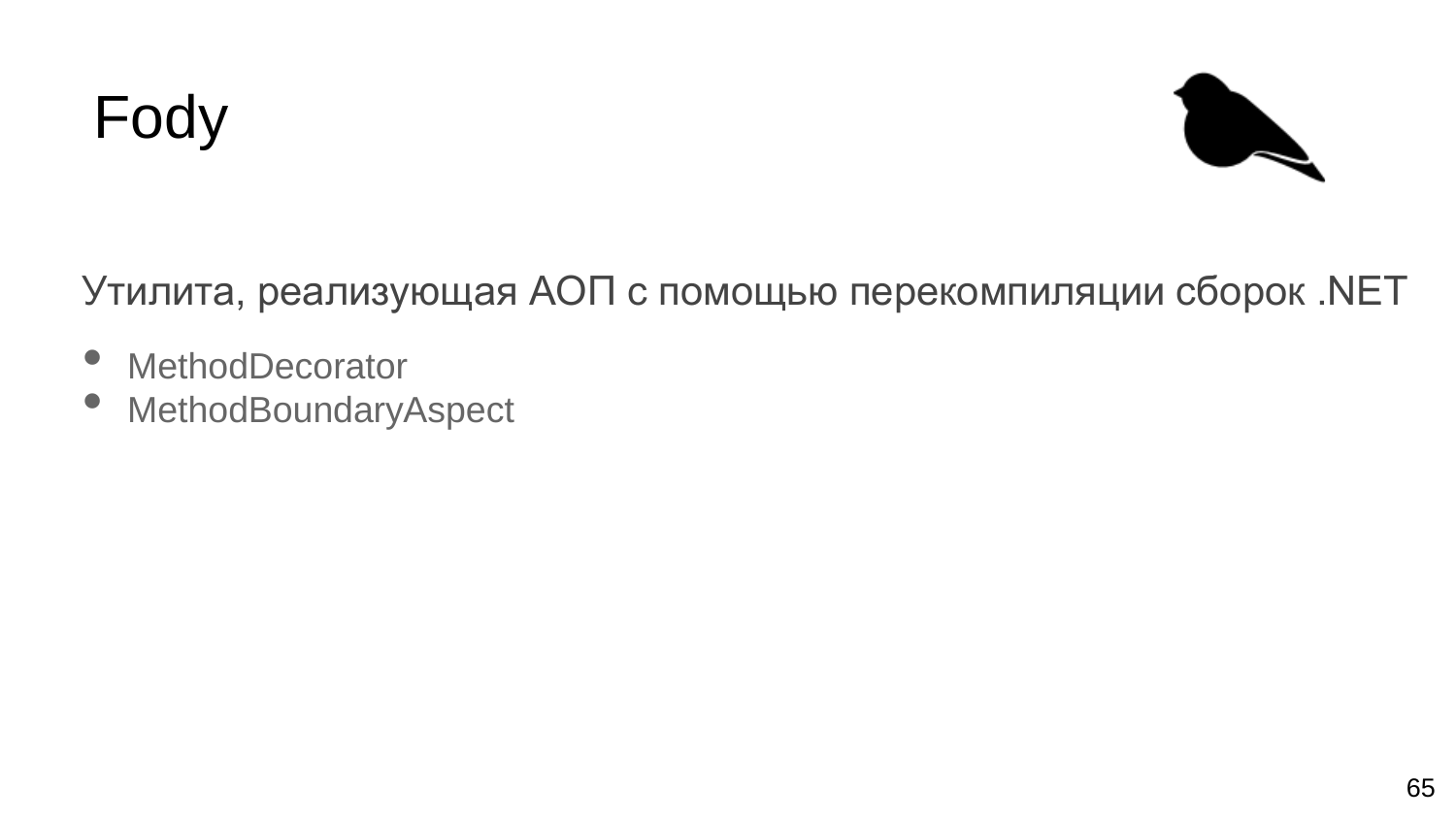# Fody

Утилита, реализующая АОП с помощью перекомпиляции сборок .NET

- MethodDecorator
- MethodBoundaryAspect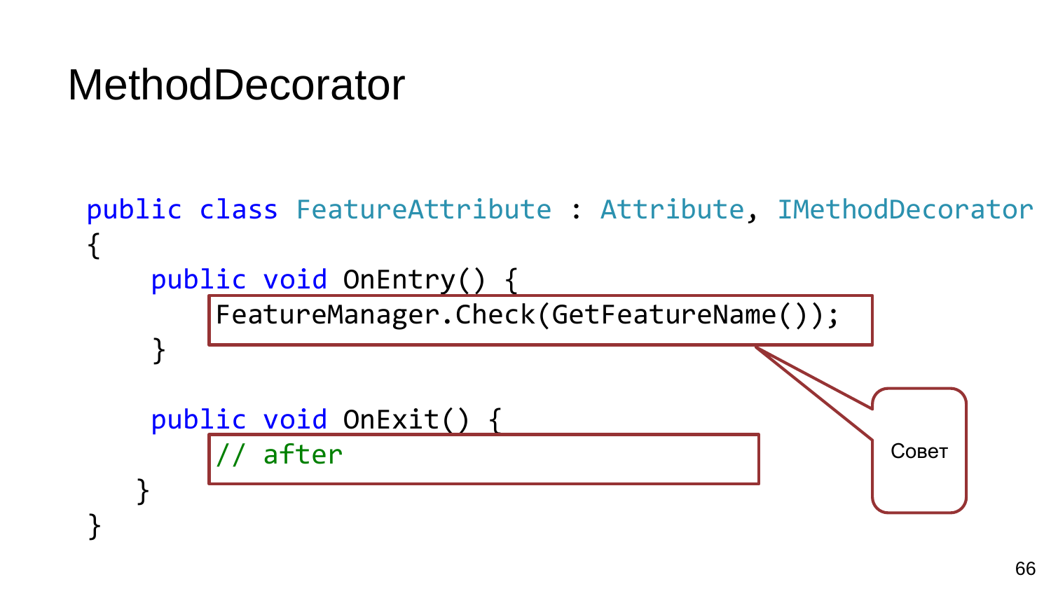# MethodDecorator

```
public class FeatureAttribute : Attribute, IMethodDecorator
{
    public void OnEntry() {
        FeatureManager.Check(GetFeatureName());
    }

    public void OnExit() {
        // after
    }
}
```

Совет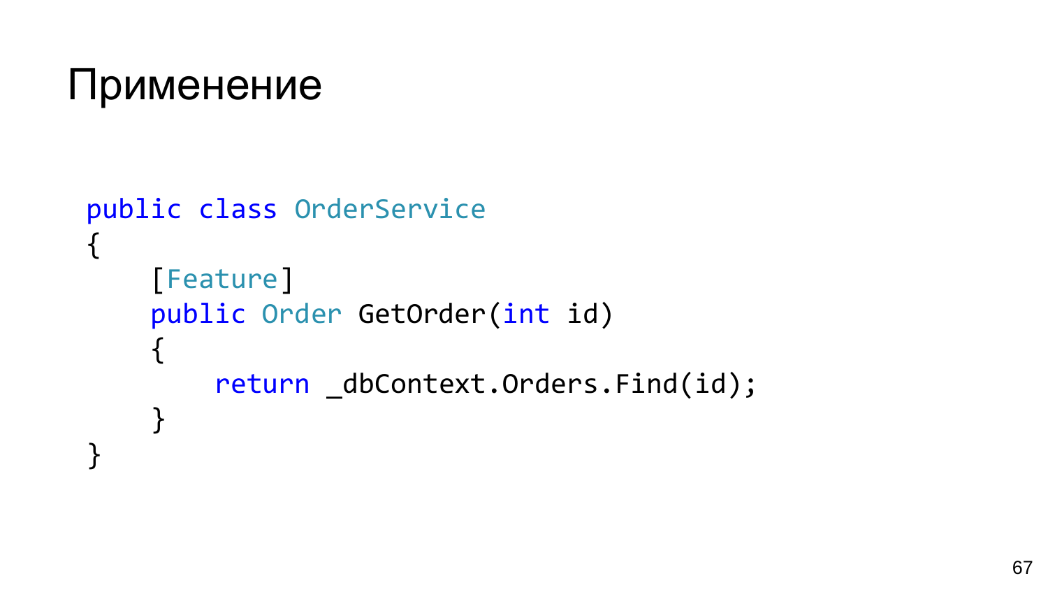# Применение

```csharp
public class OrderService
{
    [Feature]
    public Order GetOrder(int id)
    {
        return _dbContext.Orders.Find(id);
    }
}
```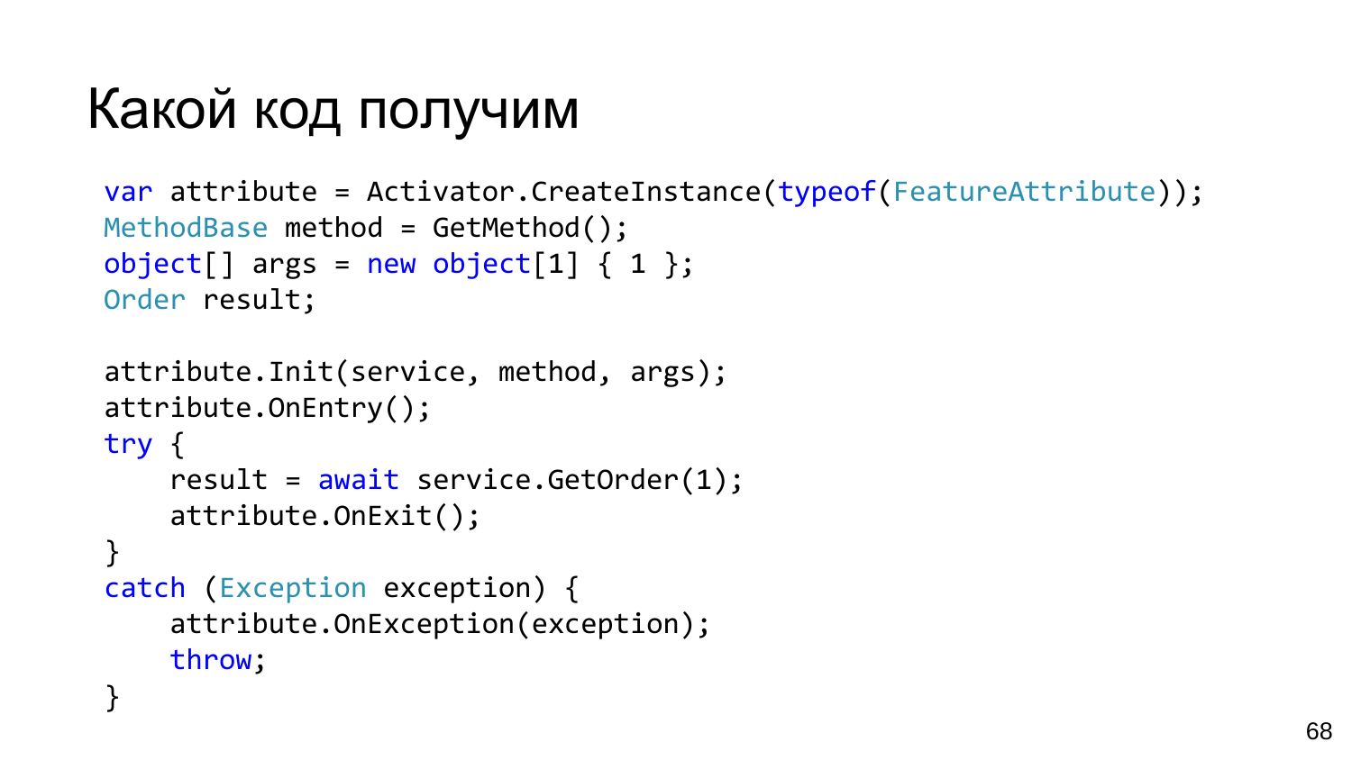# Какой код получим

```
var attribute = Activator.CreateInstance(typeof(FeatureAttribute));
MethodBase method = GetMethod();
object[] args = new object[1] { 1 };
Order result;

attribute.Init(service, method, args);
attribute.OnEntry();
try {
    result = await service.GetOrder(1);
    attribute.OnExit();
}
catch (Exception exception) {
    attribute.OnException(exception);
    throw;
}
```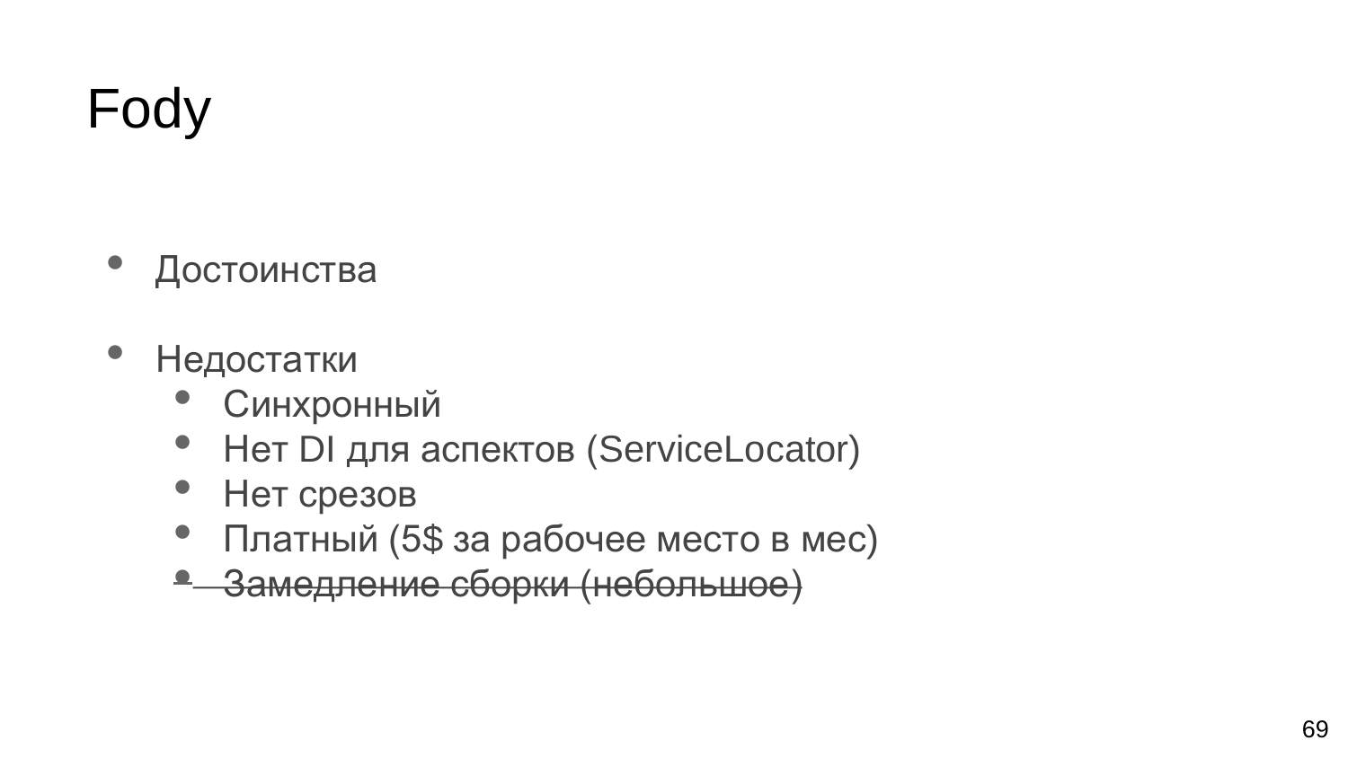# Fody

- Достоинства
- Недостатки
  - Синхронный
  - Нет DI для аспектов (ServiceLocator)
  - Нет срезов
  - Платный (5$ за рабочее место в мес)
  - ~~Замедление сборки (небольшое)~~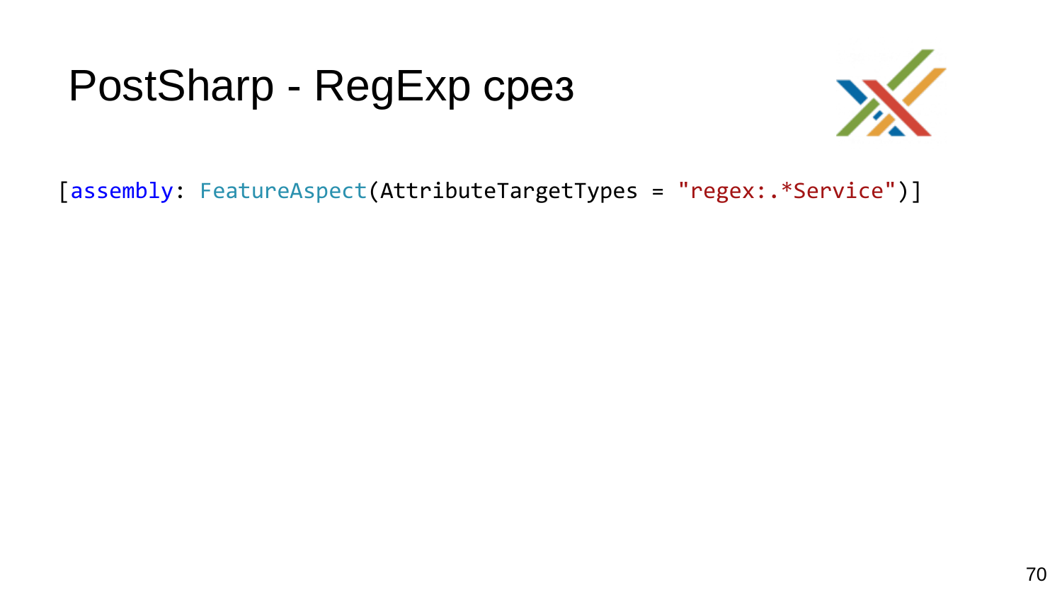# PostSharp - RegExp срез

```
[assembly: FeatureAspect(AttributeTargetTypes = "regex:.*Service")]
```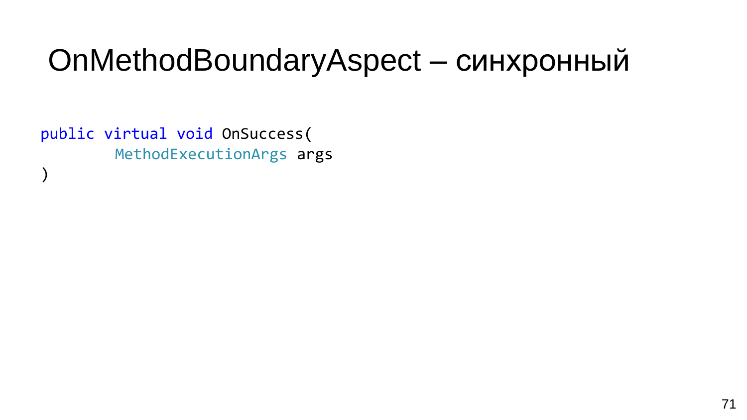# OnMethodBoundaryAspect – синхронный

```
public virtual void OnSuccess(
        MethodExecutionArgs args
)
```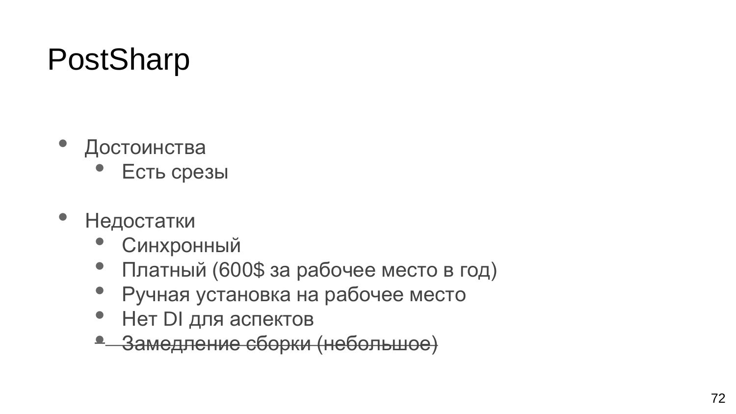# PostSharp

- Достоинства
  - Есть срезы

- Недостатки
  - Синхронный
  - Платный (600$ за рабочее место в год)
  - Ручная установка на рабочее место
  - Нет DI для аспектов
  - ~~Замедление сборки (небольшое)~~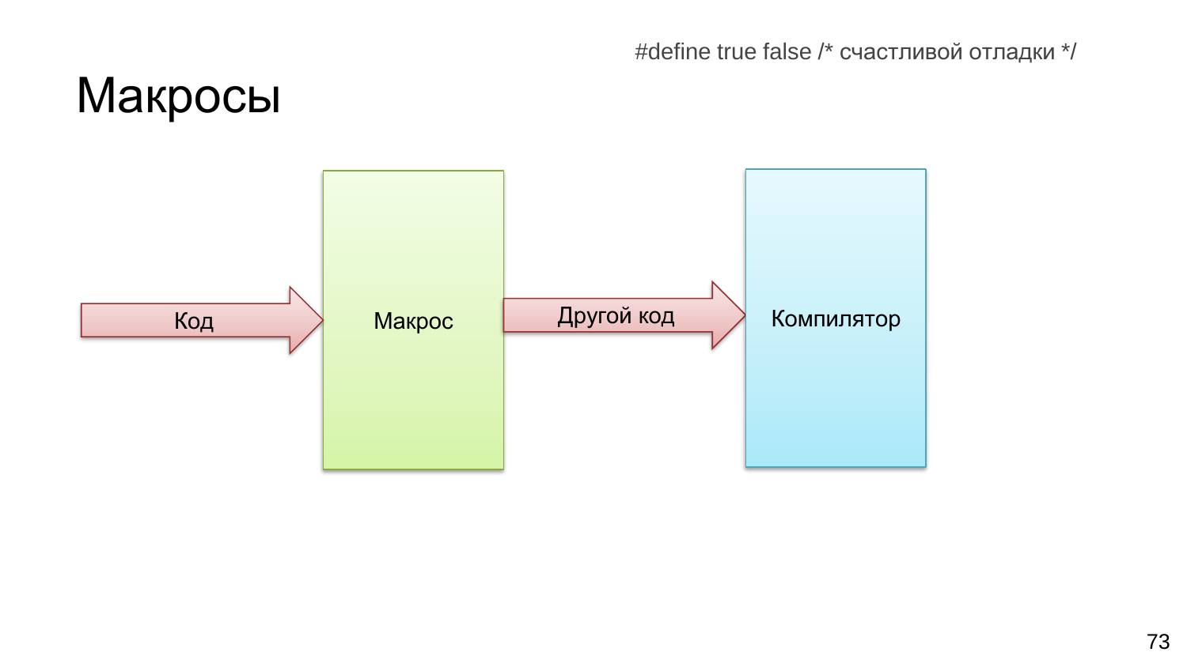#define true false /* счастливой отладки */

# Макросы

Код → Макрос → Другой код → Компилятор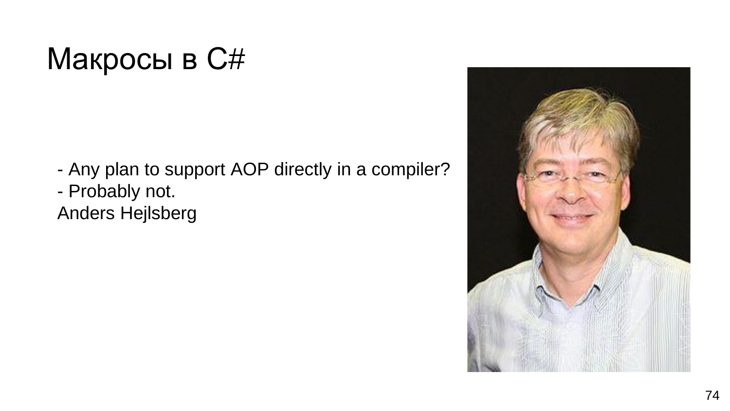# Макросы в C#

- Any plan to support AOP directly in a compiler?
- Probably not.

Anders Hejlsberg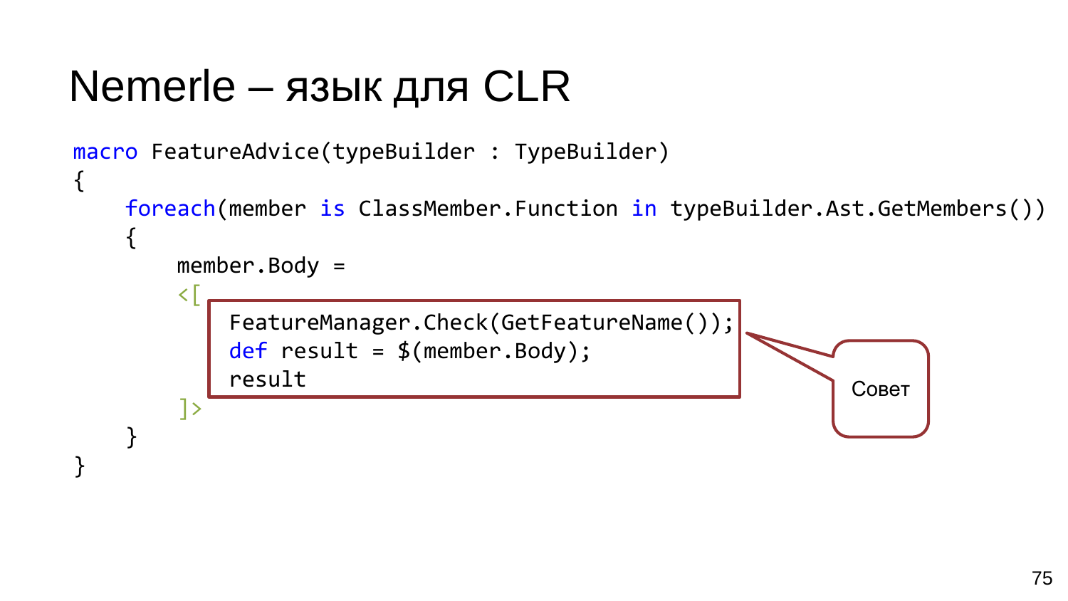# Nemerle – язык для CLR

```
macro FeatureAdvice(typeBuilder : TypeBuilder)
{
    foreach(member is ClassMember.Function in typeBuilder.Ast.GetMembers())
    {
        member.Body =
        <[
            FeatureManager.Check(GetFeatureName());
            def result = $(member.Body);
            result
        ]>
    }
}
```

Совет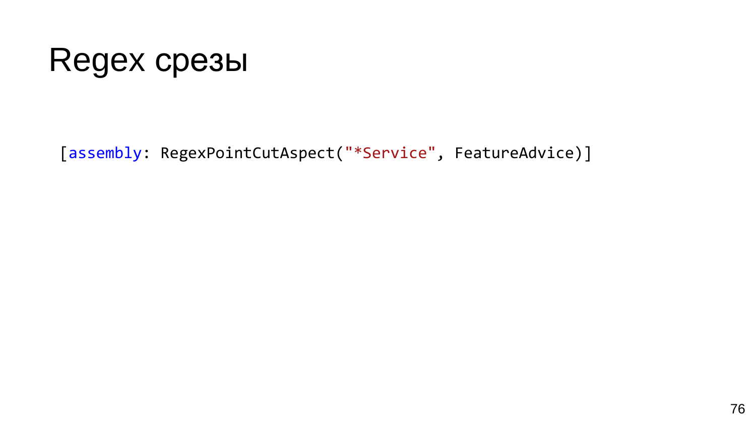# Regex срезы

```
[assembly: RegexPointCutAspect("*Service", FeatureAdvice)]
```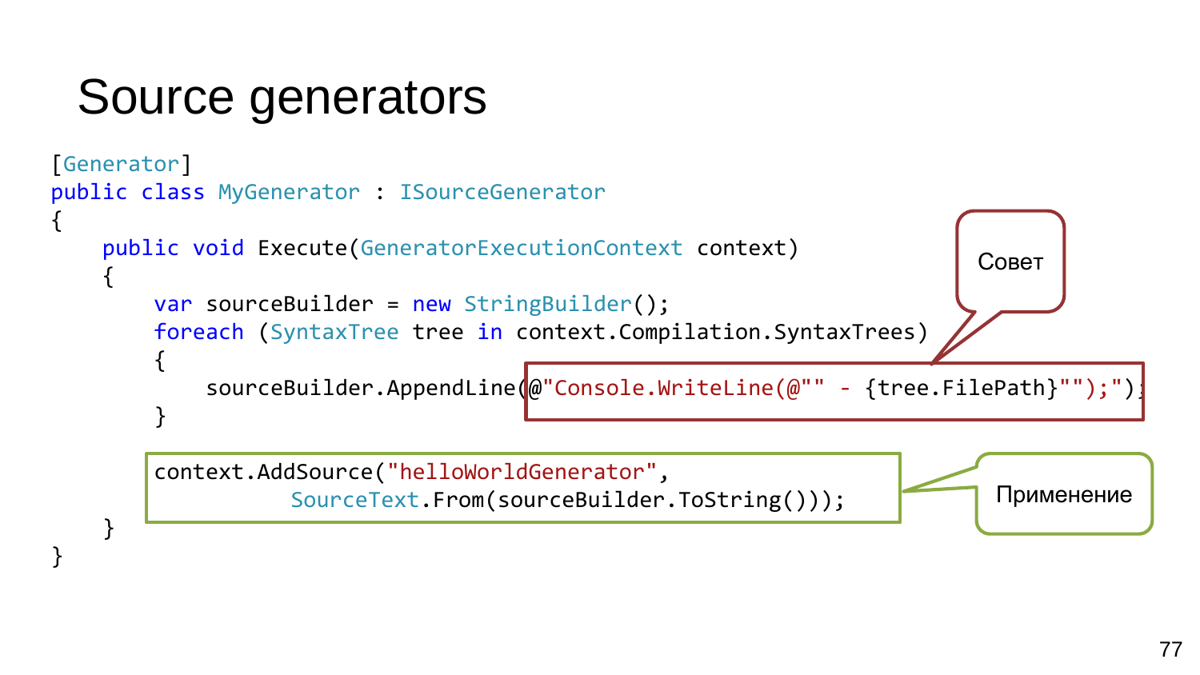# Source generators

```
[Generator]
public class MyGenerator : ISourceGenerator
{
    public void Execute(GeneratorExecutionContext context)
    {
        var sourceBuilder = new StringBuilder();
        foreach (SyntaxTree tree in context.Compilation.SyntaxTrees)
        {
            sourceBuilder.AppendLine(@"Console.WriteLine(@"" - {tree.FilePath}"");");
        }

        context.AddSource("helloWorldGenerator",
                     SourceText.From(sourceBuilder.ToString()));
    }
}
```

Совет

Применение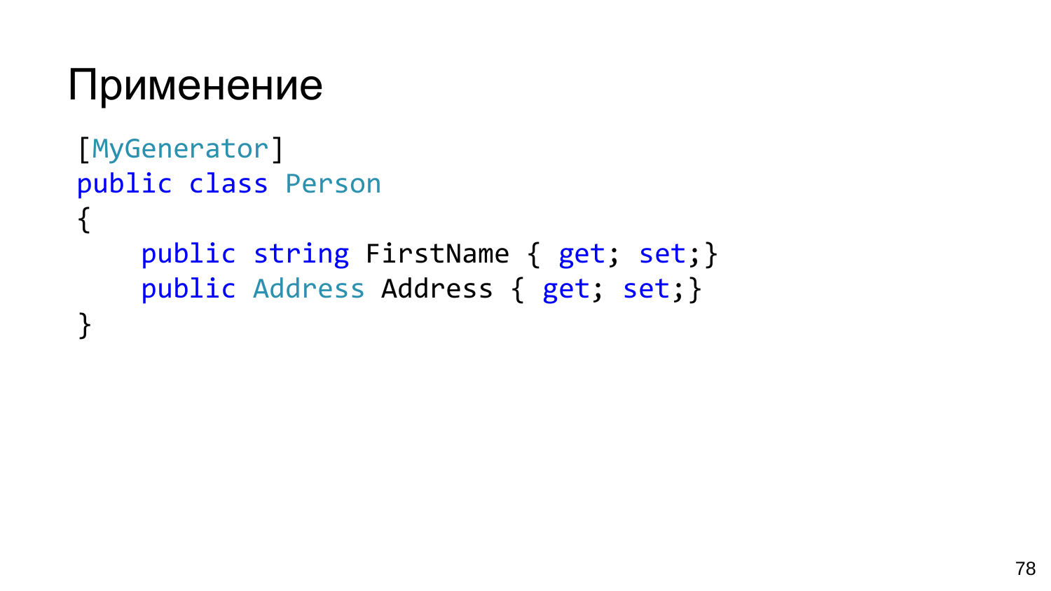# Применение

```
[MyGenerator]
public class Person
{
    public string FirstName { get; set;}
    public Address Address { get; set;}
}
```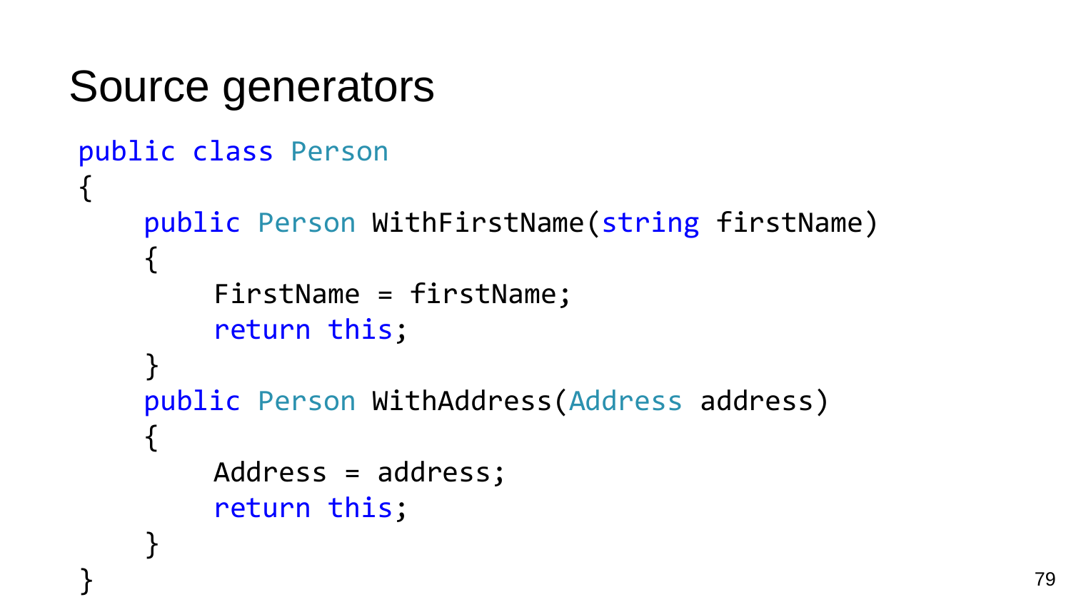# Source generators

```
public class Person
{
    public Person WithFirstName(string firstName)
    {
        FirstName = firstName;
        return this;
    }
    public Person WithAddress(Address address)
    {
        Address = address;
        return this;
    }
}
```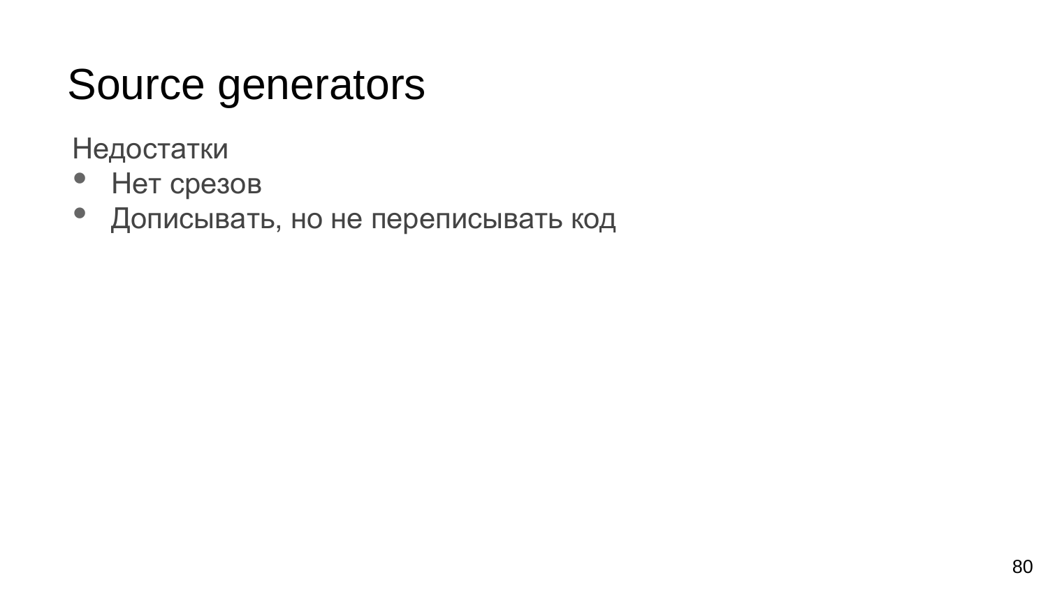# Source generators

Недостатки

- Нет срезов
- Дописывать, но не переписывать код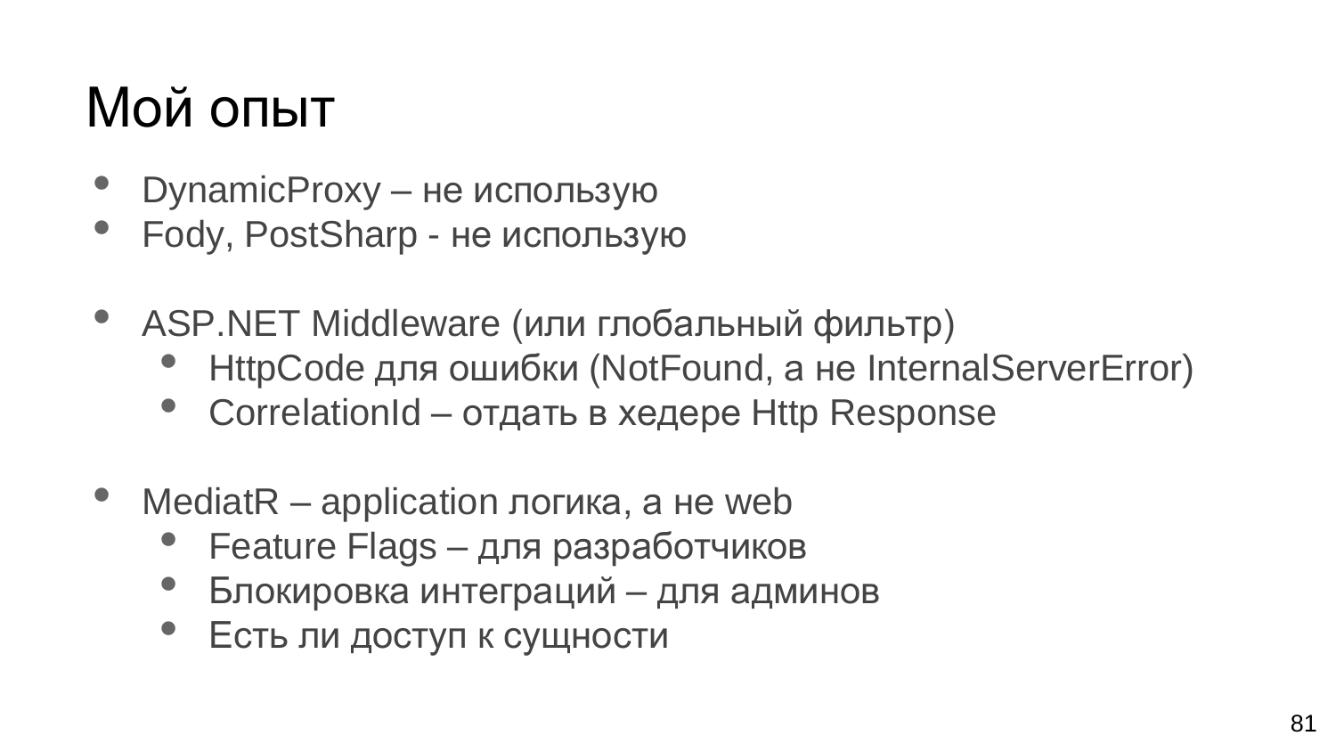# Мой опыт

- DynamicProxy – не использую
- Fody, PostSharp - не использую

- ASP.NET Middleware (или глобальный фильтр)
  - HttpCode для ошибки (NotFound, а не InternalServerError)
  - CorrelationId – отдать в хедере Http Response

- MediatR – application логика, а не web
  - Feature Flags – для разработчиков
  - Блокировка интеграций – для админов
  - Есть ли доступ к сущности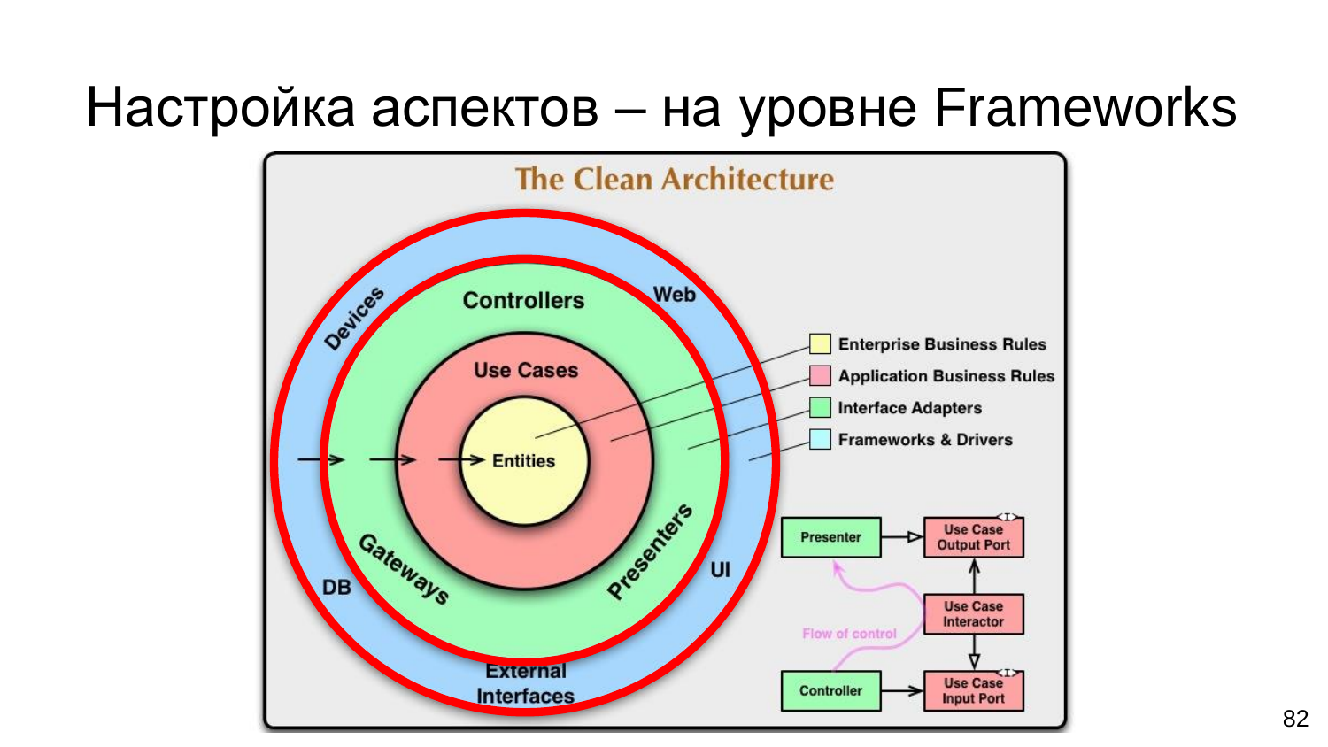# Настройка аспектов – на уровне Frameworks

The Clean Architecture

Devices

Web

Controllers

Use Cases

Entities

Gateways

Presenters

DB

UI

External Interfaces

Enterprise Business Rules

Application Business Rules

Interface Adapters

Frameworks & Drivers

Presenter

Use Case Output Port

Use Case Interactor

Flow of control

Controller

Use Case Input Port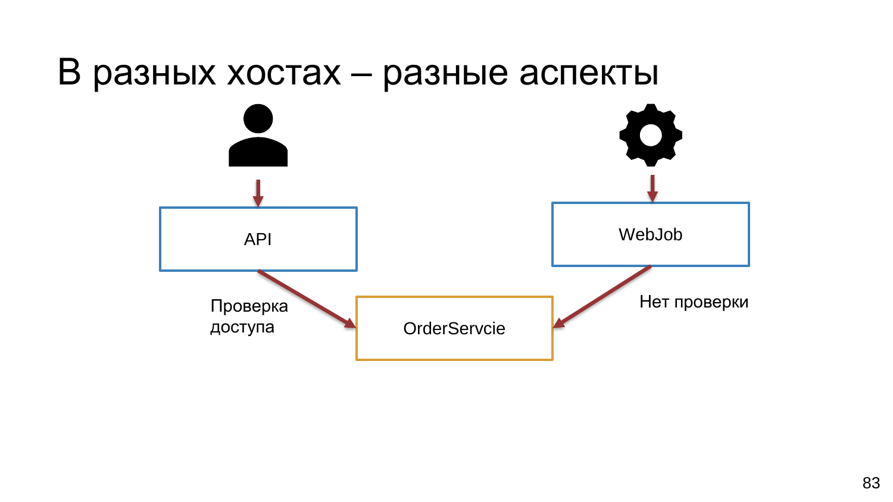# В разных хостах – разные аспекты

API

WebJob

Проверка доступа

Нет проверки

OrderServcie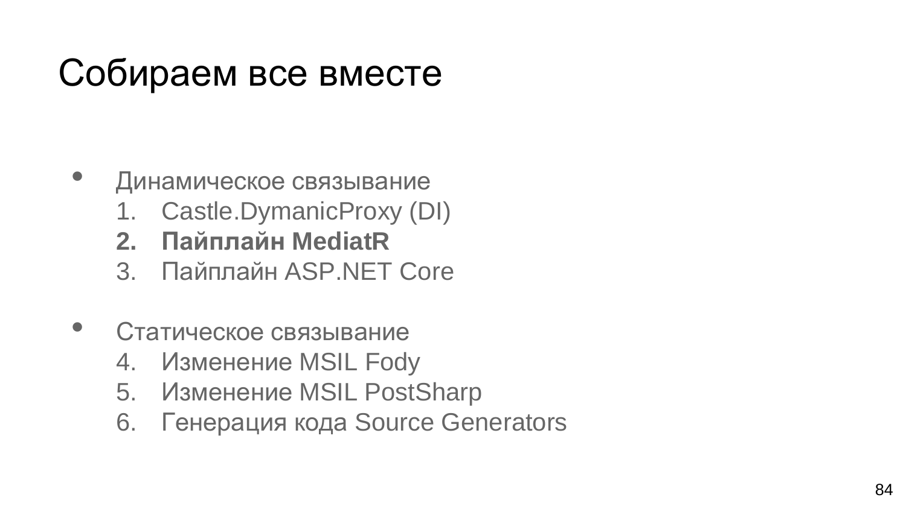# Собираем все вместе

- Динамическое связывание
  1. Castle.DymanicProxy (DI)
  2. **Пайплайн MediatR**
  3. Пайплайн ASP.NET Core

- Статическое связывание
  4. Изменение MSIL Fody
  5. Изменение MSIL PostSharp
  6. Генерация кода Source Generators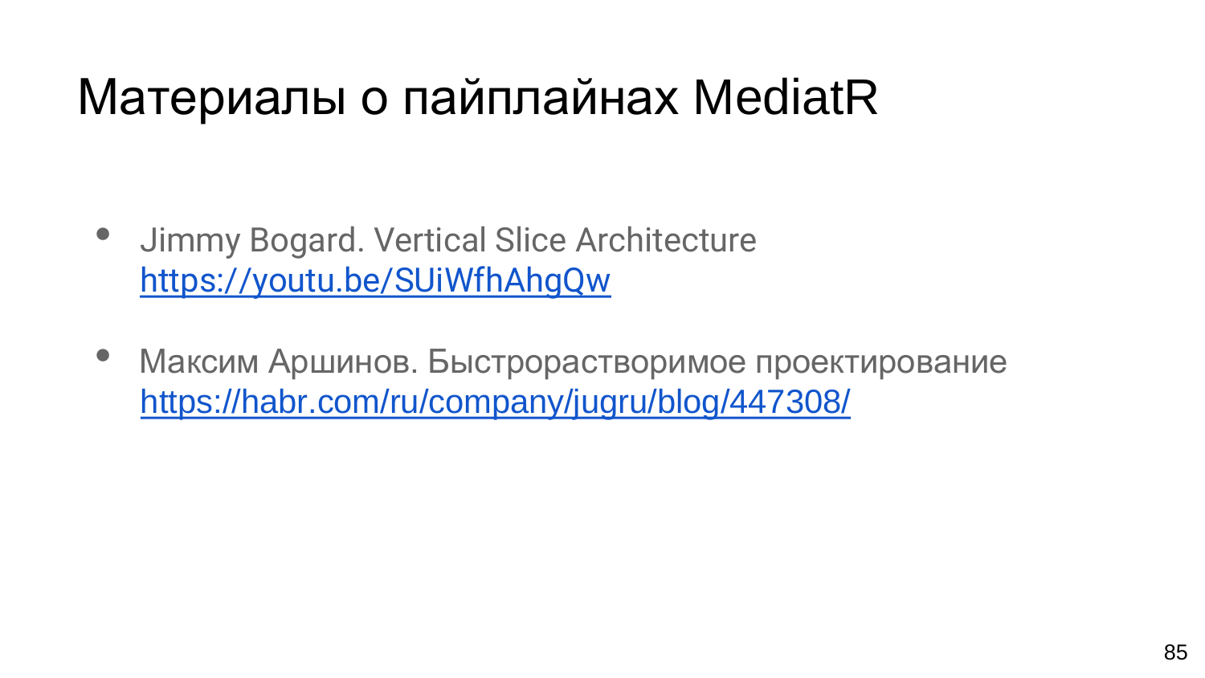# Материалы о пайплайнах MediatR

- Jimmy Bogard. Vertical Slice Architecture
  https://youtu.be/SUiWfhAhgQw

- Максим Аршинов. Быстрорастворимое проектирование
  https://habr.com/ru/company/jugru/blog/447308/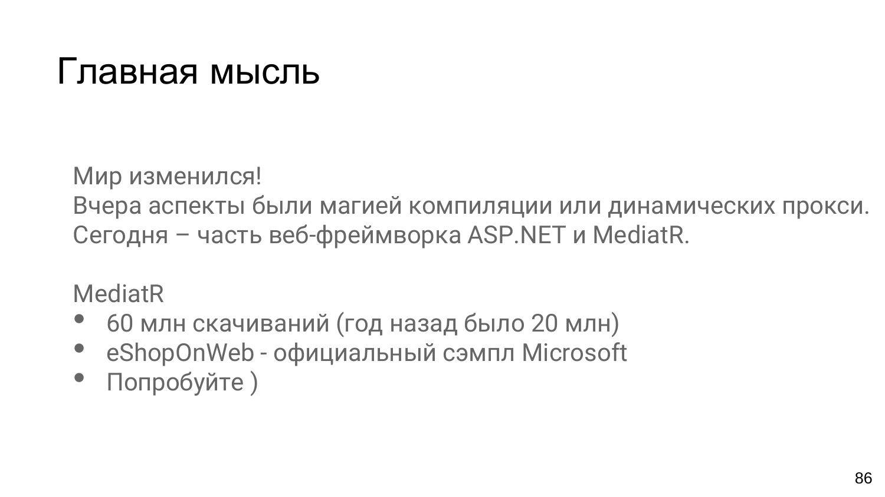# Главная мысль

Мир изменился!
Вчера аспекты были магией компиляции или динамических прокси.
Сегодня – часть веб-фреймворка ASP.NET и MediatR.

MediatR

- 60 млн скачиваний (год назад было 20 млн)
- eShopOnWeb - официальный сэмпл Microsoft
- Попробуйте )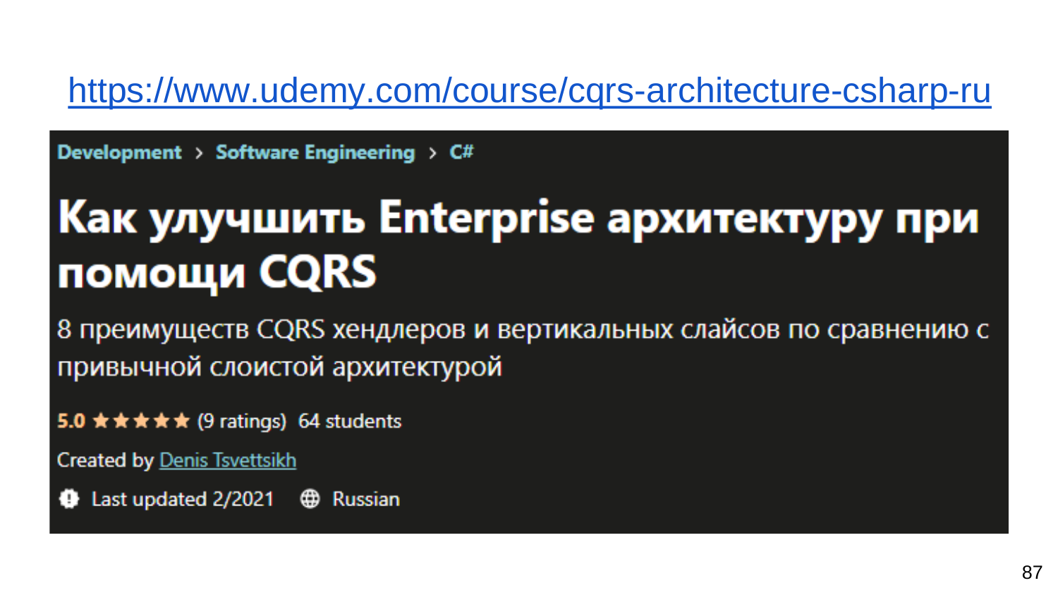https://www.udemy.com/course/cqrs-architecture-csharp-ru

Development > Software Engineering > C#

# Как улучшить Enterprise архитектуру при помощи CQRS

8 преимуществ CQRS хендлеров и вертикальных слайсов по сравнению с привычной слоистой архитектурой

5.0 ★★★★★ (9 ratings) 64 students

Created by Denis Tsvettsikh

Last updated 2/2021 Russian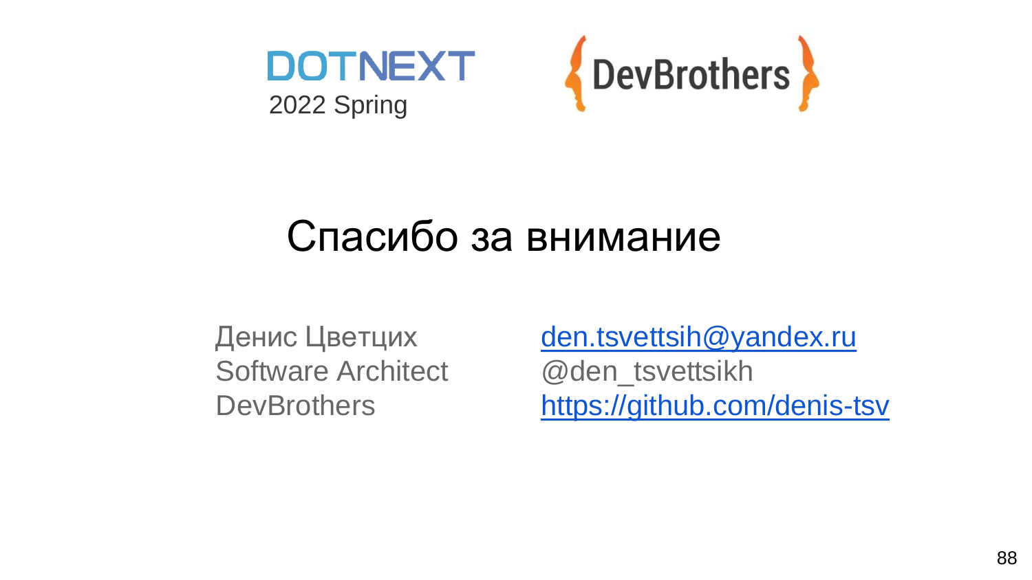DOTNEXT
2022 Spring

DevBrothers

# Спасибо за внимание

Денис Цветцих
Software Architect
DevBrothers

den.tsvettsih@yandex.ru
@den_tsvettsikh
https://github.com/denis-tsv